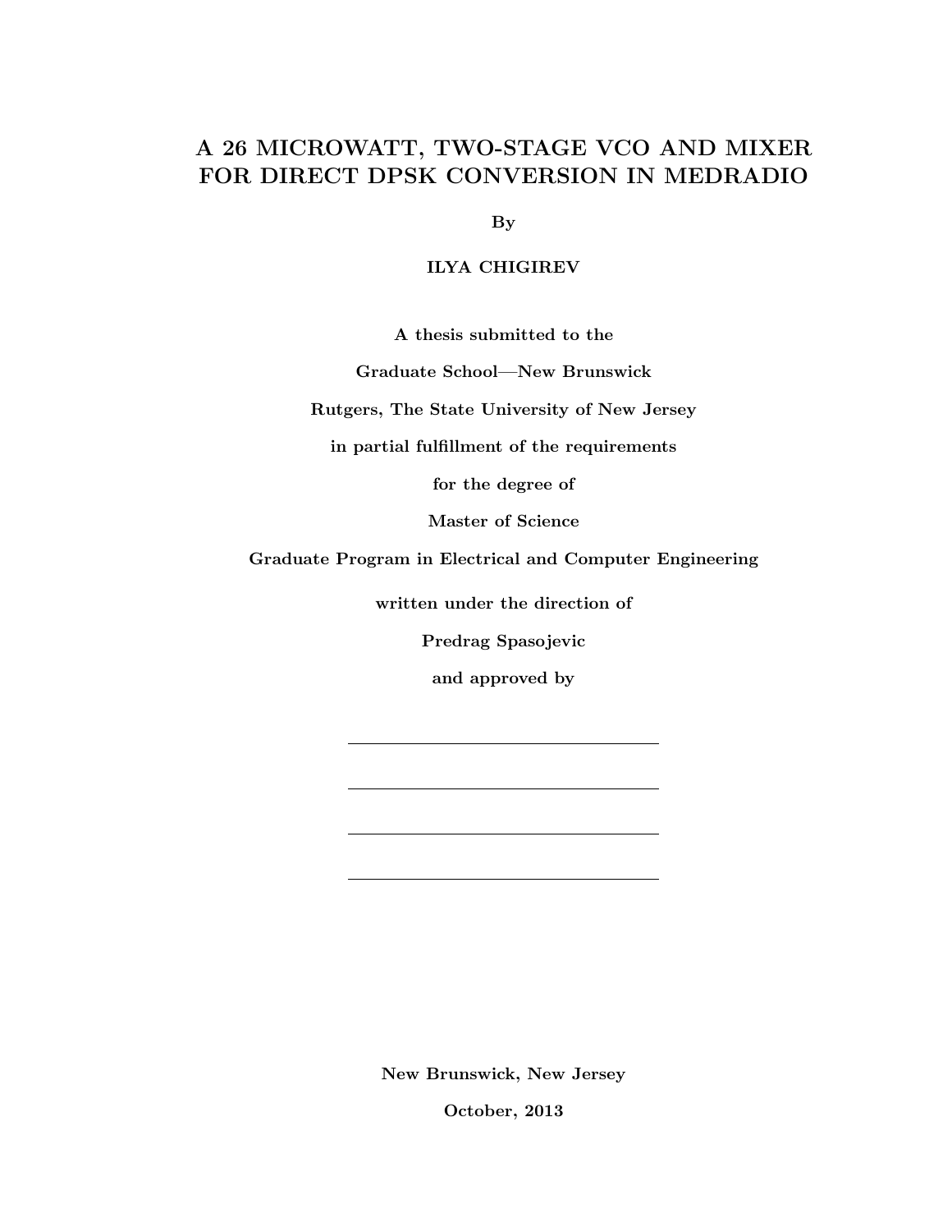# A 26 MICROWATT, TWO-STAGE VCO AND MIXER FOR DIRECT DPSK CONVERSION IN MEDRADIO

**By**

**ILYA CHIGIREV**

**A thesis submitted to the**

**Graduate School—New Brunswick**

**Rutgers, The State University of New Jersey**

**in partial fulfillment of the requirements**

**for the degree of**

**Master of Science**

**Graduate Program in Electrical and Computer Engineering**

**written under the direction of**

**Predrag Spasojevic**

**and approved by**

\_\_\_\_\_\_\_\_\_\_\_\_\_\_\_\_\_\_\_\_\_\_\_\_\_\_\_\_\_\_

\_\_\_\_\_\_\_\_\_\_\_\_\_\_\_\_\_\_\_\_\_\_\_\_\_\_\_\_\_\_

\_\_\_\_\_\_\_\_\_\_\_\_\_\_\_\_\_\_\_\_\_\_\_\_\_\_\_\_\_\_

\_\_\_\_\_\_\_\_\_\_\_\_\_\_\_\_\_\_\_\_\_\_\_\_\_\_\_\_\_\_

**New Brunswick, New Jersey**

**October, 2013**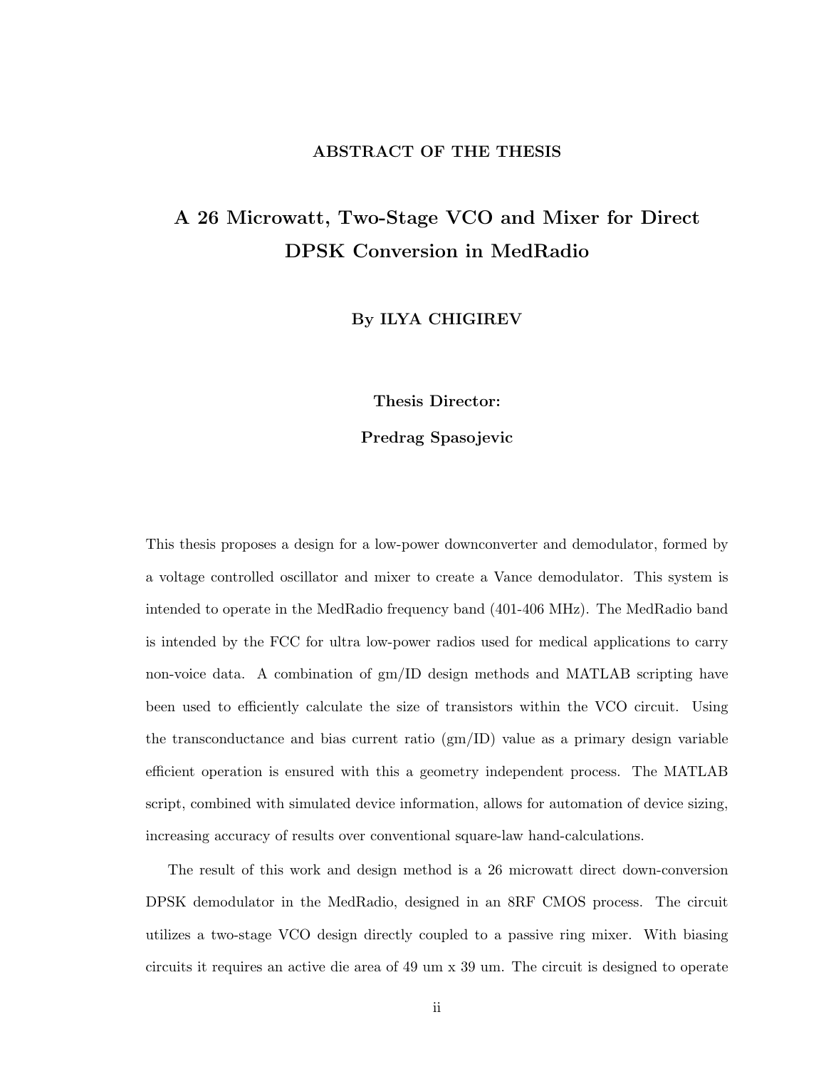## ABSTRACT OF THE THESIS

# A 26 Microwatt, Two-Stage VCO and Mixer for Direct DPSK Conversion in MedRadio

**By ILYA CHIGIREV**

**Thesis Director:**

**Predrag Spasojevic**

This thesis proposes a design for a low-power downconverter and demodulator, formed by a voltage controlled oscillator and mixer to create a Vance demodulator. This system is intended to operate in the MedRadio frequency band (401-406 MHz). The MedRadio band is intended by the FCC for ultra low-power radios used for medical applications to carry non-voice data. A combination of gm/ID design methods and MATLAB scripting have been used to efficiently calculate the size of transistors within the VCO circuit. Using the transconductance and bias current ratio (gm/ID) value as a primary design variable efficient operation is ensured with this a geometry independent process. The MATLAB script, combined with simulated device information, allows for automation of device sizing, increasing accuracy of results over conventional square-law hand-calculations.

The result of this work and design method is a 26 microwatt direct down-conversion DPSK demodulator in the MedRadio, designed in an 8RF CMOS process. The circuit utilizes a two-stage VCO design directly coupled to a passive ring mixer. With biasing circuits it requires an active die area of 49 um x 39 um. The circuit is designed to operate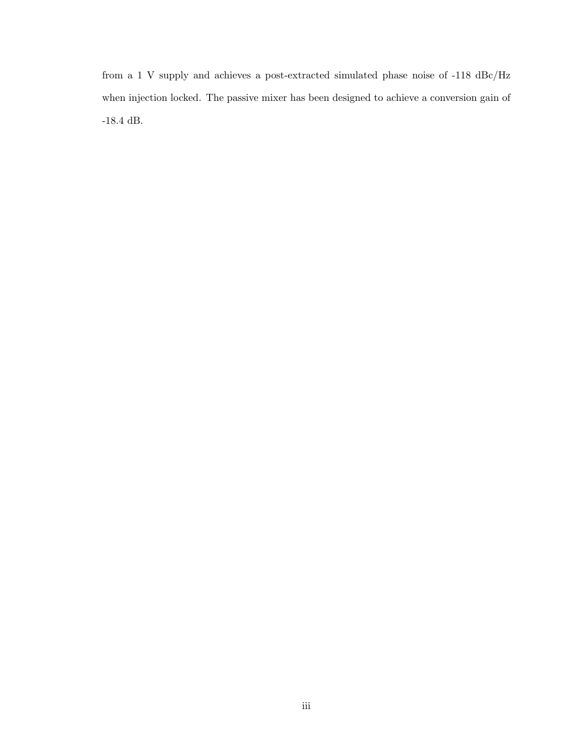from a 1 V supply and achieves a post-extracted simulated phase noise of -118 dBc/Hz when injection locked. The passive mixer has been designed to achieve a conversion gain of -18.4 dB.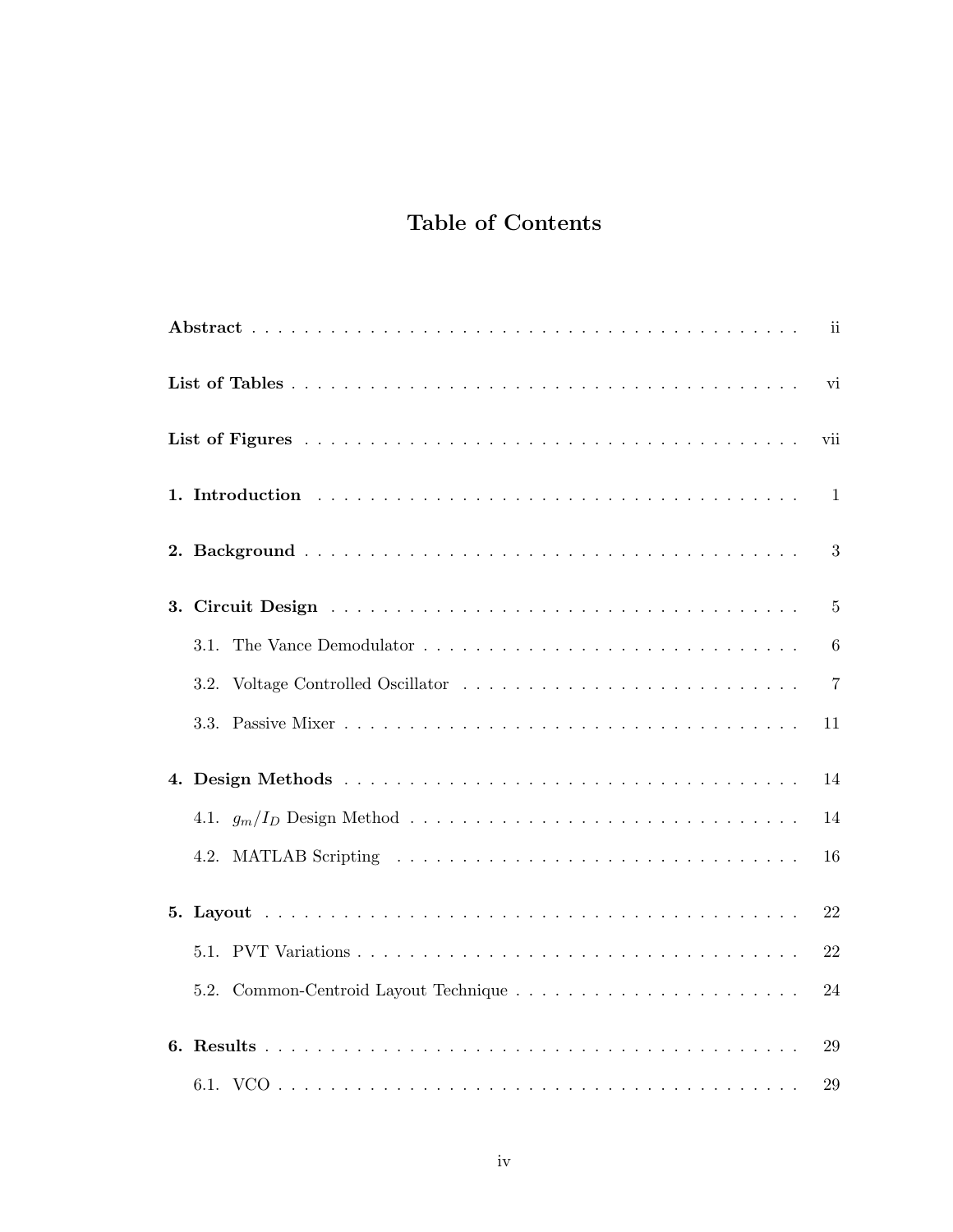# Table of Contents

**Abstract** . . . . . . . . . . . . . . . . . . . . . . . . . . . . . . . . . . . . . . . . . ii

**List of Tables** . . . . . . . . . . . . . . . . . . . . . . . . . . . . . . . . . . . . . . vi

**List of Figures** . . . . . . . . . . . . . . . . . . . . . . . . . . . . . . . . . . . . . . vii

**1. Introduction** . . . . . . . . . . . . . . . . . . . . . . . . . . . . . . . . . . . . . . 1

**2. Background** . . . . . . . . . . . . . . . . . . . . . . . . . . . . . . . . . . . . . . 3

**3. Circuit Design** . . . . . . . . . . . . . . . . . . . . . . . . . . . . . . . . . . . . 5

- 3.1. The Vance Demodulator . . . . . . . . . . . . . . . . . . . . . . . . . . . . . 6
- 3.2. Voltage Controlled Oscillator . . . . . . . . . . . . . . . . . . . . . . . . . . 7
- 3.3. Passive Mixer . . . . . . . . . . . . . . . . . . . . . . . . . . . . . . . . . . 11

**4. Design Methods** . . . . . . . . . . . . . . . . . . . . . . . . . . . . . . . . . . . 14

- 4.1. $g_m/I_D$ Design Method . . . . . . . . . . . . . . . . . . . . . . . . . . . . 14
- 4.2. MATLAB Scripting . . . . . . . . . . . . . . . . . . . . . . . . . . . . . . . 16

**5. Layout** . . . . . . . . . . . . . . . . . . . . . . . . . . . . . . . . . . . . . . . . 22

- 5.1. PVT Variations . . . . . . . . . . . . . . . . . . . . . . . . . . . . . . . . . 22
- 5.2. Common-Centroid Layout Technique . . . . . . . . . . . . . . . . . . . . . . 24

**6. Results** . . . . . . . . . . . . . . . . . . . . . . . . . . . . . . . . . . . . . . . 29

- 6.1. VCO . . . . . . . . . . . . . . . . . . . . . . . . . . . . . . . . . . . . . . . 29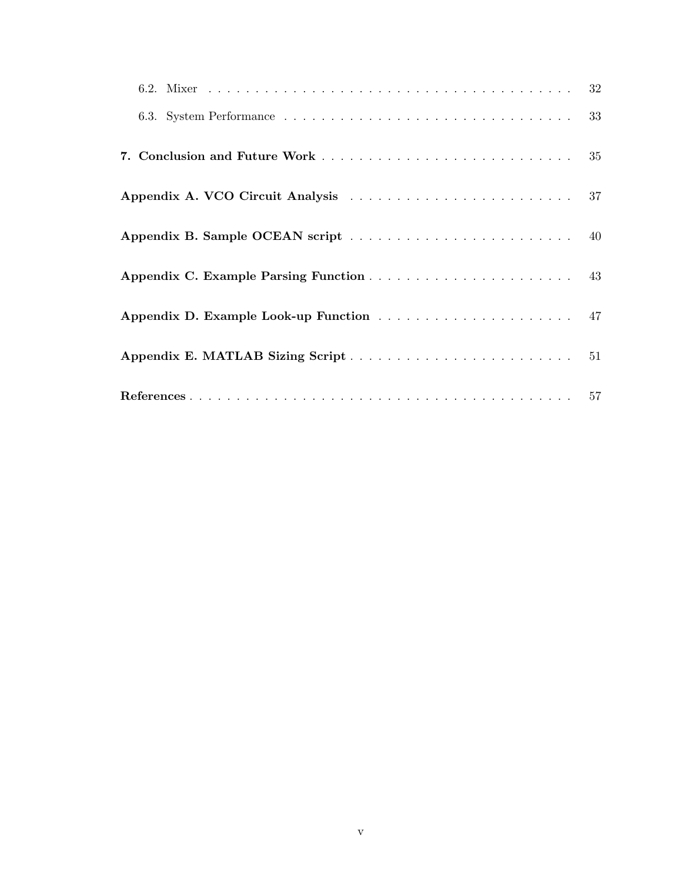6.2. Mixer . . . . . . . . . . . . . . . . . . . . . . . . . . . . . . . . . . . . . . . . 32

6.3. System Performance . . . . . . . . . . . . . . . . . . . . . . . . . . . . . . . . 33

**7. Conclusion and Future Work** . . . . . . . . . . . . . . . . . . . . . . . . . 35

**Appendix A. VCO Circuit Analysis** . . . . . . . . . . . . . . . . . . . . . . . . 37

**Appendix B. Sample OCEAN script** . . . . . . . . . . . . . . . . . . . . . . . . 40

**Appendix C. Example Parsing Function** . . . . . . . . . . . . . . . . . . . . . . 43

**Appendix D. Example Look-up Function** . . . . . . . . . . . . . . . . . . . . . 47

**Appendix E. MATLAB Sizing Script** . . . . . . . . . . . . . . . . . . . . . . . . 51

**References** . . . . . . . . . . . . . . . . . . . . . . . . . . . . . . . . . . . . . . . 57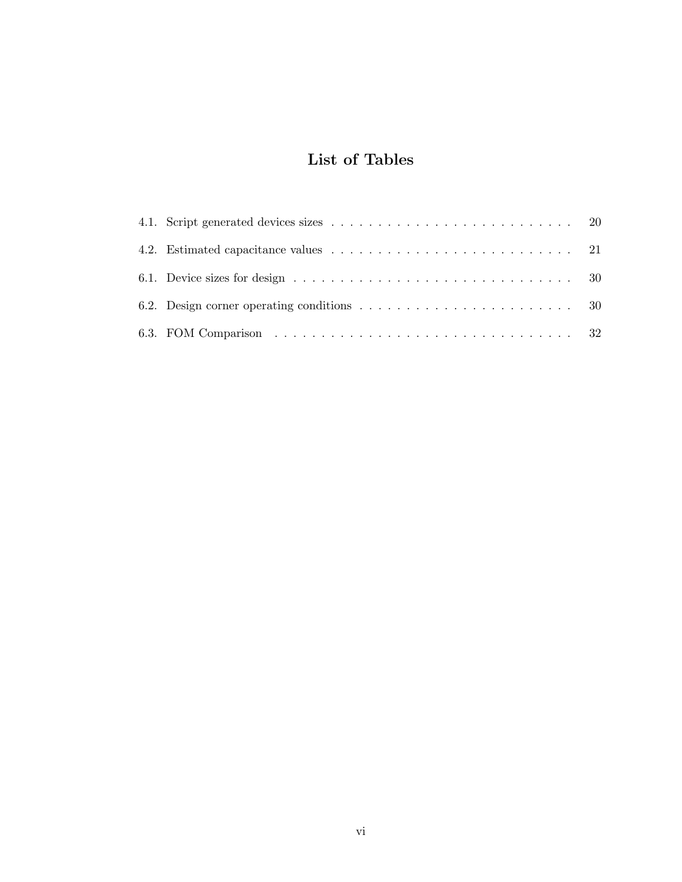# List of Tables

4.1. Script generated devices sizes . . . . . . . . . . . . . . . . . . . . . . . . . . 20

4.2. Estimated capacitance values . . . . . . . . . . . . . . . . . . . . . . . . . . 21

6.1. Device sizes for design . . . . . . . . . . . . . . . . . . . . . . . . . . . . . . 30

6.2. Design corner operating conditions . . . . . . . . . . . . . . . . . . . . . . . 30

6.3. FOM Comparison . . . . . . . . . . . . . . . . . . . . . . . . . . . . . . . . 32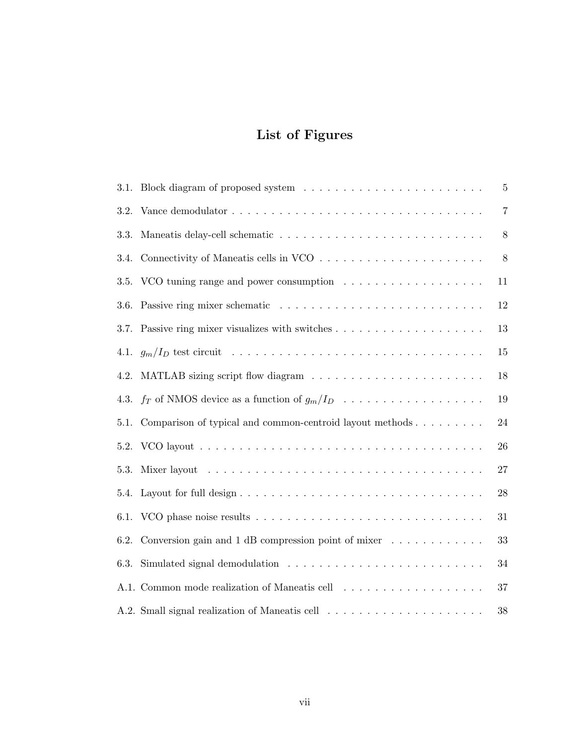# List of Figures

3.1. Block diagram of proposed system . . . . . . . . . . . . . . . . . . . . . . . 5

3.2. Vance demodulator . . . . . . . . . . . . . . . . . . . . . . . . . . . . . . . . 7

3.3. Maneatis delay-cell schematic . . . . . . . . . . . . . . . . . . . . . . . . . . 8

3.4. Connectivity of Maneatis cells in VCO . . . . . . . . . . . . . . . . . . . . . 8

3.5. VCO tuning range and power consumption . . . . . . . . . . . . . . . . . . 11

3.6. Passive ring mixer schematic . . . . . . . . . . . . . . . . . . . . . . . . . . 12

3.7. Passive ring mixer visualizes with switches . . . . . . . . . . . . . . . . . . . 13

4.1. $g_m/I_D$ test circuit . . . . . . . . . . . . . . . . . . . . . . . . . . . . . . . . 15

4.2. MATLAB sizing script flow diagram . . . . . . . . . . . . . . . . . . . . . . 18

4.3. $f_T$ of NMOS device as a function of $g_m/I_D$ . . . . . . . . . . . . . . . . . . 19

5.1. Comparison of typical and common-centroid layout methods . . . . . . . . . 24

5.2. VCO layout . . . . . . . . . . . . . . . . . . . . . . . . . . . . . . . . . . . . 26

5.3. Mixer layout . . . . . . . . . . . . . . . . . . . . . . . . . . . . . . . . . . . 27

5.4. Layout for full design . . . . . . . . . . . . . . . . . . . . . . . . . . . . . . 28

6.1. VCO phase noise results . . . . . . . . . . . . . . . . . . . . . . . . . . . . . 31

6.2. Conversion gain and 1 dB compression point of mixer . . . . . . . . . . . . 33

6.3. Simulated signal demodulation . . . . . . . . . . . . . . . . . . . . . . . . . 34

A.1. Common mode realization of Maneatis cell . . . . . . . . . . . . . . . . . . 37

A.2. Small signal realization of Maneatis cell . . . . . . . . . . . . . . . . . . . . 38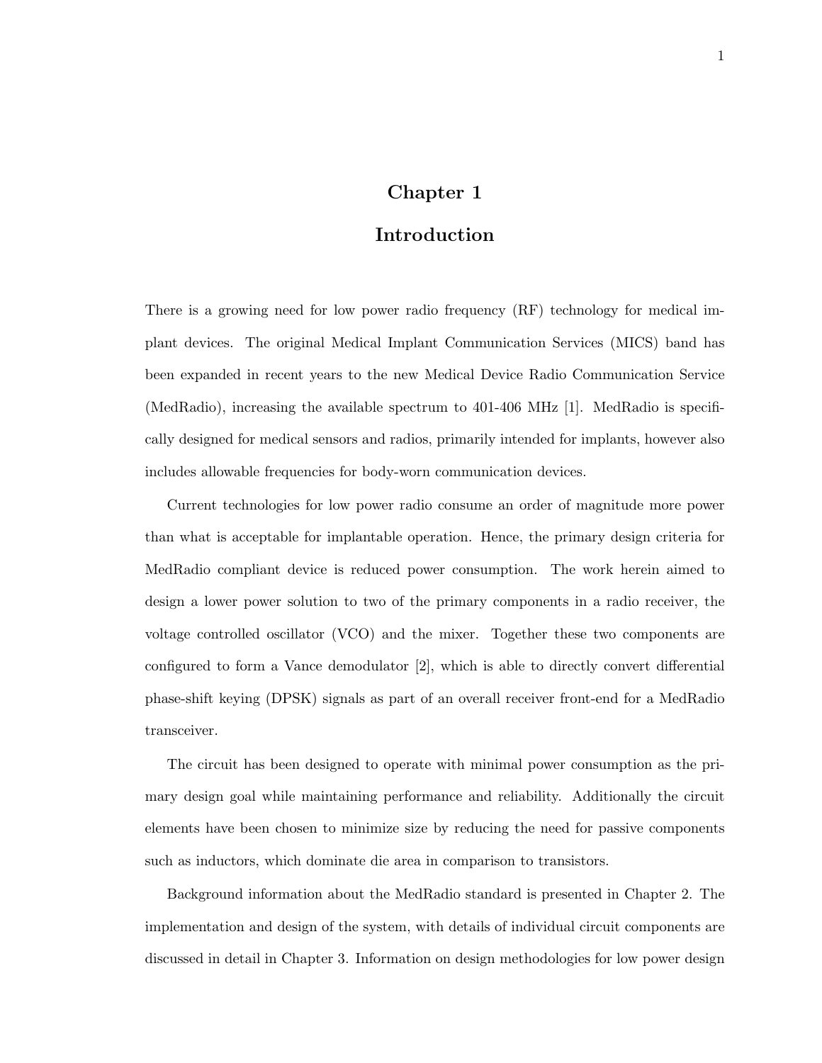# Chapter 1

# Introduction

There is a growing need for low power radio frequency (RF) technology for medical implant devices. The original Medical Implant Communication Services (MICS) band has been expanded in recent years to the new Medical Device Radio Communication Service (MedRadio), increasing the available spectrum to 401-406 MHz [1]. MedRadio is specifically designed for medical sensors and radios, primarily intended for implants, however also includes allowable frequencies for body-worn communication devices.

Current technologies for low power radio consume an order of magnitude more power than what is acceptable for implantable operation. Hence, the primary design criteria for MedRadio compliant device is reduced power consumption. The work herein aimed to design a lower power solution to two of the primary components in a radio receiver, the voltage controlled oscillator (VCO) and the mixer. Together these two components are configured to form a Vance demodulator [2], which is able to directly convert differential phase-shift keying (DPSK) signals as part of an overall receiver front-end for a MedRadio transceiver.

The circuit has been designed to operate with minimal power consumption as the primary design goal while maintaining performance and reliability. Additionally the circuit elements have been chosen to minimize size by reducing the need for passive components such as inductors, which dominate die area in comparison to transistors.

Background information about the MedRadio standard is presented in Chapter 2. The implementation and design of the system, with details of individual circuit components are discussed in detail in Chapter 3. Information on design methodologies for low power design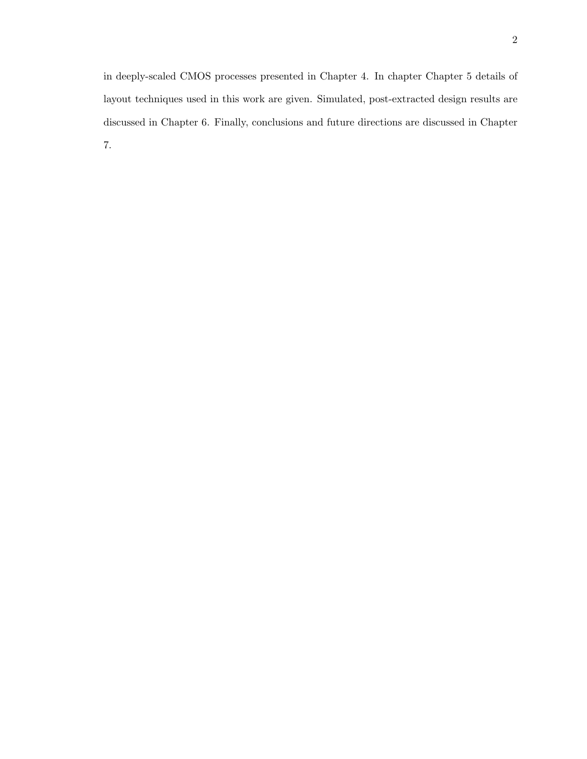in deeply-scaled CMOS processes presented in Chapter 4. In chapter Chapter 5 details of layout techniques used in this work are given. Simulated, post-extracted design results are discussed in Chapter 6. Finally, conclusions and future directions are discussed in Chapter 7.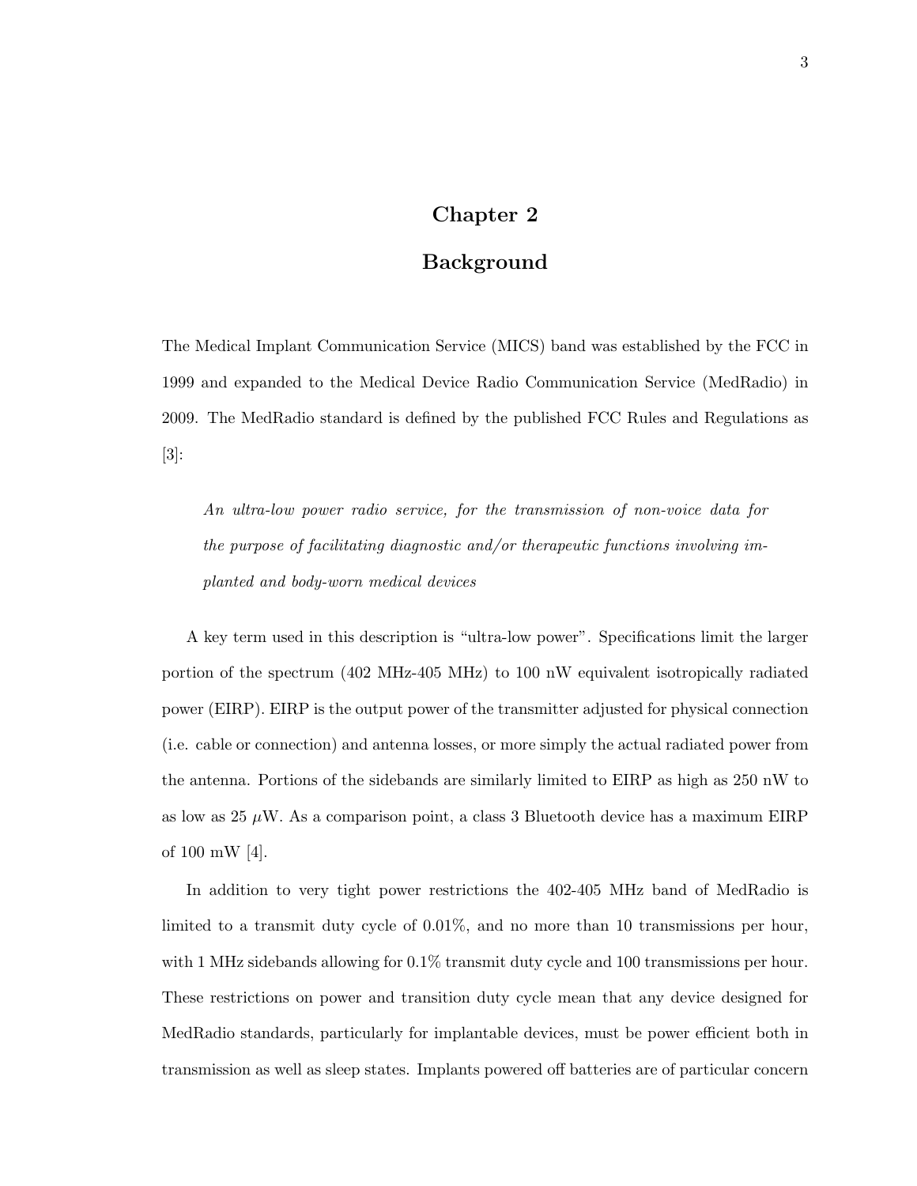# Chapter 2

# Background

The Medical Implant Communication Service (MICS) band was established by the FCC in 1999 and expanded to the Medical Device Radio Communication Service (MedRadio) in 2009. The MedRadio standard is defined by the published FCC Rules and Regulations as [3]:

> *An ultra-low power radio service, for the transmission of non-voice data for the purpose of facilitating diagnostic and/or therapeutic functions involving implanted and body-worn medical devices*

A key term used in this description is "ultra-low power". Specifications limit the larger portion of the spectrum (402 MHz-405 MHz) to 100 nW equivalent isotropically radiated power (EIRP). EIRP is the output power of the transmitter adjusted for physical connection (i.e. cable or connection) and antenna losses, or more simply the actual radiated power from the antenna. Portions of the sidebands are similarly limited to EIRP as high as 250 nW to as low as 25 $\mu$W. As a comparison point, a class 3 Bluetooth device has a maximum EIRP of 100 mW [4].

In addition to very tight power restrictions the 402-405 MHz band of MedRadio is limited to a transmit duty cycle of 0.01%, and no more than 10 transmissions per hour, with 1 MHz sidebands allowing for 0.1% transmit duty cycle and 100 transmissions per hour. These restrictions on power and transition duty cycle mean that any device designed for MedRadio standards, particularly for implantable devices, must be power efficient both in transmission as well as sleep states. Implants powered off batteries are of particular concern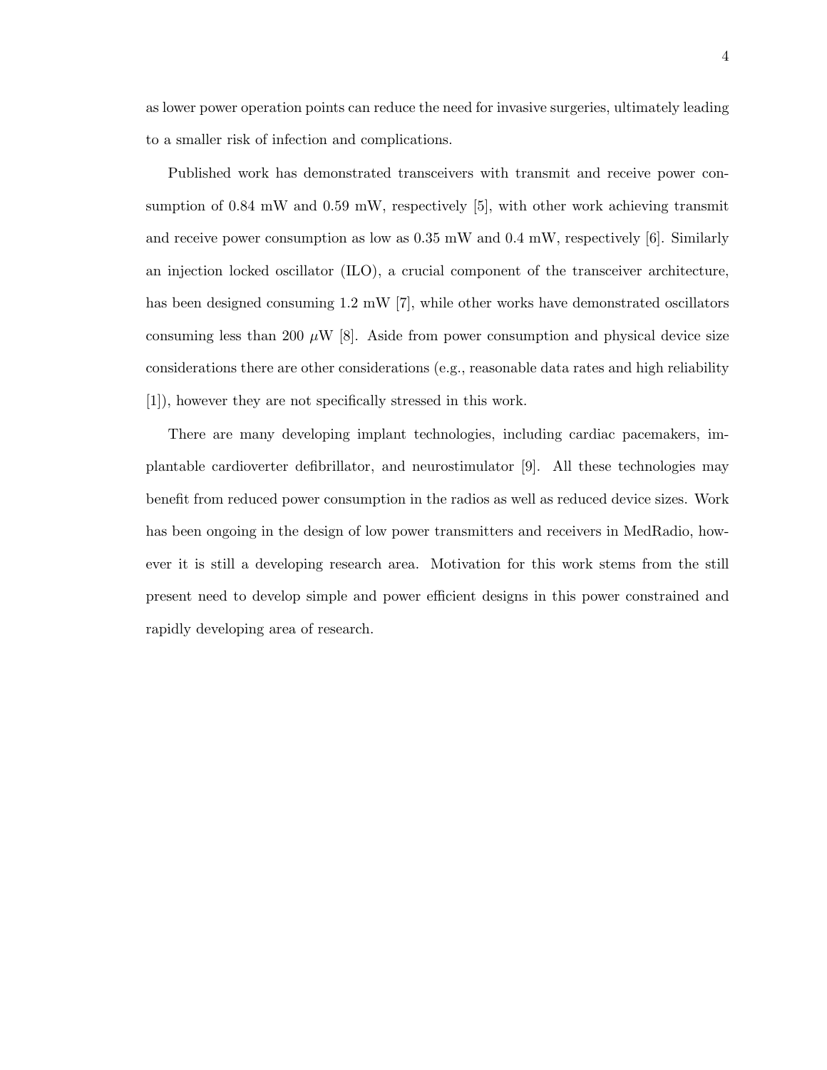as lower power operation points can reduce the need for invasive surgeries, ultimately leading to a smaller risk of infection and complications.

Published work has demonstrated transceivers with transmit and receive power consumption of 0.84 mW and 0.59 mW, respectively [5], with other work achieving transmit and receive power consumption as low as 0.35 mW and 0.4 mW, respectively [6]. Similarly an injection locked oscillator (ILO), a crucial component of the transceiver architecture, has been designed consuming 1.2 mW [7], while other works have demonstrated oscillators consuming less than 200 $\mu$W [8]. Aside from power consumption and physical device size considerations there are other considerations (e.g., reasonable data rates and high reliability [1]), however they are not specifically stressed in this work.

There are many developing implant technologies, including cardiac pacemakers, implantable cardioverter defibrillator, and neurostimulator [9]. All these technologies may benefit from reduced power consumption in the radios as well as reduced device sizes. Work has been ongoing in the design of low power transmitters and receivers in MedRadio, however it is still a developing research area. Motivation for this work stems from the still present need to develop simple and power efficient designs in this power constrained and rapidly developing area of research.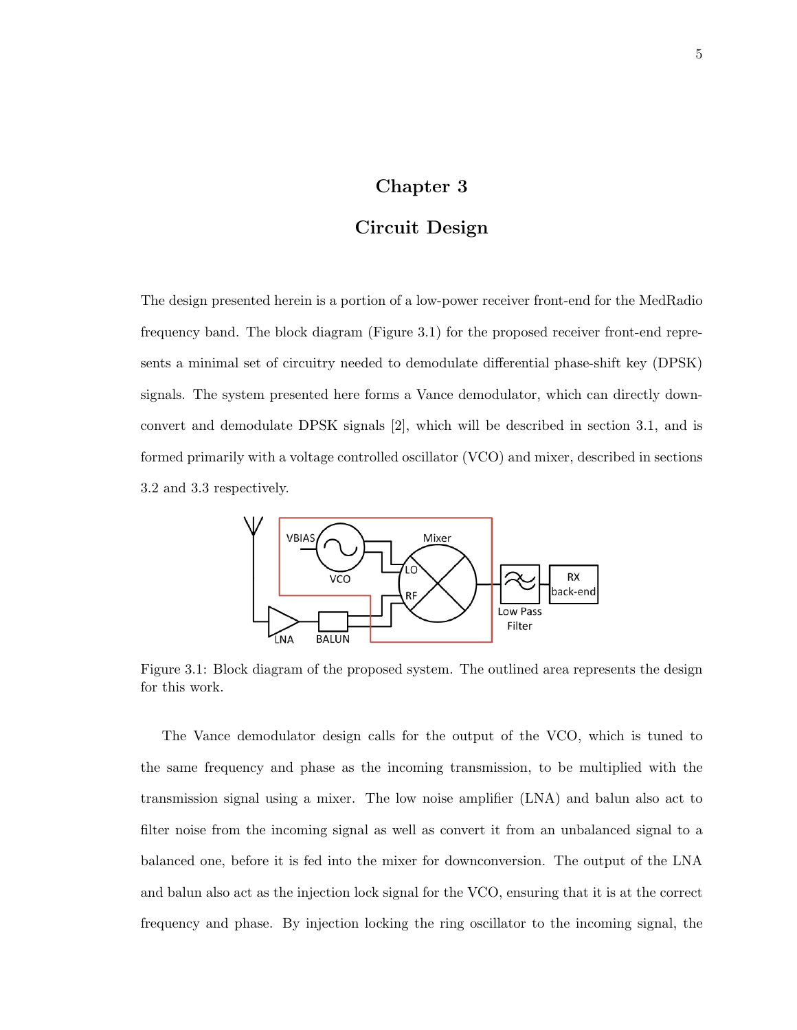# Chapter 3

# Circuit Design

The design presented herein is a portion of a low-power receiver front-end for the MedRadio frequency band. The block diagram (Figure 3.1) for the proposed receiver front-end represents a minimal set of circuitry needed to demodulate differential phase-shift key (DPSK) signals. The system presented here forms a Vance demodulator, which can directly downconvert and demodulate DPSK signals [2], which will be described in section 3.1, and is formed primarily with a voltage controlled oscillator (VCO) and mixer, described in sections 3.2 and 3.3 respectively.

Figure 3.1: Block diagram of the proposed system. The outlined area represents the design for this work.

The Vance demodulator design calls for the output of the VCO, which is tuned to the same frequency and phase as the incoming transmission, to be multiplied with the transmission signal using a mixer. The low noise amplifier (LNA) and balun also act to filter noise from the incoming signal as well as convert it from an unbalanced signal to a balanced one, before it is fed into the mixer for downconversion. The output of the LNA and balun also act as the injection lock signal for the VCO, ensuring that it is at the correct frequency and phase. By injection locking the ring oscillator to the incoming signal, the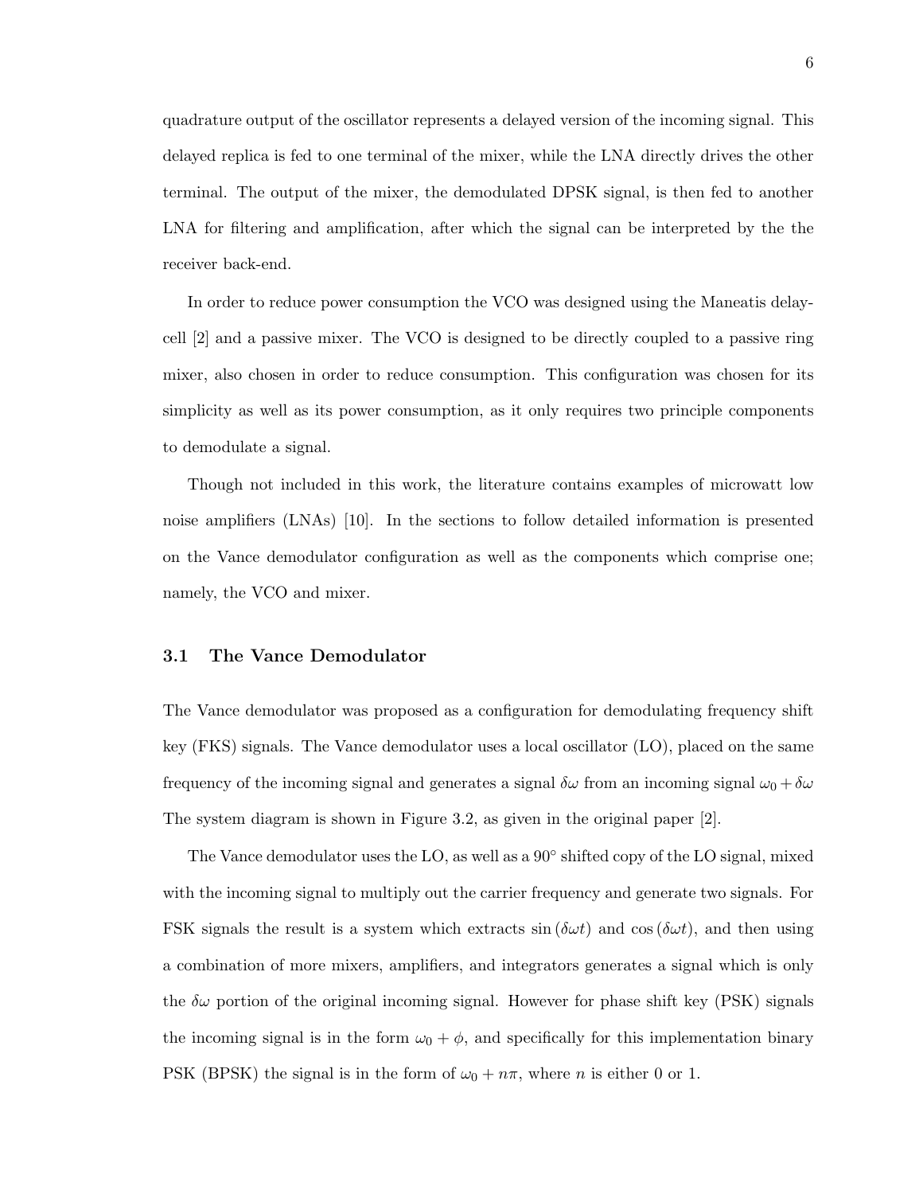quadrature output of the oscillator represents a delayed version of the incoming signal. This delayed replica is fed to one terminal of the mixer, while the LNA directly drives the other terminal. The output of the mixer, the demodulated DPSK signal, is then fed to another LNA for filtering and amplification, after which the signal can be interpreted by the the receiver back-end.

In order to reduce power consumption the VCO was designed using the Maneatis delay-cell [2] and a passive mixer. The VCO is designed to be directly coupled to a passive ring mixer, also chosen in order to reduce consumption. This configuration was chosen for its simplicity as well as its power consumption, as it only requires two principle components to demodulate a signal.

Though not included in this work, the literature contains examples of microwatt low noise amplifiers (LNAs) [10]. In the sections to follow detailed information is presented on the Vance demodulator configuration as well as the components which comprise one; namely, the VCO and mixer.

### 3.1 The Vance Demodulator

The Vance demodulator was proposed as a configuration for demodulating frequency shift key (FKS) signals. The Vance demodulator uses a local oscillator (LO), placed on the same frequency of the incoming signal and generates a signal $\delta\omega$ from an incoming signal $\omega_0 + \delta\omega$ The system diagram is shown in Figure 3.2, as given in the original paper [2].

The Vance demodulator uses the LO, as well as a $90^\circ$ shifted copy of the LO signal, mixed with the incoming signal to multiply out the carrier frequency and generate two signals. For FSK signals the result is a system which extracts $\sin(\delta\omega t)$ and $\cos(\delta\omega t)$, and then using a combination of more mixers, amplifiers, and integrators generates a signal which is only the $\delta\omega$ portion of the original incoming signal. However for phase shift key (PSK) signals the incoming signal is in the form $\omega_0 + \phi$, and specifically for this implementation binary PSK (BPSK) the signal is in the form of $\omega_0 + n\pi$, where $n$ is either 0 or 1.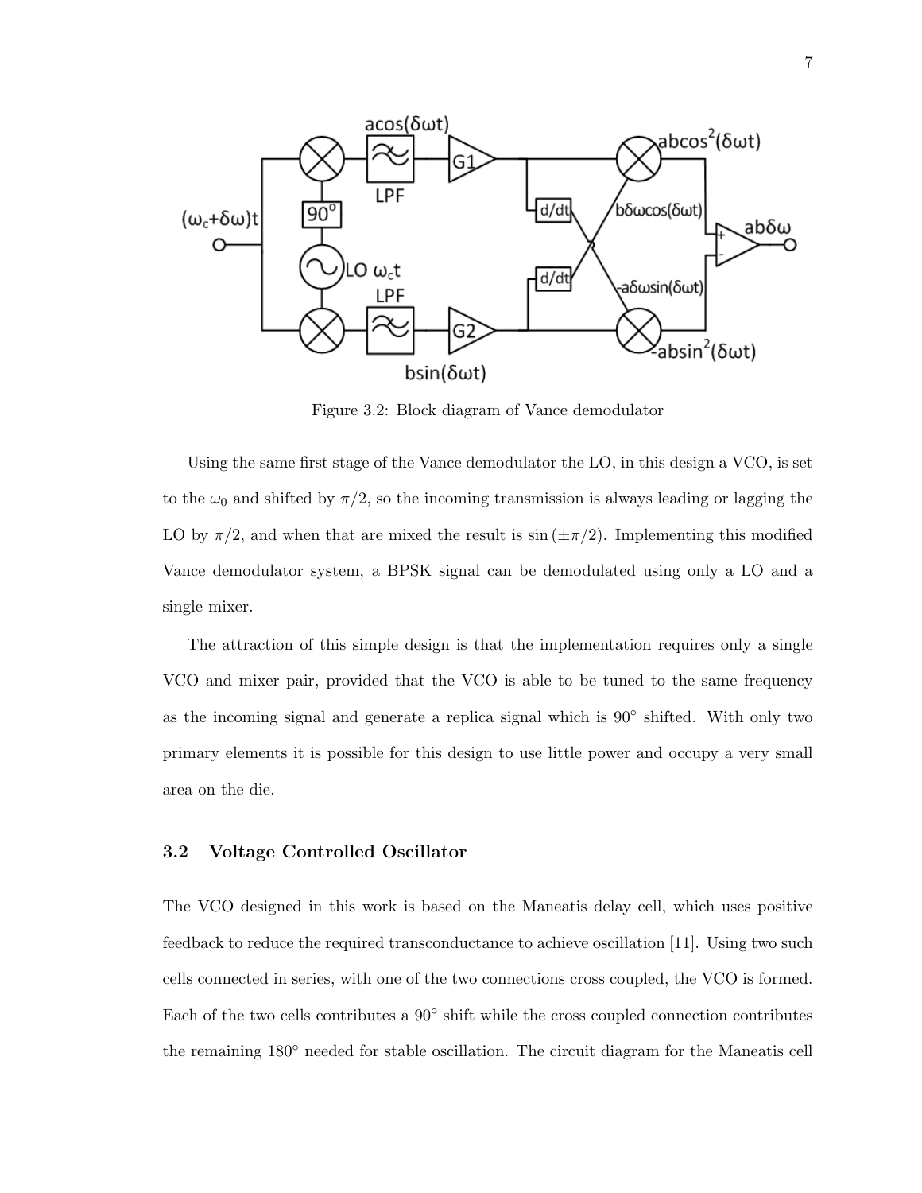Figure 3.2: Block diagram of Vance demodulator

Using the same first stage of the Vance demodulator the LO, in this design a VCO, is set to the $\omega_0$ and shifted by $\pi/2$, so the incoming transmission is always leading or lagging the LO by $\pi/2$, and when that are mixed the result is $\sin(\pm\pi/2)$. Implementing this modified Vance demodulator system, a BPSK signal can be demodulated using only a LO and a single mixer.

The attraction of this simple design is that the implementation requires only a single VCO and mixer pair, provided that the VCO is able to be tuned to the same frequency as the incoming signal and generate a replica signal which is 90° shifted. With only two primary elements it is possible for this design to use little power and occupy a very small area on the die.

## 3.2 Voltage Controlled Oscillator

The VCO designed in this work is based on the Maneatis delay cell, which uses positive feedback to reduce the required transconductance to achieve oscillation [11]. Using two such cells connected in series, with one of the two connections cross coupled, the VCO is formed. Each of the two cells contributes a 90° shift while the cross coupled connection contributes the remaining 180° needed for stable oscillation. The circuit diagram for the Maneatis cell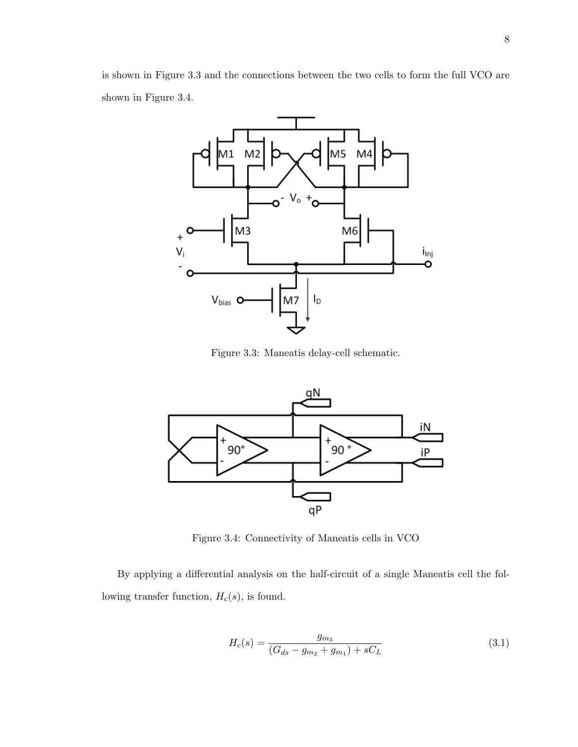is shown in Figure 3.3 and the connections between the two cells to form the full VCO are shown in Figure 3.4.

Figure 3.3: Maneatis delay-cell schematic.

Figure 3.4: Connectivity of Maneatis cells in VCO

By applying a differential analysis on the half-circuit of a single Maneatis cell the following transfer function, $H_c(s)$, is found.

$$H_c(s) = \frac{g_{m_3}}{(G_{ds} - g_{m_2} + g_{m_1}) + sC_L} \tag{3.1}$$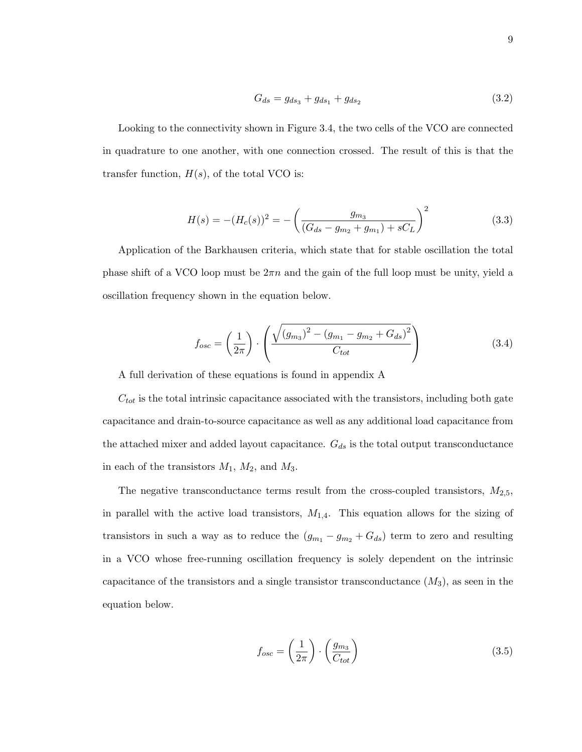$$G_{ds} = g_{ds_3} + g_{ds_1} + g_{ds_2} \tag{3.2}$$

Looking to the connectivity shown in Figure 3.4, the two cells of the VCO are connected in quadrature to one another, with one connection crossed. The result of this is that the transfer function, $H(s)$, of the total VCO is:

$$H(s) = -(H_c(s))^2 = -\left(\frac{g_{m_3}}{(G_{ds} - g_{m_2} + g_{m_1}) + sC_L}\right)^2 \tag{3.3}$$

Application of the Barkhausen criteria, which state that for stable oscillation the total phase shift of a VCO loop must be $2\pi n$ and the gain of the full loop must be unity, yield a oscillation frequency shown in the equation below.

$$f_{osc} = \left(\frac{1}{2\pi}\right) \cdot \left(\frac{\sqrt{(g_{m_3})^2 - (g_{m_1} - g_{m_2} + G_{ds})^2}}{C_{tot}}\right) \tag{3.4}$$

A full derivation of these equations is found in appendix A

$C_{tot}$ is the total intrinsic capacitance associated with the transistors, including both gate capacitance and drain-to-source capacitance as well as any additional load capacitance from the attached mixer and added layout capacitance. $G_{ds}$ is the total output transconductance in each of the transistors $M_1$, $M_2$, and $M_3$.

The negative transconductance terms result from the cross-coupled transistors, $M_{2,5}$, in parallel with the active load transistors, $M_{1,4}$. This equation allows for the sizing of transistors in such a way as to reduce the $(g_{m_1} - g_{m_2} + G_{ds})$ term to zero and resulting in a VCO whose free-running oscillation frequency is solely dependent on the intrinsic capacitance of the transistors and a single transistor transconductance ($M_3$), as seen in the equation below.

$$f_{osc} = \left(\frac{1}{2\pi}\right) \cdot \left(\frac{g_{m_3}}{C_{tot}}\right) \tag{3.5}$$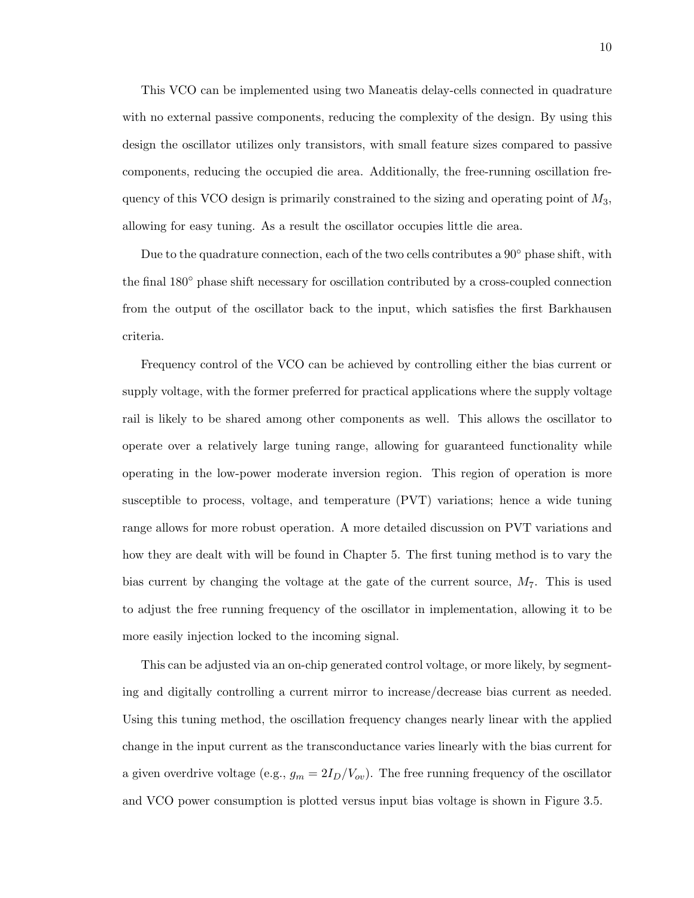This VCO can be implemented using two Maneatis delay-cells connected in quadrature with no external passive components, reducing the complexity of the design. By using this design the oscillator utilizes only transistors, with small feature sizes compared to passive components, reducing the occupied die area. Additionally, the free-running oscillation frequency of this VCO design is primarily constrained to the sizing and operating point of $M_3$, allowing for easy tuning. As a result the oscillator occupies little die area.

Due to the quadrature connection, each of the two cells contributes a 90° phase shift, with the final 180° phase shift necessary for oscillation contributed by a cross-coupled connection from the output of the oscillator back to the input, which satisfies the first Barkhausen criteria.

Frequency control of the VCO can be achieved by controlling either the bias current or supply voltage, with the former preferred for practical applications where the supply voltage rail is likely to be shared among other components as well. This allows the oscillator to operate over a relatively large tuning range, allowing for guaranteed functionality while operating in the low-power moderate inversion region. This region of operation is more susceptible to process, voltage, and temperature (PVT) variations; hence a wide tuning range allows for more robust operation. A more detailed discussion on PVT variations and how they are dealt with will be found in Chapter 5. The first tuning method is to vary the bias current by changing the voltage at the gate of the current source, $M_7$. This is used to adjust the free running frequency of the oscillator in implementation, allowing it to be more easily injection locked to the incoming signal.

This can be adjusted via an on-chip generated control voltage, or more likely, by segmenting and digitally controlling a current mirror to increase/decrease bias current as needed. Using this tuning method, the oscillation frequency changes nearly linear with the applied change in the input current as the transconductance varies linearly with the bias current for a given overdrive voltage (e.g., $g_m = 2I_D/V_{ov}$). The free running frequency of the oscillator and VCO power consumption is plotted versus input bias voltage is shown in Figure 3.5.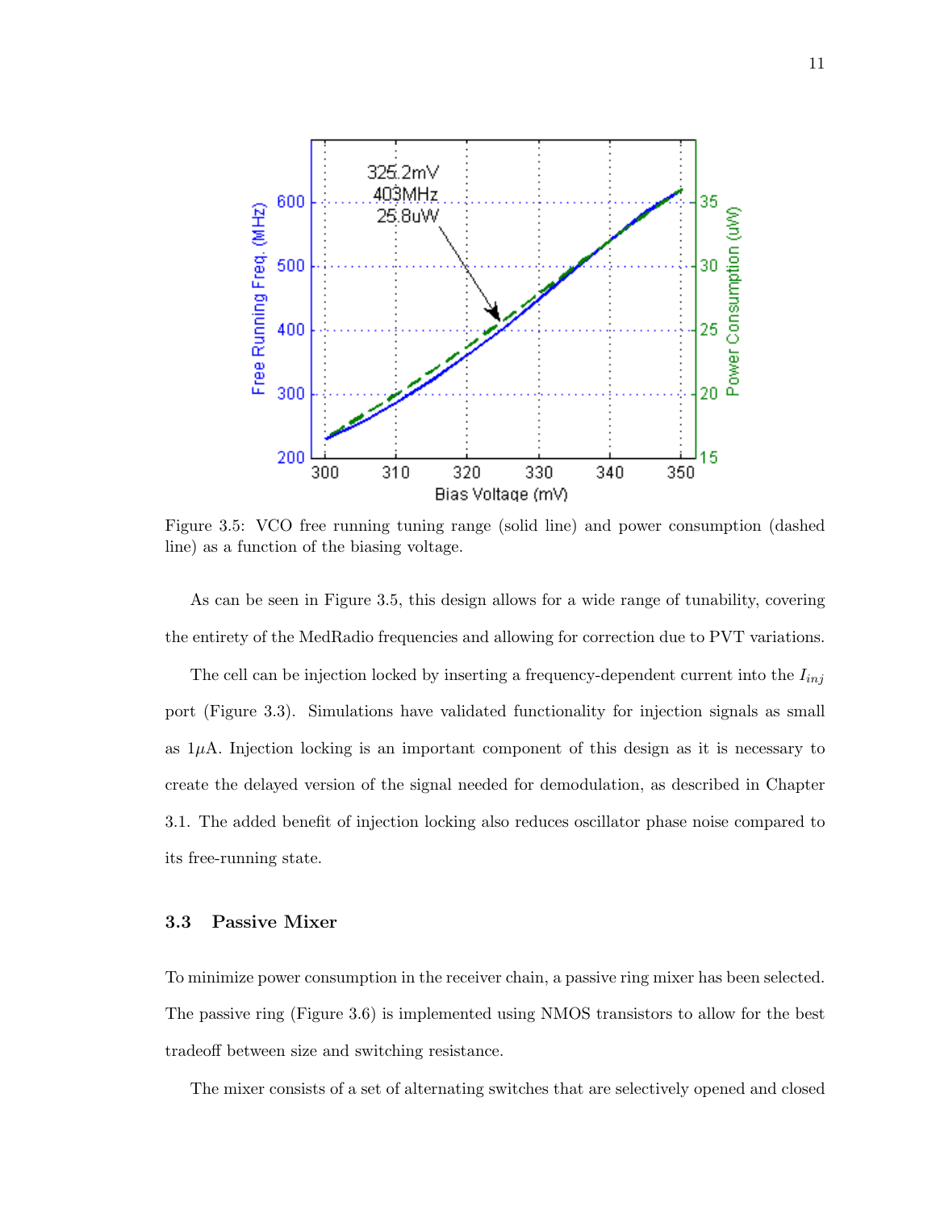Figure 3.5: VCO free running tuning range (solid line) and power consumption (dashed line) as a function of the biasing voltage.

As can be seen in Figure 3.5, this design allows for a wide range of tunability, covering the entirety of the MedRadio frequencies and allowing for correction due to PVT variations.

The cell can be injection locked by inserting a frequency-dependent current into the $I_{inj}$ port (Figure 3.3). Simulations have validated functionality for injection signals as small as $1\mu$A. Injection locking is an important component of this design as it is necessary to create the delayed version of the signal needed for demodulation, as described in Chapter 3.1. The added benefit of injection locking also reduces oscillator phase noise compared to its free-running state.

### 3.3 Passive Mixer

To minimize power consumption in the receiver chain, a passive ring mixer has been selected. The passive ring (Figure 3.6) is implemented using NMOS transistors to allow for the best tradeoff between size and switching resistance.

The mixer consists of a set of alternating switches that are selectively opened and closed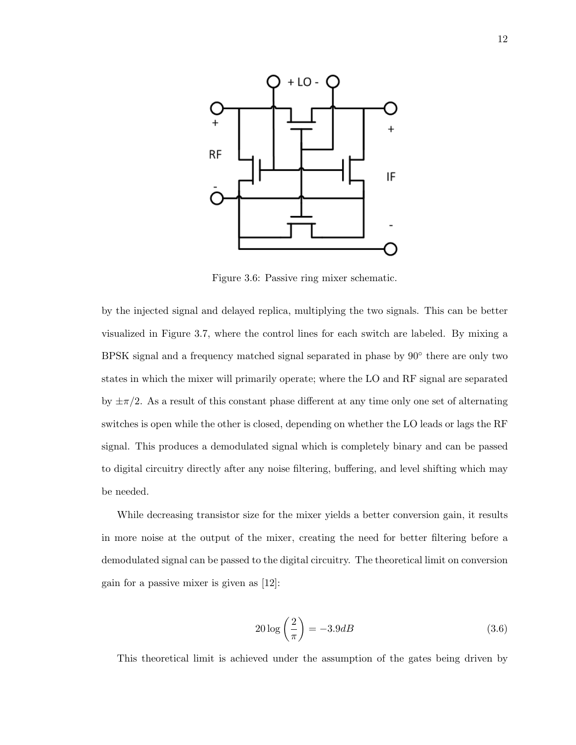Figure 3.6: Passive ring mixer schematic.

by the injected signal and delayed replica, multiplying the two signals. This can be better visualized in Figure 3.7, where the control lines for each switch are labeled. By mixing a BPSK signal and a frequency matched signal separated in phase by 90° there are only two states in which the mixer will primarily operate; where the LO and RF signal are separated by $\pm\pi/2$. As a result of this constant phase different at any time only one set of alternating switches is open while the other is closed, depending on whether the LO leads or lags the RF signal. This produces a demodulated signal which is completely binary and can be passed to digital circuitry directly after any noise filtering, buffering, and level shifting which may be needed.

While decreasing transistor size for the mixer yields a better conversion gain, it results in more noise at the output of the mixer, creating the need for better filtering before a demodulated signal can be passed to the digital circuitry. The theoretical limit on conversion gain for a passive mixer is given as [12]:

$$20 \log \left( \frac{2}{\pi} \right) = -3.9dB \tag{3.6}$$

This theoretical limit is achieved under the assumption of the gates being driven by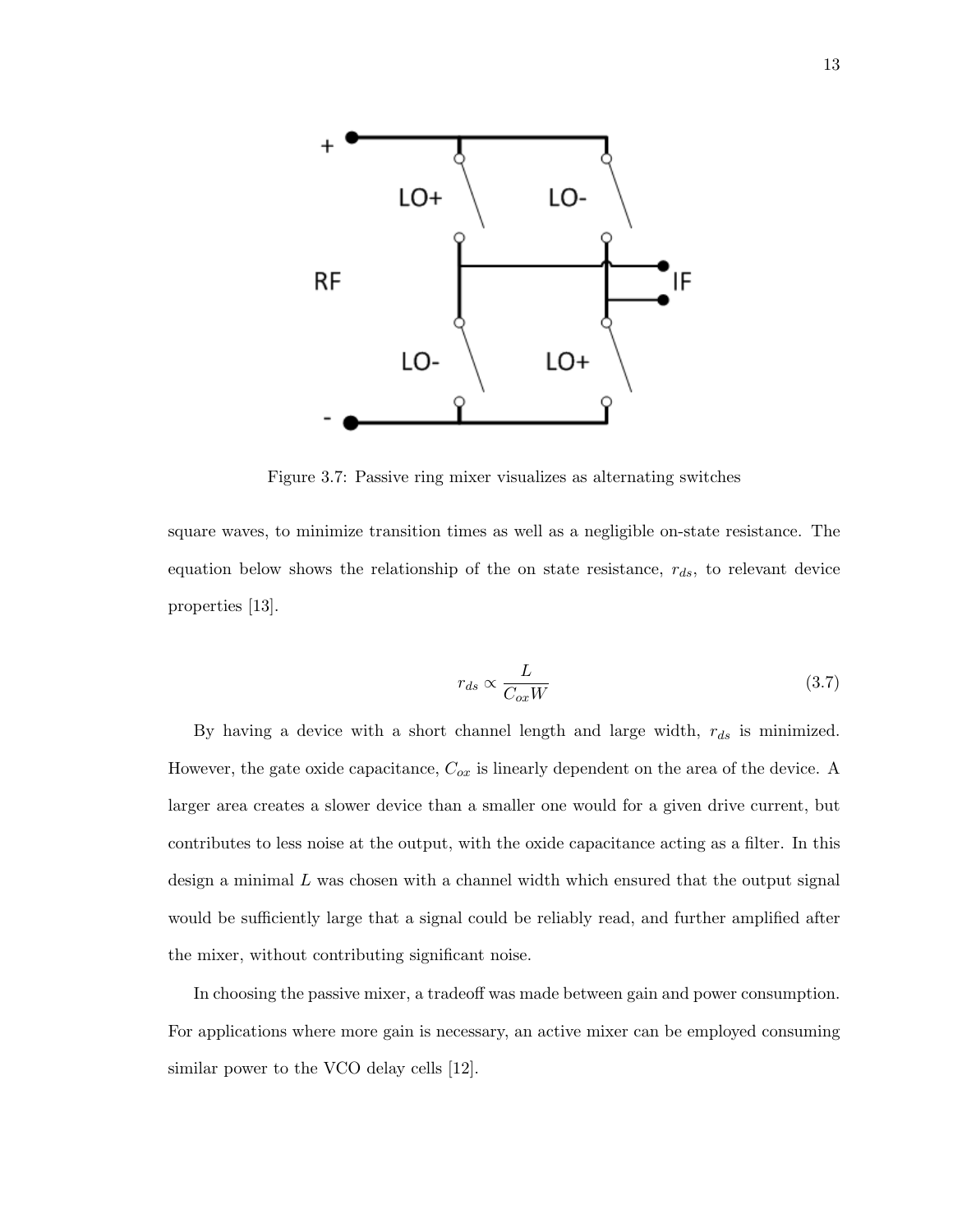Figure 3.7: Passive ring mixer visualizes as alternating switches

square waves, to minimize transition times as well as a negligible on-state resistance. The equation below shows the relationship of the on state resistance, $r_{ds}$, to relevant device properties [13].

$$r_{ds} \propto \frac{L}{C_{ox}W} \tag{3.7}$$

By having a device with a short channel length and large width, $r_{ds}$ is minimized. However, the gate oxide capacitance, $C_{ox}$ is linearly dependent on the area of the device. A larger area creates a slower device than a smaller one would for a given drive current, but contributes to less noise at the output, with the oxide capacitance acting as a filter. In this design a minimal $L$ was chosen with a channel width which ensured that the output signal would be sufficiently large that a signal could be reliably read, and further amplified after the mixer, without contributing significant noise.

In choosing the passive mixer, a tradeoff was made between gain and power consumption. For applications where more gain is necessary, an active mixer can be employed consuming similar power to the VCO delay cells [12].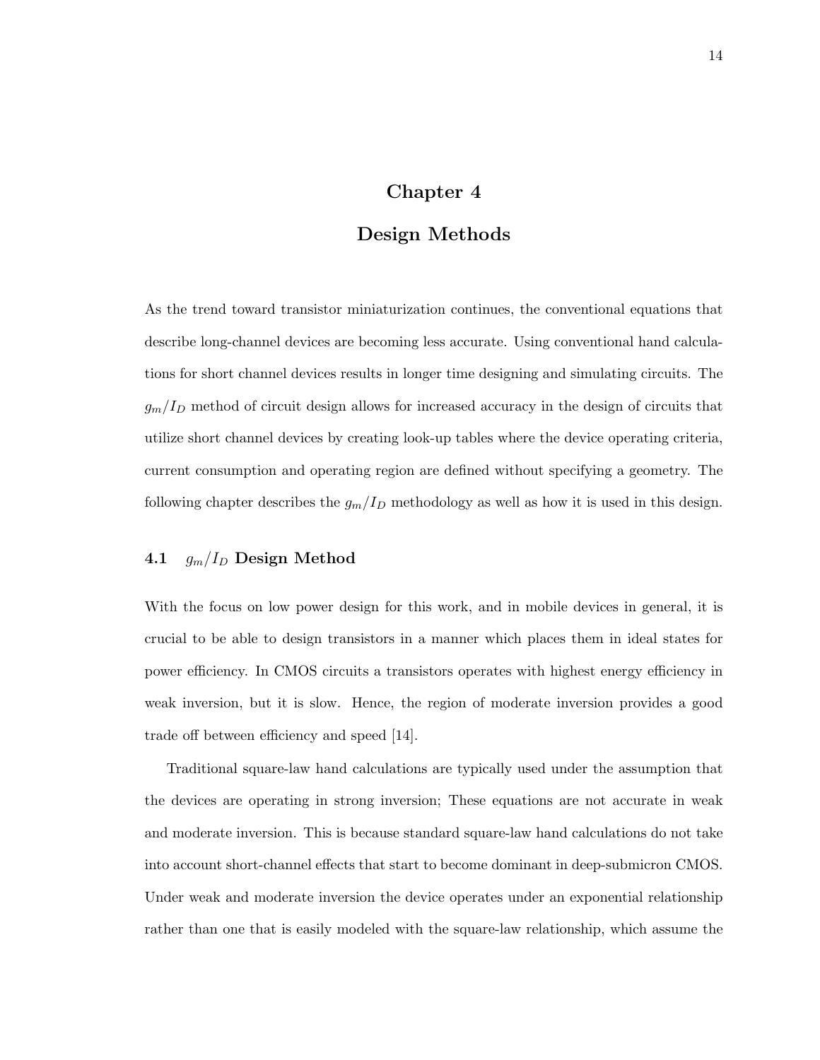# Chapter 4

# Design Methods

As the trend toward transistor miniaturization continues, the conventional equations that describe long-channel devices are becoming less accurate. Using conventional hand calculations for short channel devices results in longer time designing and simulating circuits. The $g_m/I_D$ method of circuit design allows for increased accuracy in the design of circuits that utilize short channel devices by creating look-up tables where the device operating criteria, current consumption and operating region are defined without specifying a geometry. The following chapter describes the $g_m/I_D$ methodology as well as how it is used in this design.

## 4.1 $g_m/I_D$ Design Method

With the focus on low power design for this work, and in mobile devices in general, it is crucial to be able to design transistors in a manner which places them in ideal states for power efficiency. In CMOS circuits a transistors operates with highest energy efficiency in weak inversion, but it is slow. Hence, the region of moderate inversion provides a good trade off between efficiency and speed [14].

Traditional square-law hand calculations are typically used under the assumption that the devices are operating in strong inversion; These equations are not accurate in weak and moderate inversion. This is because standard square-law hand calculations do not take into account short-channel effects that start to become dominant in deep-submicron CMOS. Under weak and moderate inversion the device operates under an exponential relationship rather than one that is easily modeled with the square-law relationship, which assume the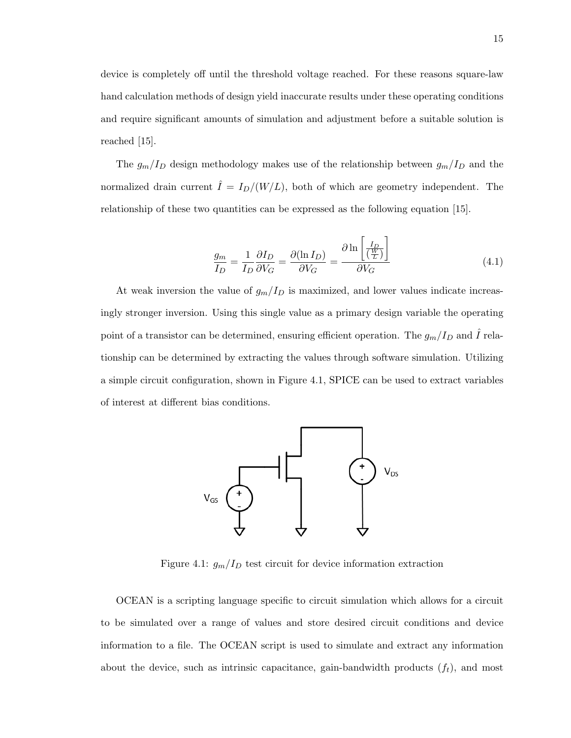device is completely off until the threshold voltage reached. For these reasons square-law hand calculation methods of design yield inaccurate results under these operating conditions and require significant amounts of simulation and adjustment before a suitable solution is reached [15].

The $g_m/I_D$ design methodology makes use of the relationship between $g_m/I_D$ and the normalized drain current $\hat{I} = I_D/(W/L)$, both of which are geometry independent. The relationship of these two quantities can be expressed as the following equation [15].

$$\frac{g_m}{I_D} = \frac{1}{I_D}\frac{\partial I_D}{\partial V_G} = \frac{\partial(\ln I_D)}{\partial V_G} = \frac{\partial \ln\left[\frac{I_D}{(\frac{W}{L})}\right]}{\partial V_G} \tag{4.1}$$

At weak inversion the value of $g_m/I_D$ is maximized, and lower values indicate increasingly stronger inversion. Using this single value as a primary design variable the operating point of a transistor can be determined, ensuring efficient operation. The $g_m/I_D$ and $\hat{I}$ relationship can be determined by extracting the values through software simulation. Utilizing a simple circuit configuration, shown in Figure 4.1, SPICE can be used to extract variables of interest at different bias conditions.

Figure 4.1: $g_m/I_D$ test circuit for device information extraction

OCEAN is a scripting language specific to circuit simulation which allows for a circuit to be simulated over a range of values and store desired circuit conditions and device information to a file. The OCEAN script is used to simulate and extract any information about the device, such as intrinsic capacitance, gain-bandwidth products ($f_t$), and most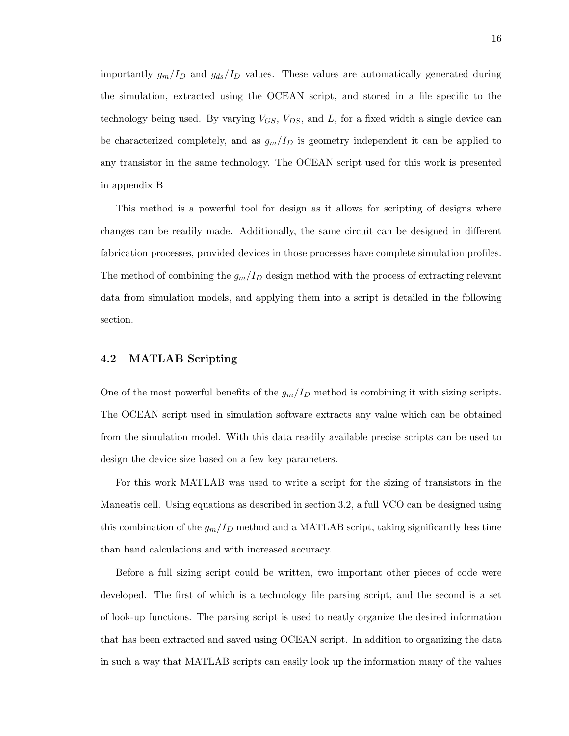importantly $g_m/I_D$ and $g_{ds}/I_D$ values. These values are automatically generated during the simulation, extracted using the OCEAN script, and stored in a file specific to the technology being used. By varying $V_{GS}$, $V_{DS}$, and $L$, for a fixed width a single device can be characterized completely, and as $g_m/I_D$ is geometry independent it can be applied to any transistor in the same technology. The OCEAN script used for this work is presented in appendix B

This method is a powerful tool for design as it allows for scripting of designs where changes can be readily made. Additionally, the same circuit can be designed in different fabrication processes, provided devices in those processes have complete simulation profiles. The method of combining the $g_m/I_D$ design method with the process of extracting relevant data from simulation models, and applying them into a script is detailed in the following section.

## 4.2 MATLAB Scripting

One of the most powerful benefits of the $g_m/I_D$ method is combining it with sizing scripts. The OCEAN script used in simulation software extracts any value which can be obtained from the simulation model. With this data readily available precise scripts can be used to design the device size based on a few key parameters.

For this work MATLAB was used to write a script for the sizing of transistors in the Maneatis cell. Using equations as described in section 3.2, a full VCO can be designed using this combination of the $g_m/I_D$ method and a MATLAB script, taking significantly less time than hand calculations and with increased accuracy.

Before a full sizing script could be written, two important other pieces of code were developed. The first of which is a technology file parsing script, and the second is a set of look-up functions. The parsing script is used to neatly organize the desired information that has been extracted and saved using OCEAN script. In addition to organizing the data in such a way that MATLAB scripts can easily look up the information many of the values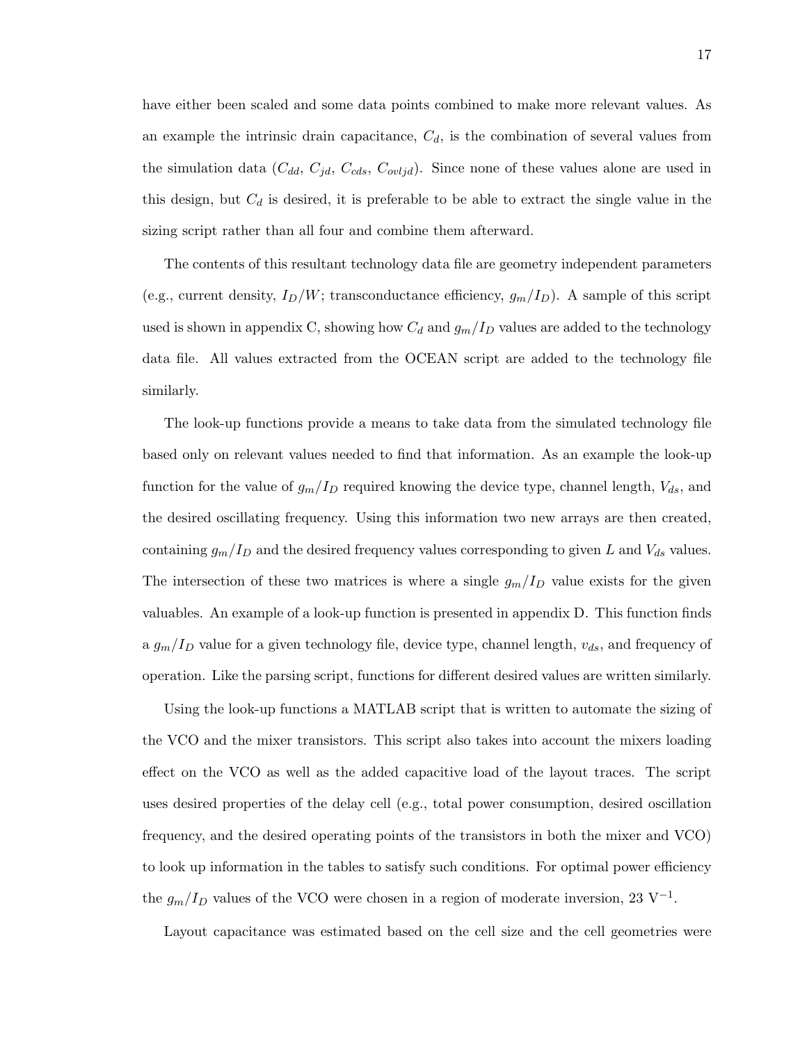have either been scaled and some data points combined to make more relevant values. As an example the intrinsic drain capacitance, $C_d$, is the combination of several values from the simulation data ($C_{dd}$, $C_{jd}$, $C_{cds}$, $C_{ovljd}$). Since none of these values alone are used in this design, but $C_d$ is desired, it is preferable to be able to extract the single value in the sizing script rather than all four and combine them afterward.

The contents of this resultant technology data file are geometry independent parameters (e.g., current density, $I_D/W$; transconductance efficiency, $g_m/I_D$). A sample of this script used is shown in appendix C, showing how $C_d$ and $g_m/I_D$ values are added to the technology data file. All values extracted from the OCEAN script are added to the technology file similarly.

The look-up functions provide a means to take data from the simulated technology file based only on relevant values needed to find that information. As an example the look-up function for the value of $g_m/I_D$ required knowing the device type, channel length, $V_{ds}$, and the desired oscillating frequency. Using this information two new arrays are then created, containing $g_m/I_D$ and the desired frequency values corresponding to given $L$ and $V_{ds}$ values. The intersection of these two matrices is where a single $g_m/I_D$ value exists for the given valuables. An example of a look-up function is presented in appendix D. This function finds a $g_m/I_D$ value for a given technology file, device type, channel length, $v_{ds}$, and frequency of operation. Like the parsing script, functions for different desired values are written similarly.

Using the look-up functions a MATLAB script that is written to automate the sizing of the VCO and the mixer transistors. This script also takes into account the mixers loading effect on the VCO as well as the added capacitive load of the layout traces. The script uses desired properties of the delay cell (e.g., total power consumption, desired oscillation frequency, and the desired operating points of the transistors in both the mixer and VCO) to look up information in the tables to satisfy such conditions. For optimal power efficiency the $g_m/I_D$ values of the VCO were chosen in a region of moderate inversion, 23 $\text{V}^{-1}$.

Layout capacitance was estimated based on the cell size and the cell geometries were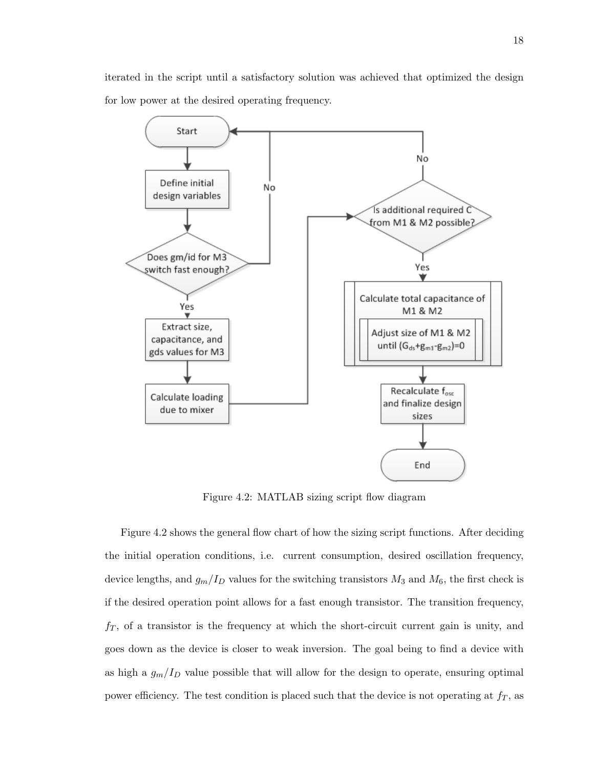iterated in the script until a satisfactory solution was achieved that optimized the design for low power at the desired operating frequency.

Figure 4.2: MATLAB sizing script flow diagram

Figure 4.2 shows the general flow chart of how the sizing script functions. After deciding the initial operation conditions, i.e. current consumption, desired oscillation frequency, device lengths, and $g_m/I_D$ values for the switching transistors $M_3$ and $M_6$, the first check is if the desired operation point allows for a fast enough transistor. The transition frequency, $f_T$, of a transistor is the frequency at which the short-circuit current gain is unity, and goes down as the device is closer to weak inversion. The goal being to find a device with as high a $g_m/I_D$ value possible that will allow for the design to operate, ensuring optimal power efficiency. The test condition is placed such that the device is not operating at $f_T$, as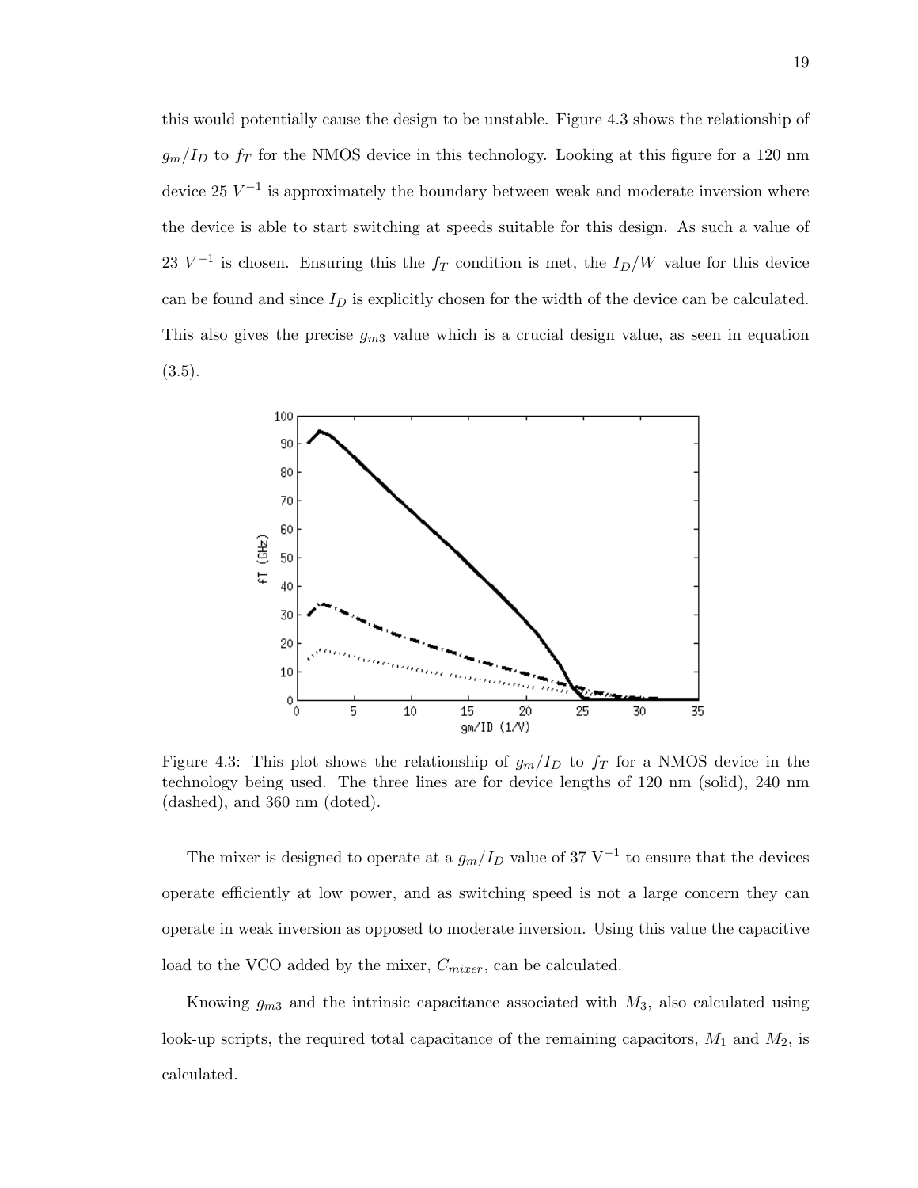this would potentially cause the design to be unstable. Figure 4.3 shows the relationship of $g_m/I_D$ to $f_T$ for the NMOS device in this technology. Looking at this figure for a 120 nm device 25 $V^{-1}$ is approximately the boundary between weak and moderate inversion where the device is able to start switching at speeds suitable for this design. As such a value of 23 $V^{-1}$ is chosen. Ensuring this the $f_T$ condition is met, the $I_D/W$ value for this device can be found and since $I_D$ is explicitly chosen for the width of the device can be calculated. This also gives the precise $g_{m3}$ value which is a crucial design value, as seen in equation (3.5).

Figure 4.3: This plot shows the relationship of $g_m/I_D$ to $f_T$ for a NMOS device in the technology being used. The three lines are for device lengths of 120 nm (solid), 240 nm (dashed), and 360 nm (doted).

The mixer is designed to operate at a $g_m/I_D$ value of 37 $\text{V}^{-1}$ to ensure that the devices operate efficiently at low power, and as switching speed is not a large concern they can operate in weak inversion as opposed to moderate inversion. Using this value the capacitive load to the VCO added by the mixer, $C_{mixer}$, can be calculated.

Knowing $g_{m3}$ and the intrinsic capacitance associated with $M_3$, also calculated using look-up scripts, the required total capacitance of the remaining capacitors, $M_1$ and $M_2$, is calculated.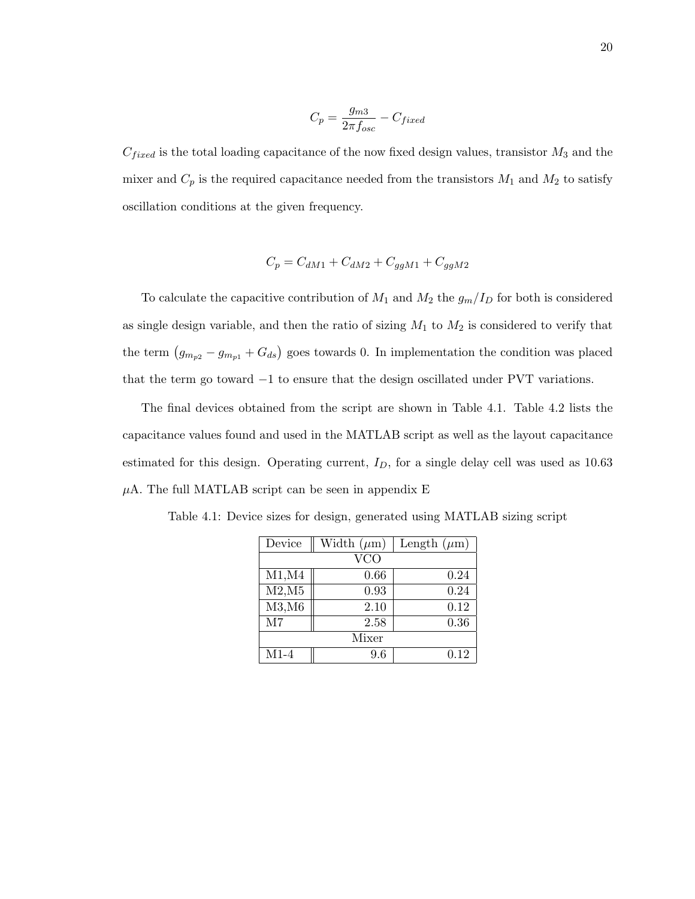$$C_p = \frac{g_{m3}}{2\pi f_{osc}} - C_{fixed}$$

$C_{fixed}$ is the total loading capacitance of the now fixed design values, transistor $M_3$ and the mixer and $C_p$ is the required capacitance needed from the transistors $M_1$ and $M_2$ to satisfy oscillation conditions at the given frequency.

$$C_p = C_{dM1} + C_{dM2} + C_{ggM1} + C_{ggM2}$$

To calculate the capacitive contribution of $M_1$ and $M_2$ the $g_m/I_D$ for both is considered as single design variable, and then the ratio of sizing $M_1$ to $M_2$ is considered to verify that the term $\left(g_{m_{p2}} - g_{m_{p1}} + G_{ds}\right)$ goes towards 0. In implementation the condition was placed that the term go toward $-1$ to ensure that the design oscillated under PVT variations.

The final devices obtained from the script are shown in Table 4.1. Table 4.2 lists the capacitance values found and used in the MATLAB script as well as the layout capacitance estimated for this design. Operating current, $I_D$, for a single delay cell was used as 10.63 $\mu$A. The full MATLAB script can be seen in appendix E

Table 4.1: Device sizes for design, generated using MATLAB sizing script

| Device | Width ($\mu$m) | Length ($\mu$m) |
|---|---|---|
| VCO | | |
| M1,M4 | 0.66 | 0.24 |
| M2,M5 | 0.93 | 0.24 |
| M3,M6 | 2.10 | 0.12 |
| M7 | 2.58 | 0.36 |
| Mixer | | |
| M1-4 | 9.6 | 0.12 |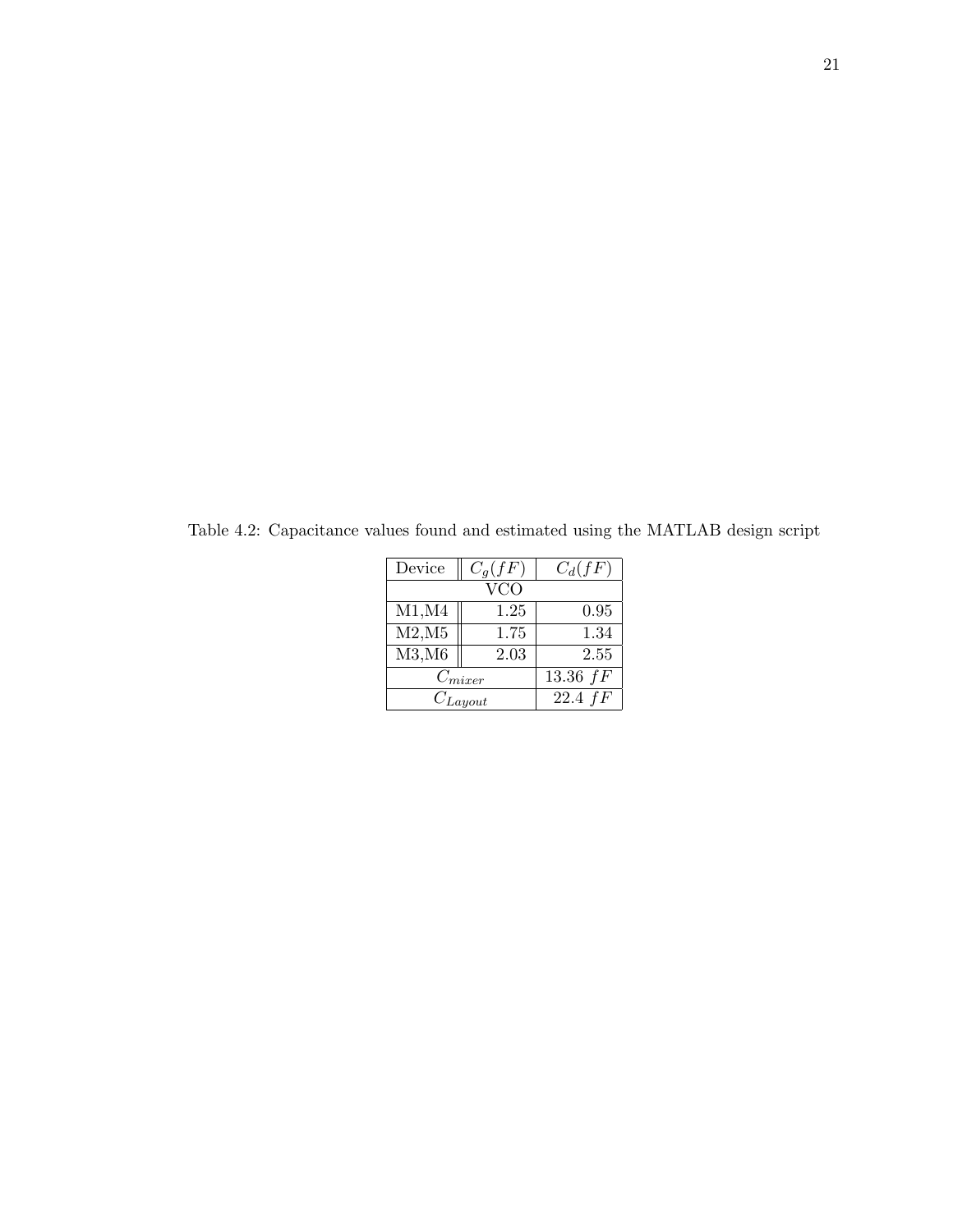Table 4.2: Capacitance values found and estimated using the MATLAB design script

| Device | $C_g(fF)$ | $C_d(fF)$ |
|---|---|---|
| VCO | | |
| M1,M4 | 1.25 | 0.95 |
| M2,M5 | 1.75 | 1.34 |
| M3,M6 | 2.03 | 2.55 |
| $C_{mixer}$ | | 13.36 $fF$ |
| $C_{Layout}$ | | 22.4 $fF$ |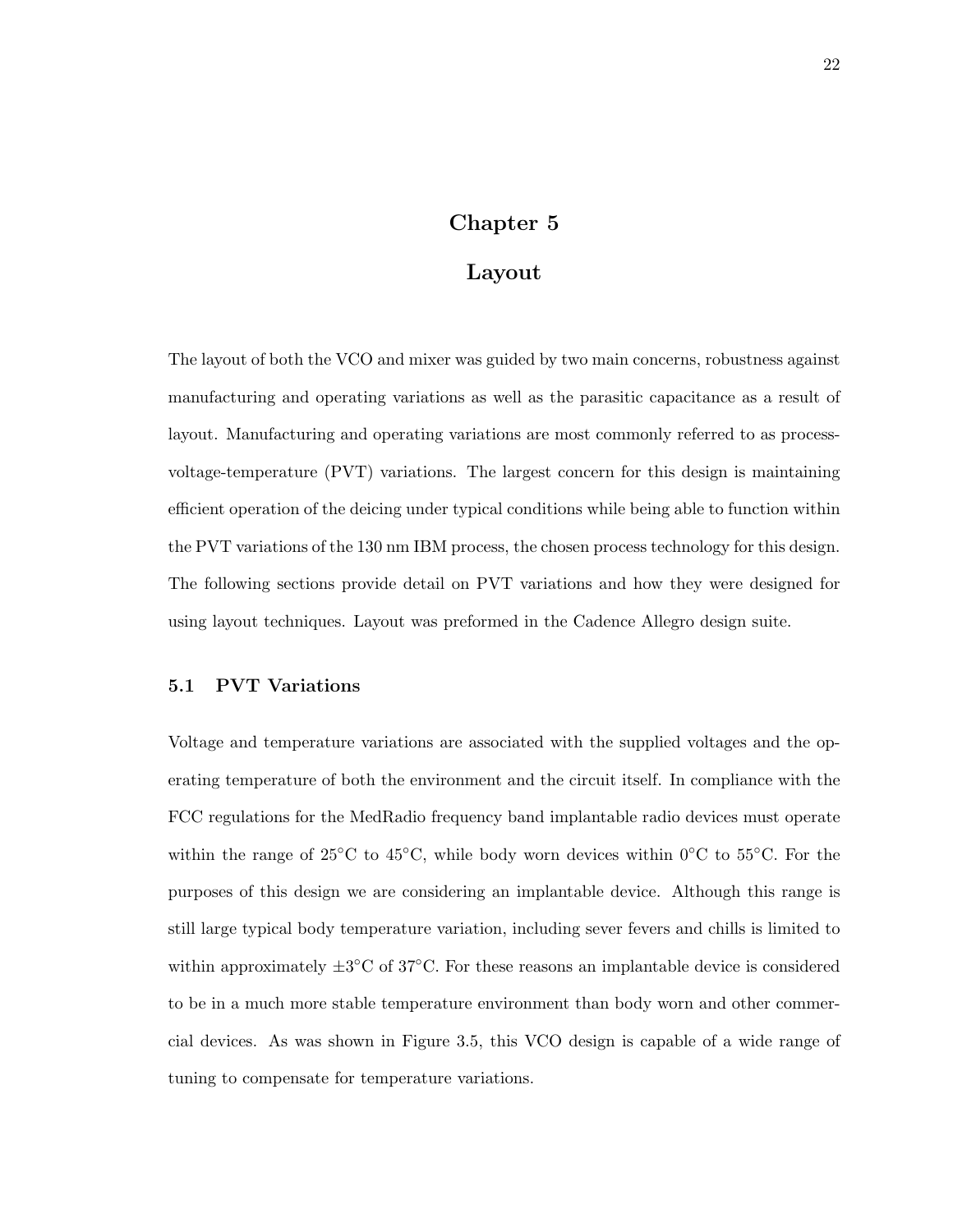# Chapter 5

# Layout

The layout of both the VCO and mixer was guided by two main concerns, robustness against manufacturing and operating variations as well as the parasitic capacitance as a result of layout. Manufacturing and operating variations are most commonly referred to as process-voltage-temperature (PVT) variations. The largest concern for this design is maintaining efficient operation of the deicing under typical conditions while being able to function within the PVT variations of the 130 nm IBM process, the chosen process technology for this design. The following sections provide detail on PVT variations and how they were designed for using layout techniques. Layout was preformed in the Cadence Allegro design suite.

## 5.1 PVT Variations

Voltage and temperature variations are associated with the supplied voltages and the operating temperature of both the environment and the circuit itself. In compliance with the FCC regulations for the MedRadio frequency band implantable radio devices must operate within the range of 25°C to 45°C, while body worn devices within 0°C to 55°C. For the purposes of this design we are considering an implantable device. Although this range is still large typical body temperature variation, including sever fevers and chills is limited to within approximately ±3°C of 37°C. For these reasons an implantable device is considered to be in a much more stable temperature environment than body worn and other commercial devices. As was shown in Figure 3.5, this VCO design is capable of a wide range of tuning to compensate for temperature variations.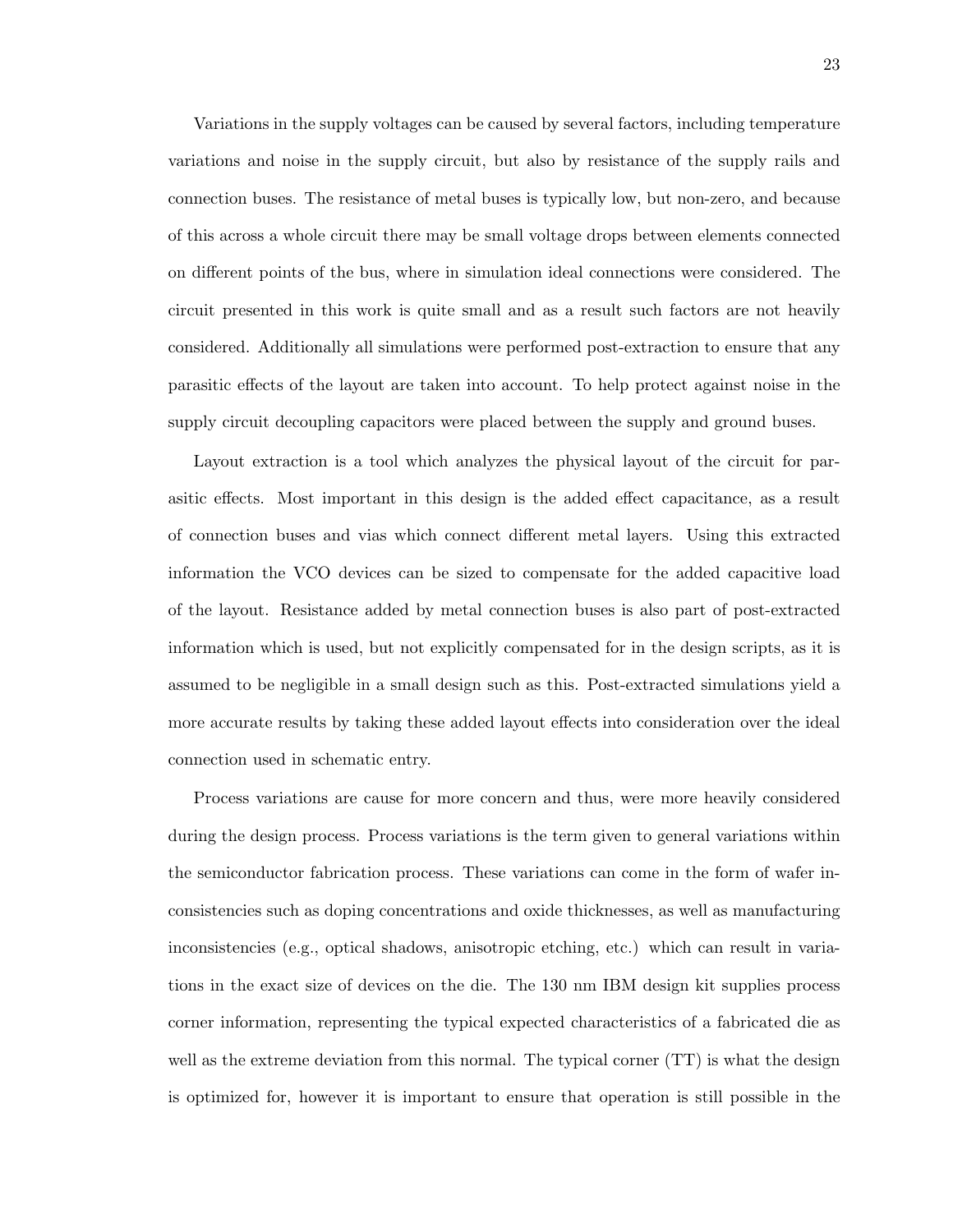Variations in the supply voltages can be caused by several factors, including temperature variations and noise in the supply circuit, but also by resistance of the supply rails and connection buses. The resistance of metal buses is typically low, but non-zero, and because of this across a whole circuit there may be small voltage drops between elements connected on different points of the bus, where in simulation ideal connections were considered. The circuit presented in this work is quite small and as a result such factors are not heavily considered. Additionally all simulations were performed post-extraction to ensure that any parasitic effects of the layout are taken into account. To help protect against noise in the supply circuit decoupling capacitors were placed between the supply and ground buses.

Layout extraction is a tool which analyzes the physical layout of the circuit for parasitic effects. Most important in this design is the added effect capacitance, as a result of connection buses and vias which connect different metal layers. Using this extracted information the VCO devices can be sized to compensate for the added capacitive load of the layout. Resistance added by metal connection buses is also part of post-extracted information which is used, but not explicitly compensated for in the design scripts, as it is assumed to be negligible in a small design such as this. Post-extracted simulations yield a more accurate results by taking these added layout effects into consideration over the ideal connection used in schematic entry.

Process variations are cause for more concern and thus, were more heavily considered during the design process. Process variations is the term given to general variations within the semiconductor fabrication process. These variations can come in the form of wafer inconsistencies such as doping concentrations and oxide thicknesses, as well as manufacturing inconsistencies (e.g., optical shadows, anisotropic etching, etc.) which can result in variations in the exact size of devices on the die. The 130 nm IBM design kit supplies process corner information, representing the typical expected characteristics of a fabricated die as well as the extreme deviation from this normal. The typical corner (TT) is what the design is optimized for, however it is important to ensure that operation is still possible in the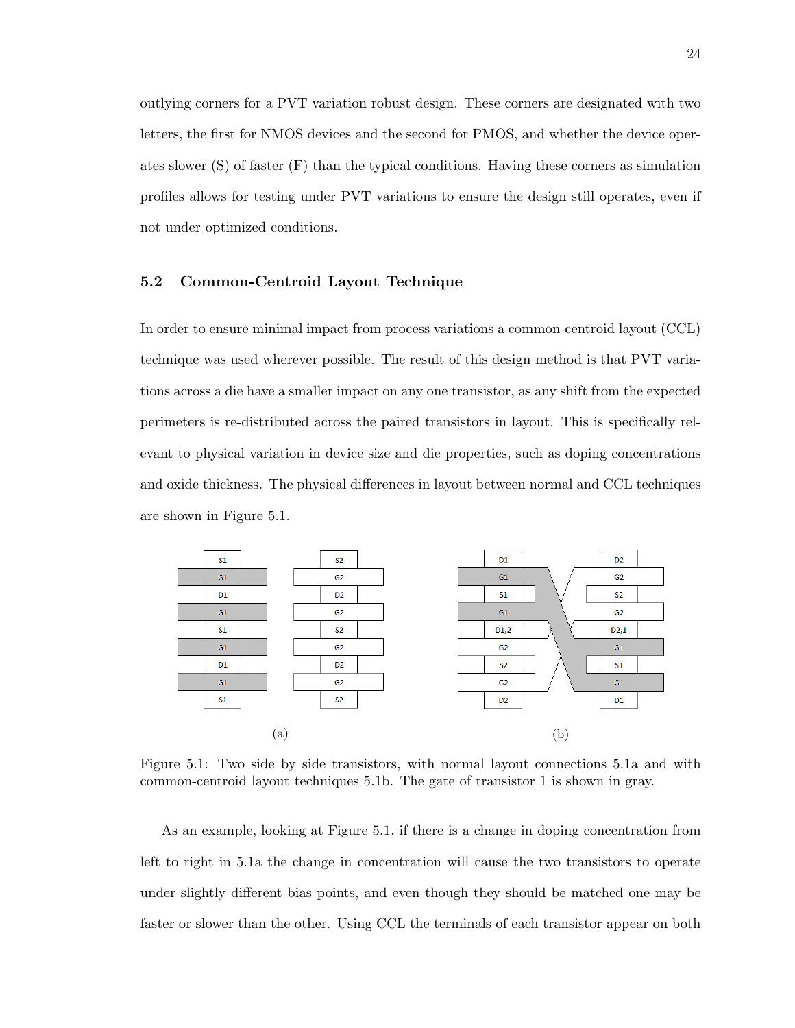outlying corners for a PVT variation robust design. These corners are designated with two letters, the first for NMOS devices and the second for PMOS, and whether the device operates slower (S) of faster (F) than the typical conditions. Having these corners as simulation profiles allows for testing under PVT variations to ensure the design still operates, even if not under optimized conditions.

## 5.2 Common-Centroid Layout Technique

In order to ensure minimal impact from process variations a common-centroid layout (CCL) technique was used wherever possible. The result of this design method is that PVT variations across a die have a smaller impact on any one transistor, as any shift from the expected perimeters is re-distributed across the paired transistors in layout. This is specifically relevant to physical variation in device size and die properties, such as doping concentrations and oxide thickness. The physical differences in layout between normal and CCL techniques are shown in Figure 5.1.

Figure 5.1: Two side by side transistors, with normal layout connections 5.1a and with common-centroid layout techniques 5.1b. The gate of transistor 1 is shown in gray.

As an example, looking at Figure 5.1, if there is a change in doping concentration from left to right in 5.1a the change in concentration will cause the two transistors to operate under slightly different bias points, and even though they should be matched one may be faster or slower than the other. Using CCL the terminals of each transistor appear on both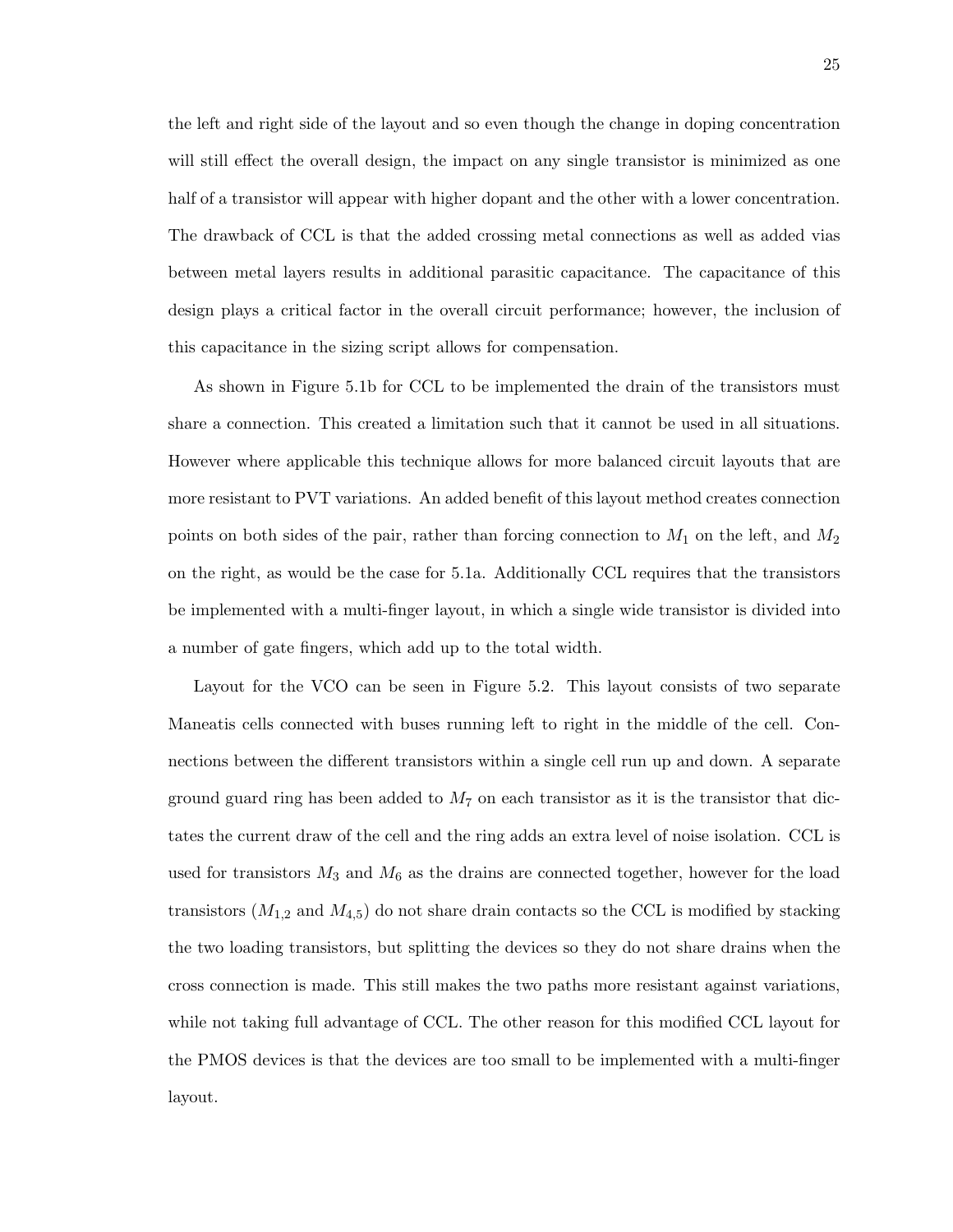the left and right side of the layout and so even though the change in doping concentration will still effect the overall design, the impact on any single transistor is minimized as one half of a transistor will appear with higher dopant and the other with a lower concentration. The drawback of CCL is that the added crossing metal connections as well as added vias between metal layers results in additional parasitic capacitance. The capacitance of this design plays a critical factor in the overall circuit performance; however, the inclusion of this capacitance in the sizing script allows for compensation.

As shown in Figure 5.1b for CCL to be implemented the drain of the transistors must share a connection. This created a limitation such that it cannot be used in all situations. However where applicable this technique allows for more balanced circuit layouts that are more resistant to PVT variations. An added benefit of this layout method creates connection points on both sides of the pair, rather than forcing connection to $M_1$ on the left, and $M_2$ on the right, as would be the case for 5.1a. Additionally CCL requires that the transistors be implemented with a multi-finger layout, in which a single wide transistor is divided into a number of gate fingers, which add up to the total width.

Layout for the VCO can be seen in Figure 5.2. This layout consists of two separate Maneatis cells connected with buses running left to right in the middle of the cell. Connections between the different transistors within a single cell run up and down. A separate ground guard ring has been added to $M_7$ on each transistor as it is the transistor that dictates the current draw of the cell and the ring adds an extra level of noise isolation. CCL is used for transistors $M_3$ and $M_6$ as the drains are connected together, however for the load transistors ($M_{1,2}$ and $M_{4,5}$) do not share drain contacts so the CCL is modified by stacking the two loading transistors, but splitting the devices so they do not share drains when the cross connection is made. This still makes the two paths more resistant against variations, while not taking full advantage of CCL. The other reason for this modified CCL layout for the PMOS devices is that the devices are too small to be implemented with a multi-finger layout.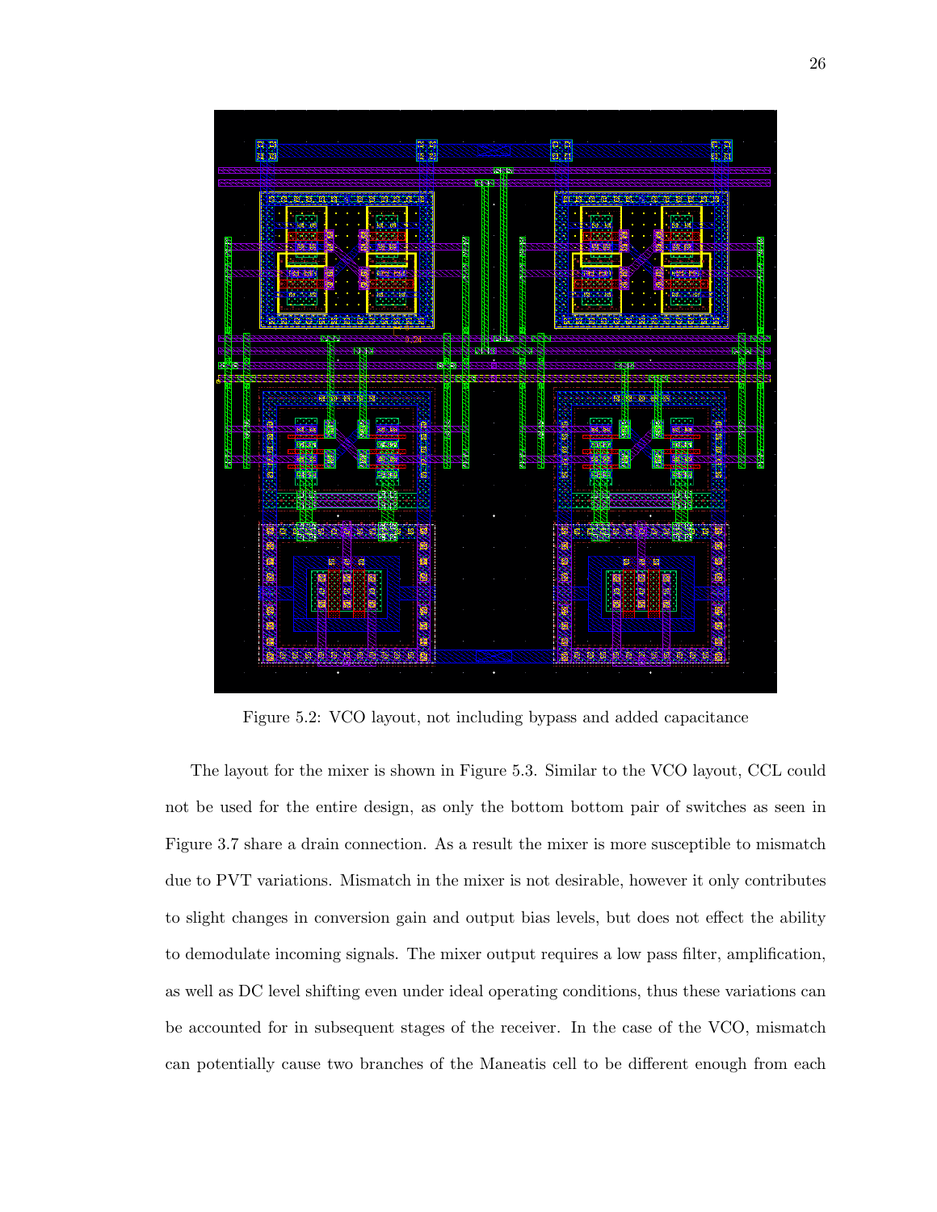Figure 5.2: VCO layout, not including bypass and added capacitance

The layout for the mixer is shown in Figure 5.3. Similar to the VCO layout, CCL could not be used for the entire design, as only the bottom bottom pair of switches as seen in Figure 3.7 share a drain connection. As a result the mixer is more susceptible to mismatch due to PVT variations. Mismatch in the mixer is not desirable, however it only contributes to slight changes in conversion gain and output bias levels, but does not effect the ability to demodulate incoming signals. The mixer output requires a low pass filter, amplification, as well as DC level shifting even under ideal operating conditions, thus these variations can be accounted for in subsequent stages of the receiver. In the case of the VCO, mismatch can potentially cause two branches of the Maneatis cell to be different enough from each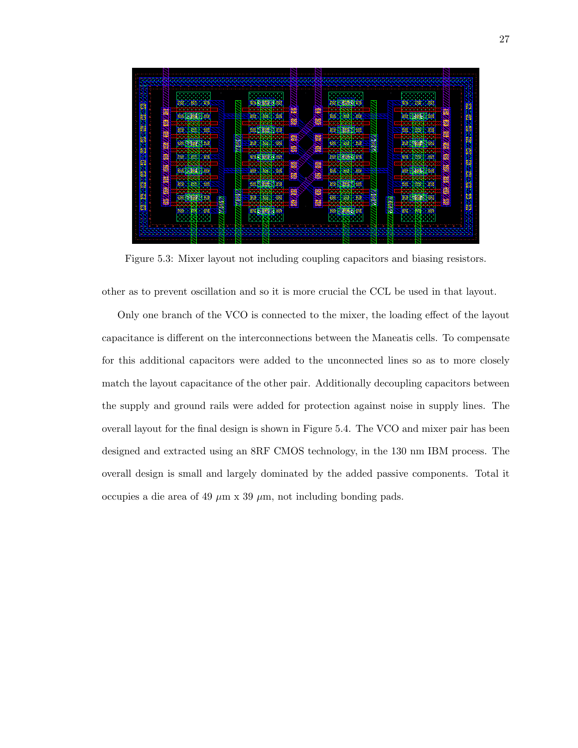Figure 5.3: Mixer layout not including coupling capacitors and biasing resistors.

other as to prevent oscillation and so it is more crucial the CCL be used in that layout.

Only one branch of the VCO is connected to the mixer, the loading effect of the layout capacitance is different on the interconnections between the Maneatis cells. To compensate for this additional capacitors were added to the unconnected lines so as to more closely match the layout capacitance of the other pair. Additionally decoupling capacitors between the supply and ground rails were added for protection against noise in supply lines. The overall layout for the final design is shown in Figure 5.4. The VCO and mixer pair has been designed and extracted using an 8RF CMOS technology, in the 130 nm IBM process. The overall design is small and largely dominated by the added passive components. Total it occupies a die area of 49 $\mu$m x 39 $\mu$m, not including bonding pads.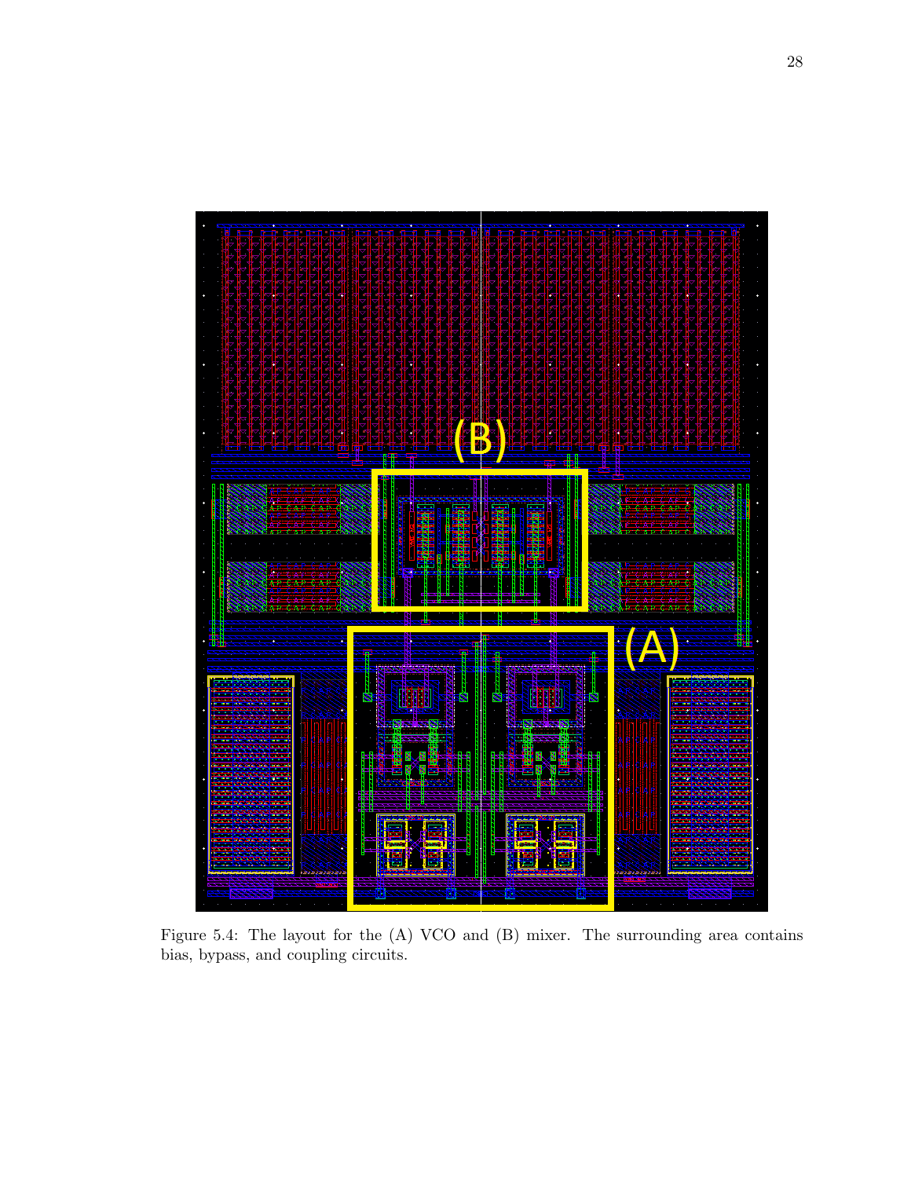Figure 5.4: The layout for the (A) VCO and (B) mixer. The surrounding area contains bias, bypass, and coupling circuits.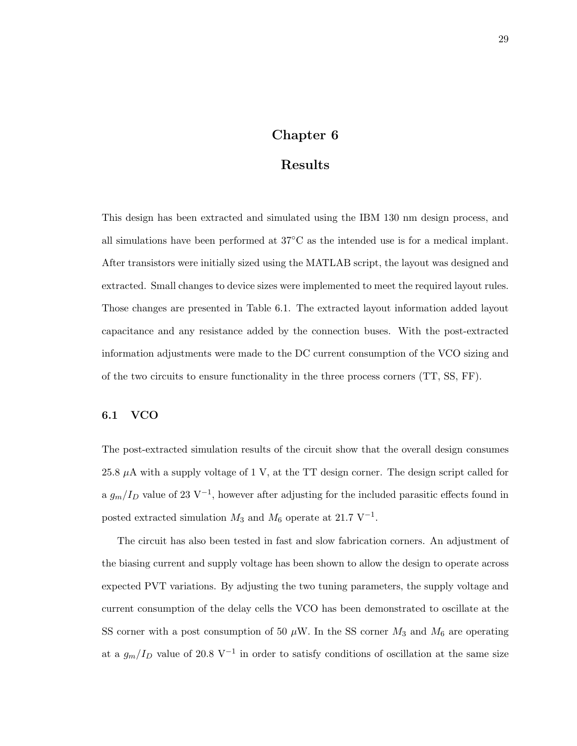# Chapter 6

# Results

This design has been extracted and simulated using the IBM 130 nm design process, and all simulations have been performed at 37°C as the intended use is for a medical implant. After transistors were initially sized using the MATLAB script, the layout was designed and extracted. Small changes to device sizes were implemented to meet the required layout rules. Those changes are presented in Table 6.1. The extracted layout information added layout capacitance and any resistance added by the connection buses. With the post-extracted information adjustments were made to the DC current consumption of the VCO sizing and of the two circuits to ensure functionality in the three process corners (TT, SS, FF).

## 6.1 VCO

The post-extracted simulation results of the circuit show that the overall design consumes 25.8 $\mu$A with a supply voltage of 1 V, at the TT design corner. The design script called for a $g_m/I_D$ value of 23 $\mathrm{V}^{-1}$, however after adjusting for the included parasitic effects found in posted extracted simulation $M_3$ and $M_6$ operate at 21.7 $\mathrm{V}^{-1}$.

The circuit has also been tested in fast and slow fabrication corners. An adjustment of the biasing current and supply voltage has been shown to allow the design to operate across expected PVT variations. By adjusting the two tuning parameters, the supply voltage and current consumption of the delay cells the VCO has been demonstrated to oscillate at the SS corner with a post consumption of 50 $\mu$W. In the SS corner $M_3$ and $M_6$ are operating at a $g_m/I_D$ value of 20.8 $\mathrm{V}^{-1}$ in order to satisfy conditions of oscillation at the same size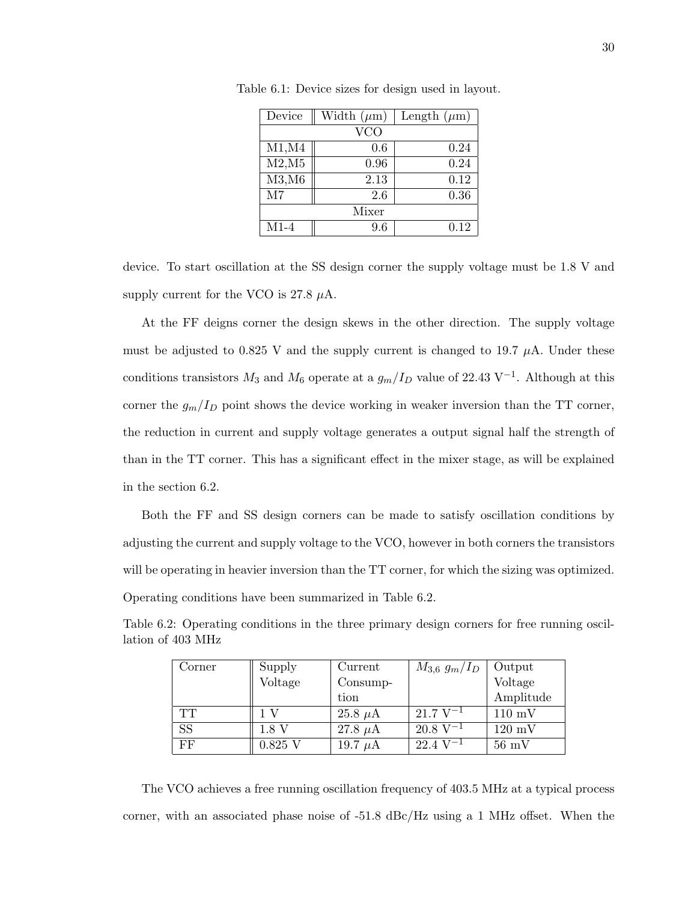Table 6.1: Device sizes for design used in layout.

| Device | Width ($\mu$m) | Length ($\mu$m) |
|---|---|---|
| VCO | | |
| M1,M4 | 0.6 | 0.24 |
| M2,M5 | 0.96 | 0.24 |
| M3,M6 | 2.13 | 0.12 |
| M7 | 2.6 | 0.36 |
| Mixer | | |
| M1-4 | 9.6 | 0.12 |

device. To start oscillation at the SS design corner the supply voltage must be 1.8 V and supply current for the VCO is 27.8 $\mu$A.

At the FF deigns corner the design skews in the other direction. The supply voltage must be adjusted to 0.825 V and the supply current is changed to 19.7 $\mu$A. Under these conditions transistors $M_3$ and $M_6$ operate at a $g_m/I_D$ value of 22.43 $\text{V}^{-1}$. Although at this corner the $g_m/I_D$ point shows the device working in weaker inversion than the TT corner, the reduction in current and supply voltage generates a output signal half the strength of than in the TT corner. This has a significant effect in the mixer stage, as will be explained in the section 6.2.

Both the FF and SS design corners can be made to satisfy oscillation conditions by adjusting the current and supply voltage to the VCO, however in both corners the transistors will be operating in heavier inversion than the TT corner, for which the sizing was optimized. Operating conditions have been summarized in Table 6.2.

Table 6.2: Operating conditions in the three primary design corners for free running oscillation of 403 MHz

| Corner | Supply Voltage | Current Consumption | $M_{3,6}$ $g_m/I_D$ | Output Voltage Amplitude |
|---|---|---|---|---|
| TT | 1 V | 25.8 $\mu$A | 21.7 $\text{V}^{-1}$ | 110 mV |
| SS | 1.8 V | 27.8 $\mu$A | 20.8 $\text{V}^{-1}$ | 120 mV |
| FF | 0.825 V | 19.7 $\mu$A | 22.4 $\text{V}^{-1}$ | 56 mV |

The VCO achieves a free running oscillation frequency of 403.5 MHz at a typical process corner, with an associated phase noise of -51.8 dBc/Hz using a 1 MHz offset. When the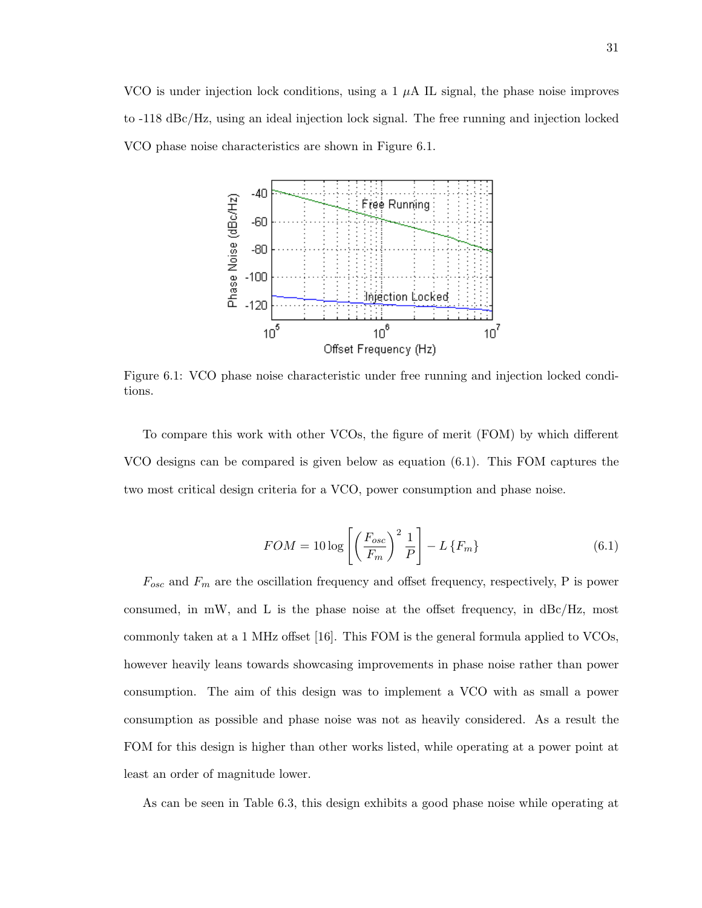VCO is under injection lock conditions, using a 1 $\mu$A IL signal, the phase noise improves to -118 dBc/Hz, using an ideal injection lock signal. The free running and injection locked VCO phase noise characteristics are shown in Figure 6.1.

Figure 6.1: VCO phase noise characteristic under free running and injection locked conditions.

To compare this work with other VCOs, the figure of merit (FOM) by which different VCO designs can be compared is given below as equation (6.1). This FOM captures the two most critical design criteria for a VCO, power consumption and phase noise.

$$FOM = 10 \log \left[ \left( \frac{F_{osc}}{F_m} \right)^2 \frac{1}{P} \right] - L \{F_m\} \tag{6.1}$$

$F_{osc}$ and $F_m$ are the oscillation frequency and offset frequency, respectively, P is power consumed, in mW, and L is the phase noise at the offset frequency, in dBc/Hz, most commonly taken at a 1 MHz offset [16]. This FOM is the general formula applied to VCOs, however heavily leans towards showcasing improvements in phase noise rather than power consumption. The aim of this design was to implement a VCO with as small a power consumption as possible and phase noise was not as heavily considered. As a result the FOM for this design is higher than other works listed, while operating at a power point at least an order of magnitude lower.

As can be seen in Table 6.3, this design exhibits a good phase noise while operating at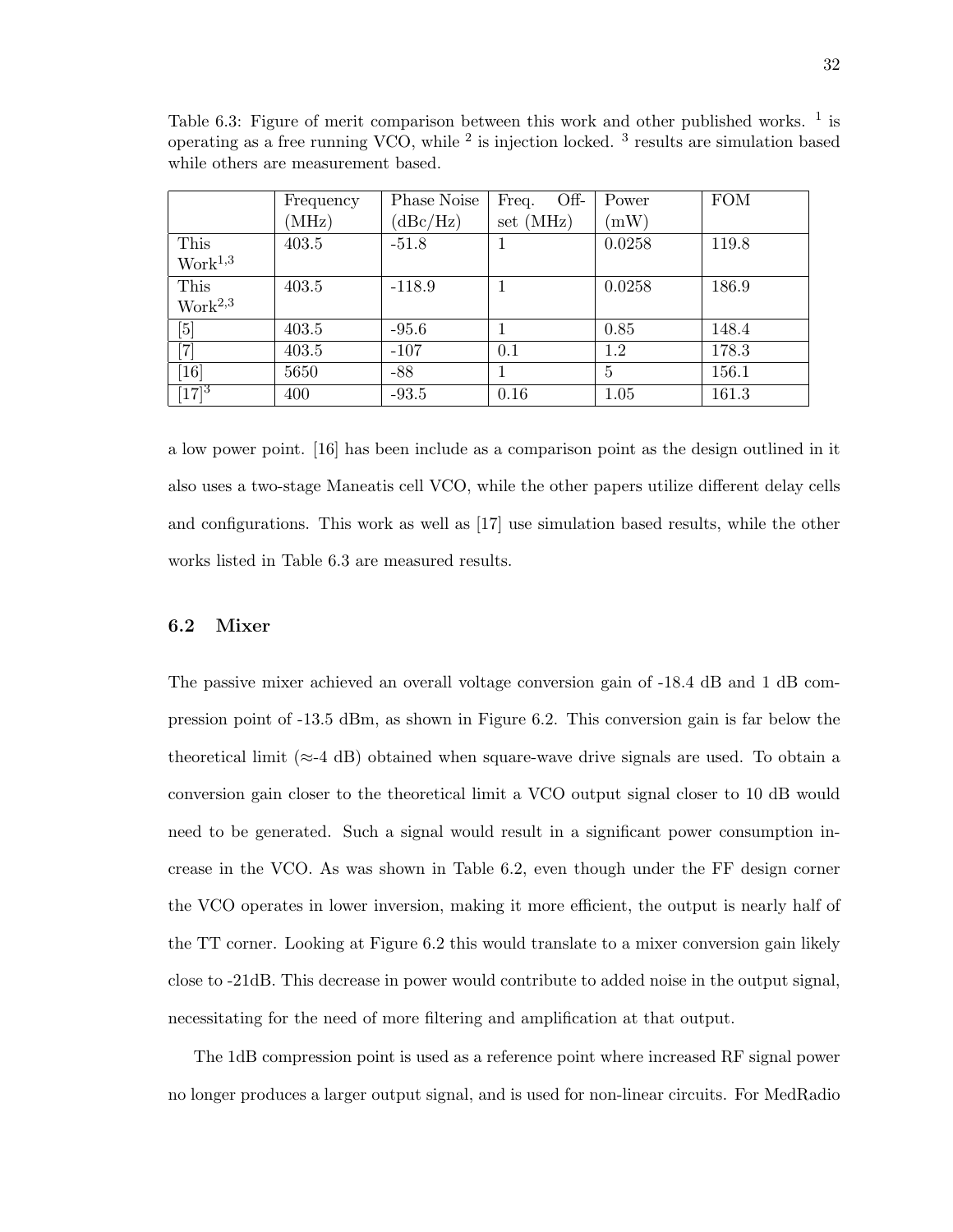Table 6.3: Figure of merit comparison between this work and other published works. [1] is operating as a free running VCO, while [2] is injection locked. [3] results are simulation based while others are measurement based.

| | Frequency (MHz) | Phase Noise (dBc/Hz) | Freq. Offset (MHz) | Power (mW) | FOM |
|---|---|---|---|---|---|
| This Work[1,3] | 403.5 | -51.8 | 1 | 0.0258 | 119.8 |
| This Work[2,3] | 403.5 | -118.9 | 1 | 0.0258 | 186.9 |
| [5] | 403.5 | -95.6 | 1 | 0.85 | 148.4 |
| [7] | 403.5 | -107 | 0.1 | 1.2 | 178.3 |
| [16] | 5650 | -88 | 1 | 5 | 156.1 |
| [17][3] | 400 | -93.5 | 0.16 | 1.05 | 161.3 |

a low power point. [16] has been include as a comparison point as the design outlined in it also uses a two-stage Maneatis cell VCO, while the other papers utilize different delay cells and configurations. This work as well as [17] use simulation based results, while the other works listed in Table 6.3 are measured results.

### 6.2 Mixer

The passive mixer achieved an overall voltage conversion gain of -18.4 dB and 1 dB compression point of -13.5 dBm, as shown in Figure 6.2. This conversion gain is far below the theoretical limit (≈-4 dB) obtained when square-wave drive signals are used. To obtain a conversion gain closer to the theoretical limit a VCO output signal closer to 10 dB would need to be generated. Such a signal would result in a significant power consumption increase in the VCO. As was shown in Table 6.2, even though under the FF design corner the VCO operates in lower inversion, making it more efficient, the output is nearly half of the TT corner. Looking at Figure 6.2 this would translate to a mixer conversion gain likely close to -21dB. This decrease in power would contribute to added noise in the output signal, necessitating for the need of more filtering and amplification at that output.

The 1dB compression point is used as a reference point where increased RF signal power no longer produces a larger output signal, and is used for non-linear circuits. For MedRadio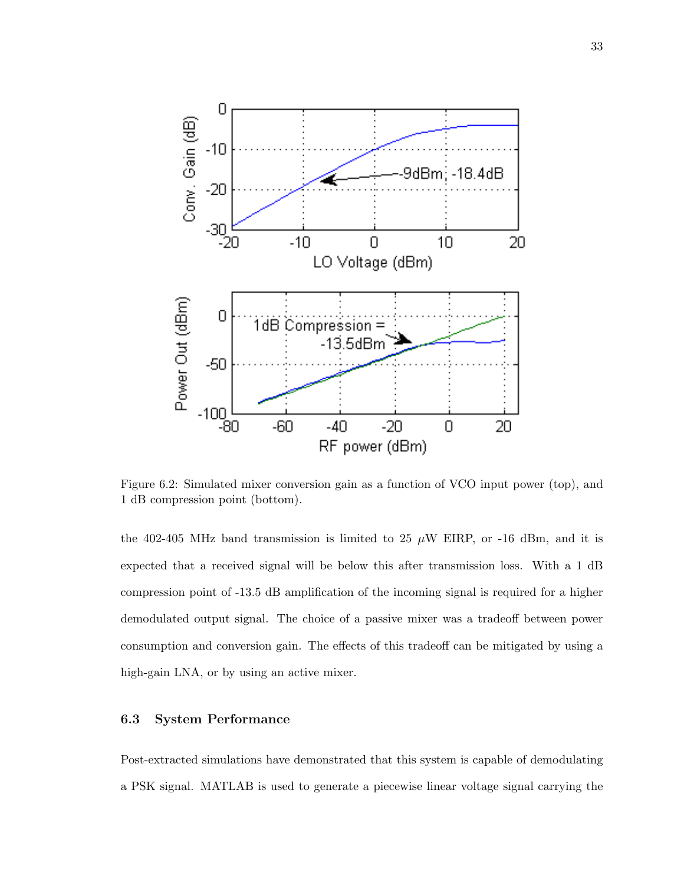Figure 6.2: Simulated mixer conversion gain as a function of VCO input power (top), and 1 dB compression point (bottom).

the 402-405 MHz band transmission is limited to 25 $\mu$W EIRP, or -16 dBm, and it is expected that a received signal will be below this after transmission loss. With a 1 dB compression point of -13.5 dB amplification of the incoming signal is required for a higher demodulated output signal. The choice of a passive mixer was a tradeoff between power consumption and conversion gain. The effects of this tradeoff can be mitigated by using a high-gain LNA, or by using an active mixer.

### 6.3 System Performance

Post-extracted simulations have demonstrated that this system is capable of demodulating a PSK signal. MATLAB is used to generate a piecewise linear voltage signal carrying the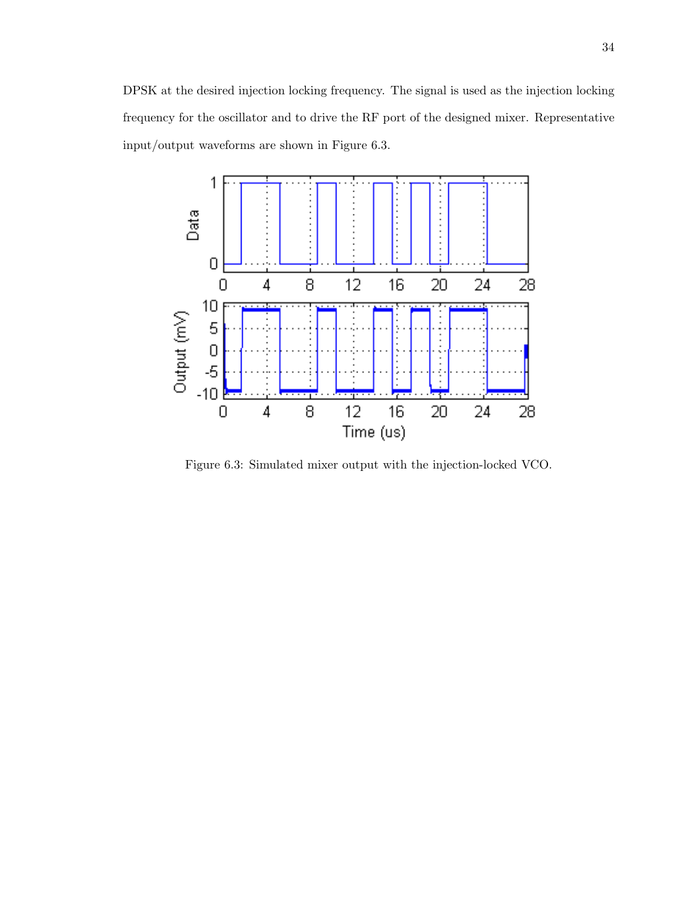DPSK at the desired injection locking frequency. The signal is used as the injection locking frequency for the oscillator and to drive the RF port of the designed mixer. Representative input/output waveforms are shown in Figure 6.3.

Figure 6.3: Simulated mixer output with the injection-locked VCO.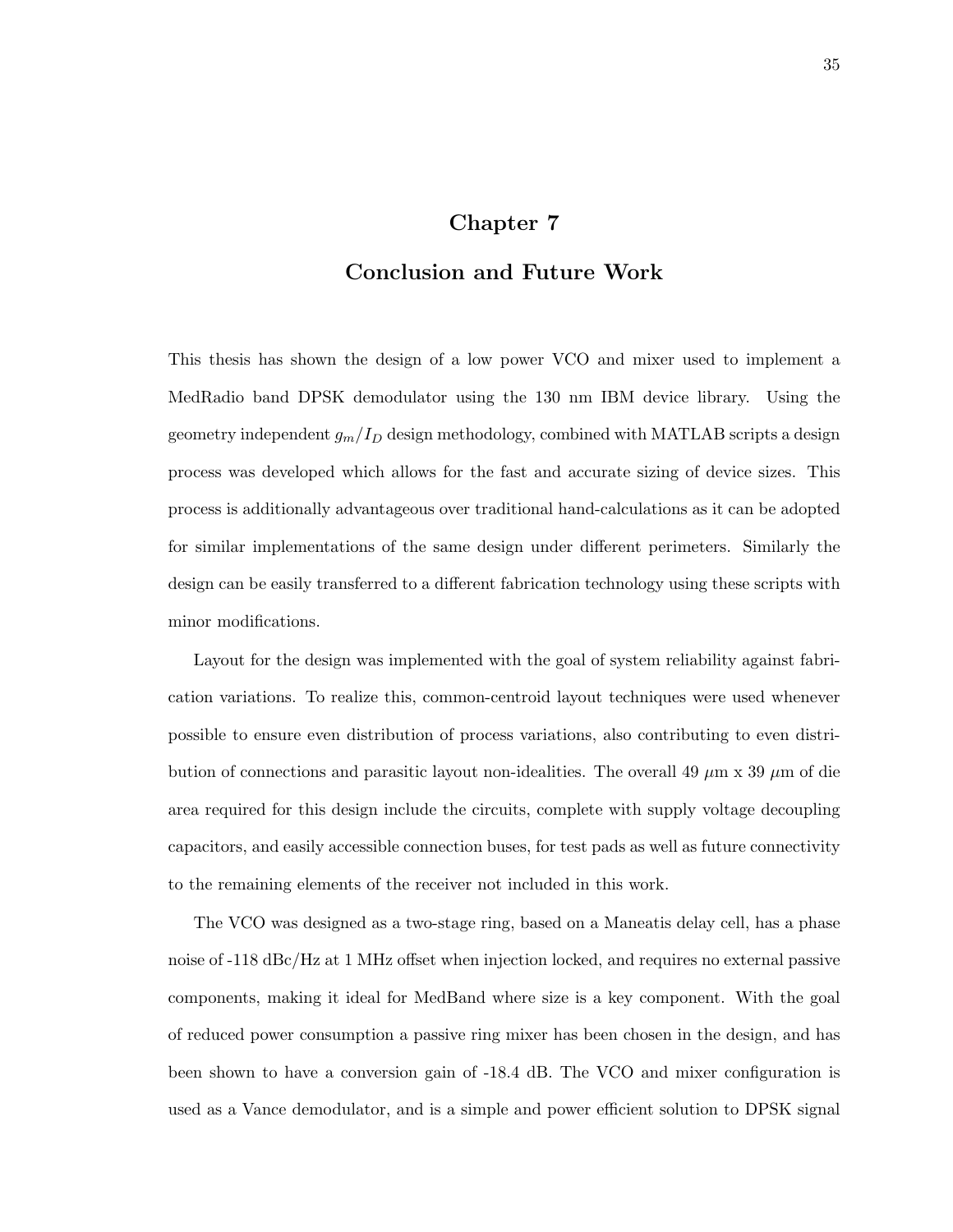# Chapter 7

# Conclusion and Future Work

This thesis has shown the design of a low power VCO and mixer used to implement a MedRadio band DPSK demodulator using the 130 nm IBM device library. Using the geometry independent $g_m/I_D$ design methodology, combined with MATLAB scripts a design process was developed which allows for the fast and accurate sizing of device sizes. This process is additionally advantageous over traditional hand-calculations as it can be adopted for similar implementations of the same design under different perimeters. Similarly the design can be easily transferred to a different fabrication technology using these scripts with minor modifications.

Layout for the design was implemented with the goal of system reliability against fabrication variations. To realize this, common-centroid layout techniques were used whenever possible to ensure even distribution of process variations, also contributing to even distribution of connections and parasitic layout non-idealities. The overall 49 $\mu$m x 39 $\mu$m of die area required for this design include the circuits, complete with supply voltage decoupling capacitors, and easily accessible connection buses, for test pads as well as future connectivity to the remaining elements of the receiver not included in this work.

The VCO was designed as a two-stage ring, based on a Maneatis delay cell, has a phase noise of -118 dBc/Hz at 1 MHz offset when injection locked, and requires no external passive components, making it ideal for MedBand where size is a key component. With the goal of reduced power consumption a passive ring mixer has been chosen in the design, and has been shown to have a conversion gain of -18.4 dB. The VCO and mixer configuration is used as a Vance demodulator, and is a simple and power efficient solution to DPSK signal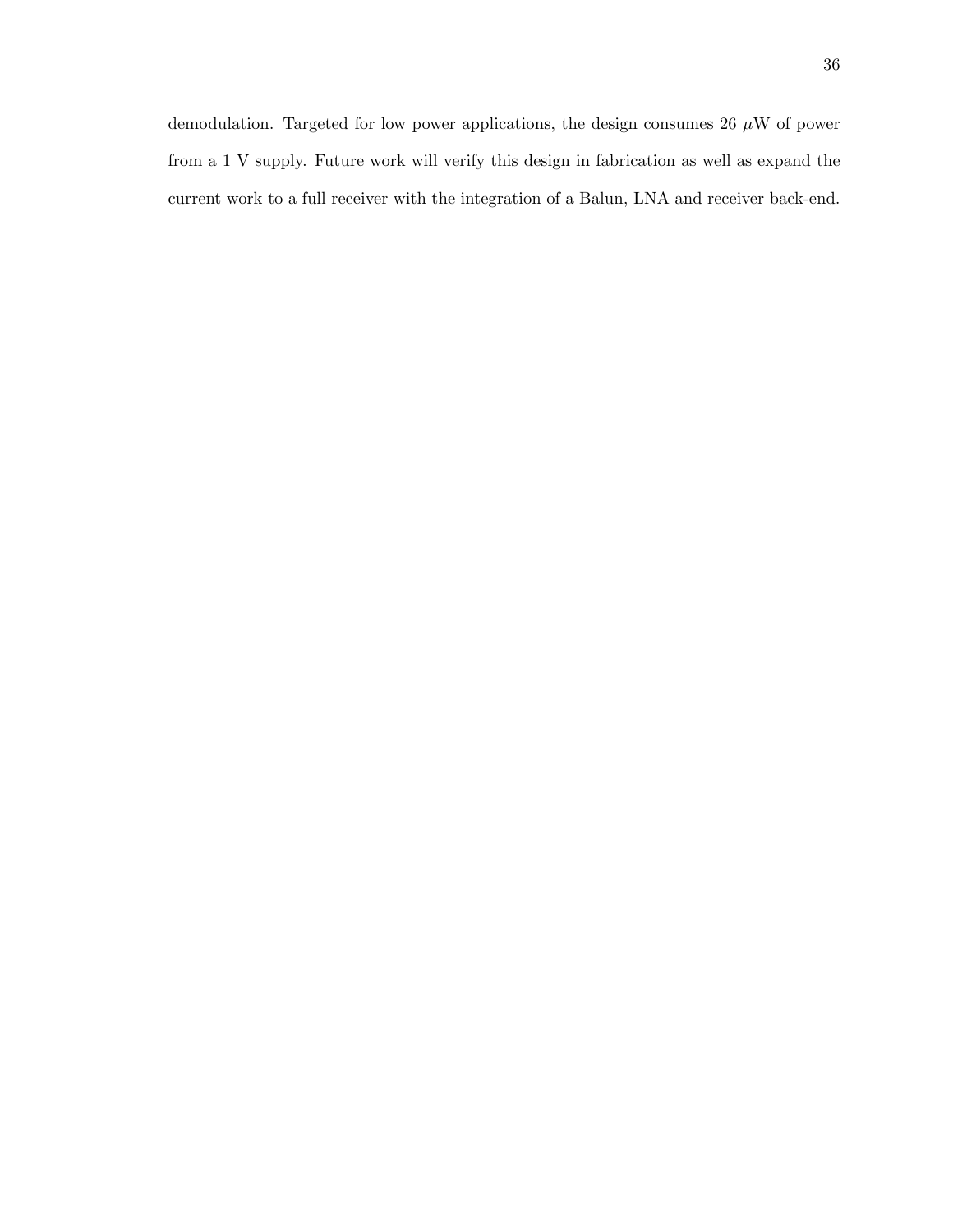demodulation. Targeted for low power applications, the design consumes 26 $\mu$W of power from a 1 V supply. Future work will verify this design in fabrication as well as expand the current work to a full receiver with the integration of a Balun, LNA and receiver back-end.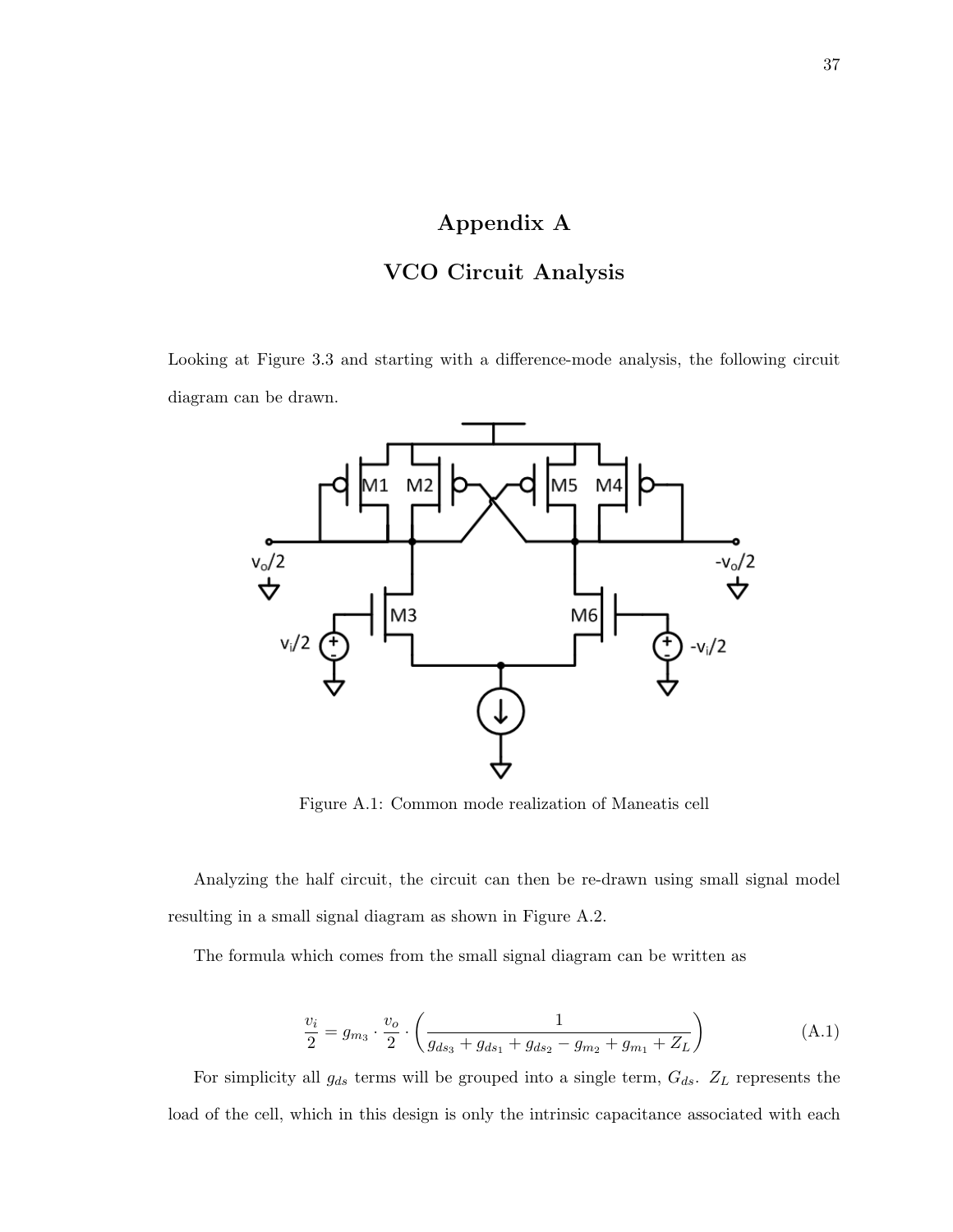# Appendix A

# VCO Circuit Analysis

Looking at Figure 3.3 and starting with a difference-mode analysis, the following circuit diagram can be drawn.

Figure A.1: Common mode realization of Maneatis cell

Analyzing the half circuit, the circuit can then be re-drawn using small signal model resulting in a small signal diagram as shown in Figure A.2.

The formula which comes from the small signal diagram can be written as

$$\frac{v_i}{2} = g_{m_3} \cdot \frac{v_o}{2} \cdot \left( \frac{1}{g_{ds_3} + g_{ds_1} + g_{ds_2} - g_{m_2} + g_{m_1} + Z_L} \right) \tag{A.1}$$

For simplicity all $g_{ds}$ terms will be grouped into a single term, $G_{ds}$. $Z_L$ represents the load of the cell, which in this design is only the intrinsic capacitance associated with each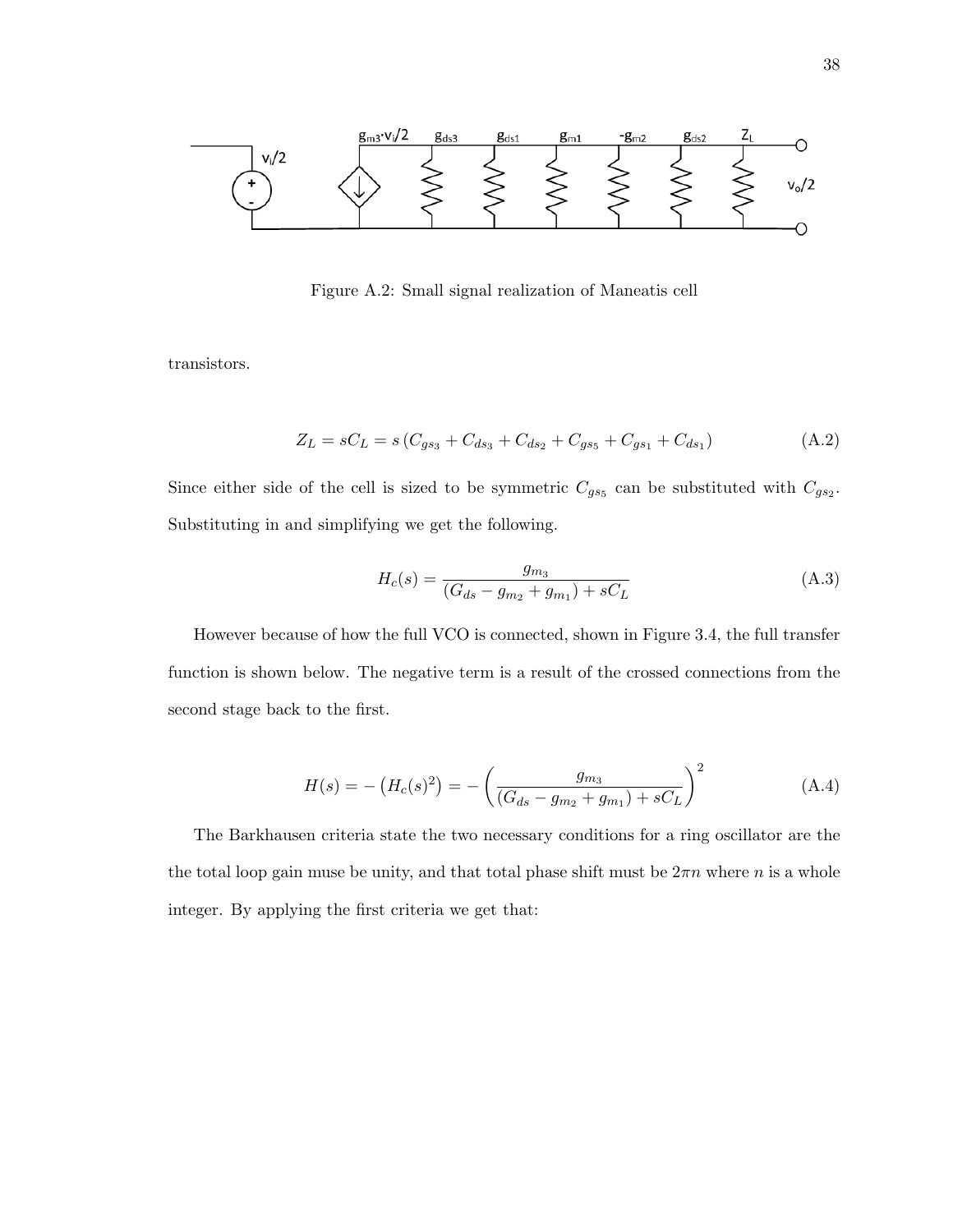Figure A.2: Small signal realization of Maneatis cell

transistors.

$$Z_L = sC_L = s\left(C_{gs_3} + C_{ds_3} + C_{ds_2} + C_{gs_5} + C_{gs_1} + C_{ds_1}\right) \tag{A.2}$$

Since either side of the cell is sized to be symmetric $C_{gs_5}$ can be substituted with $C_{gs_2}$. Substituting in and simplifying we get the following.

$$H_c(s) = \frac{g_{m_3}}{(G_{ds} - g_{m_2} + g_{m_1}) + sC_L} \tag{A.3}$$

However because of how the full VCO is connected, shown in Figure 3.4, the full transfer function is shown below. The negative term is a result of the crossed connections from the second stage back to the first.

$$H(s) = -\left(H_c(s)^2\right) = -\left(\frac{g_{m_3}}{(G_{ds} - g_{m_2} + g_{m_1}) + sC_L}\right)^2 \tag{A.4}$$

The Barkhausen criteria state the two necessary conditions for a ring oscillator are the the total loop gain muse be unity, and that total phase shift must be $2\pi n$ where $n$ is a whole integer. By applying the first criteria we get that: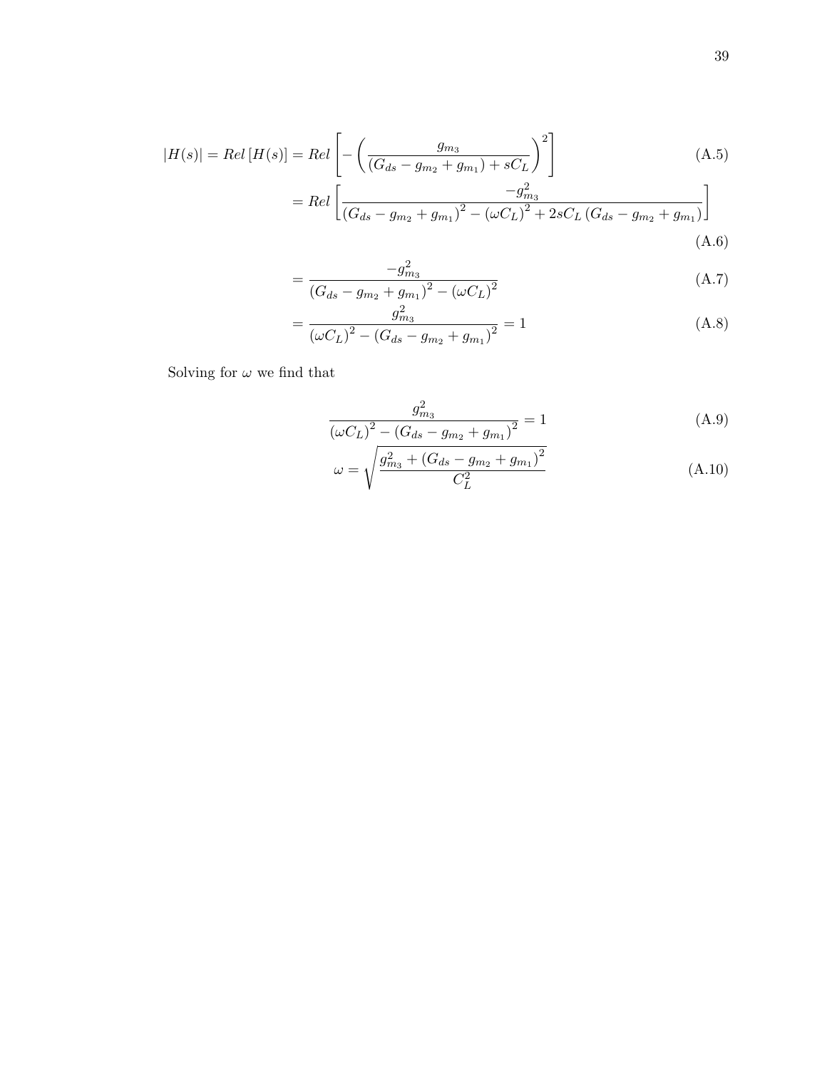$$|H(s)| = Rel\left[H(s)\right] = Rel\left[-\left(\frac{g_{m_3}}{(G_{ds} - g_{m_2} + g_{m_1}) + sC_L}\right)^2\right] \tag{A.5}$$

$$= Rel\left[\frac{-g_{m_3}^2}{(G_{ds} - g_{m_2} + g_{m_1})^2 - (\omega C_L)^2 + 2sC_L\left(G_{ds} - g_{m_2} + g_{m_1}\right)}\right] \tag{A.6}$$

$$= \frac{-g_{m_3}^2}{(G_{ds} - g_{m_2} + g_{m_1})^2 - (\omega C_L)^2} \tag{A.7}$$

$$= \frac{g_{m_3}^2}{(\omega C_L)^2 - (G_{ds} - g_{m_2} + g_{m_1})^2} = 1 \tag{A.8}$$

Solving for $\omega$ we find that

$$\frac{g_{m_3}^2}{(\omega C_L)^2 - (G_{ds} - g_{m_2} + g_{m_1})^2} = 1 \tag{A.9}$$

$$\omega = \sqrt{\frac{g_{m_3}^2 + (G_{ds} - g_{m_2} + g_{m_1})^2}{C_L^2}} \tag{A.10}$$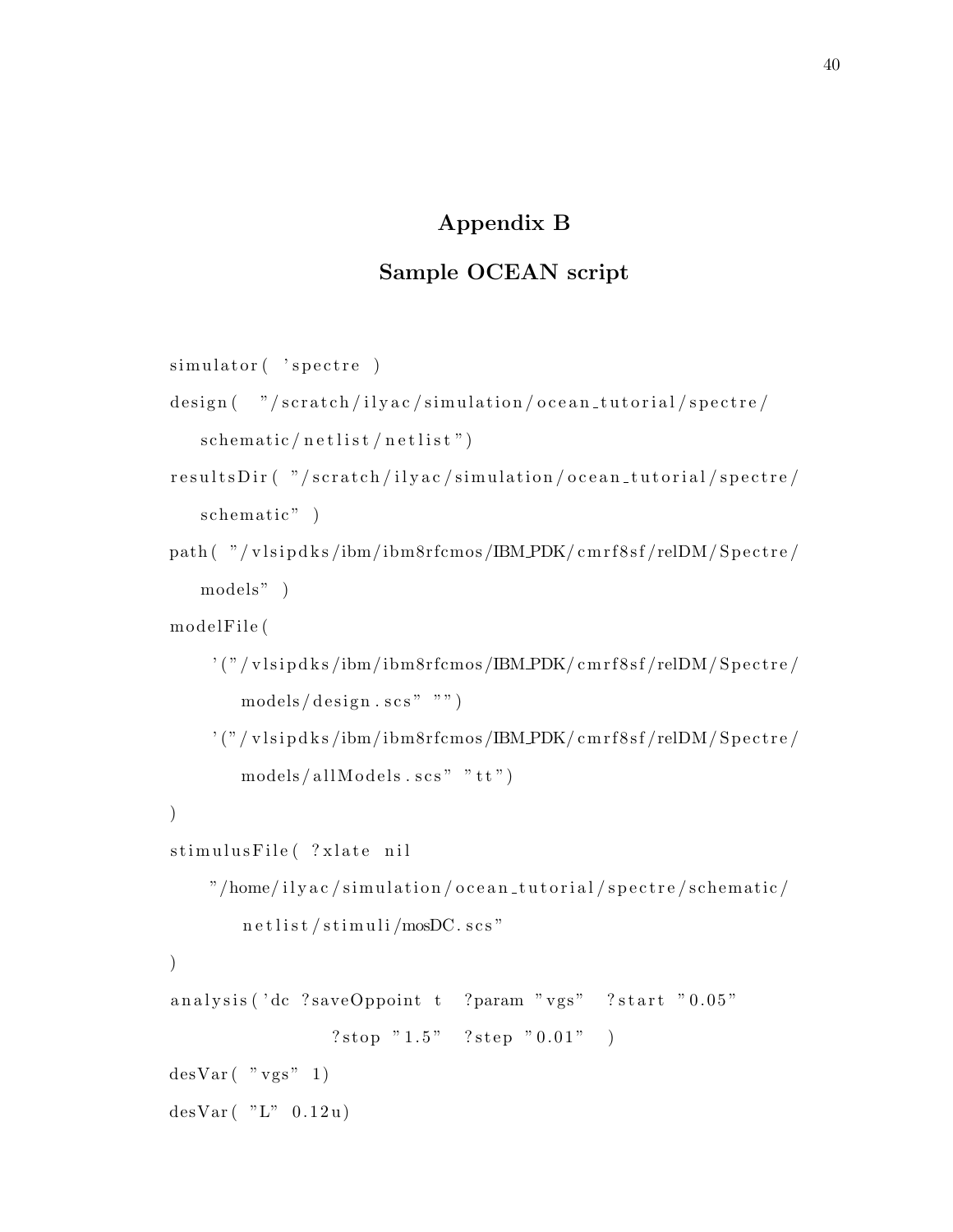# Appendix B

## Sample OCEAN script

```
simulator( 'spectre )
design(  "/scratch/ilyac/simulation/ocean_tutorial/spectre/
   schematic/netlist/netlist")
resultsDir( "/scratch/ilyac/simulation/ocean_tutorial/spectre/
   schematic" )
path( "/vlsipdks/ibm/ibm8rfcmos/IBM_PDK/cmrf8sf/relDM/Spectre/
   models" )
modelFile(
    '("/vlsipdks/ibm/ibm8rfcmos/IBM_PDK/cmrf8sf/relDM/Spectre/
        models/design.scs" "")
    '("/vlsipdks/ibm/ibm8rfcmos/IBM_PDK/cmrf8sf/relDM/Spectre/
        models/allModels.scs" "tt")
)
stimulusFile( ?xlate nil
    "/home/ilyac/simulation/ocean_tutorial/spectre/schematic/
        netlist/stimuli/mosDC.scs"
)
analysis('dc ?saveOppoint t  ?param "vgs"  ?start "0.05"
                ?stop "1.5"  ?step "0.01"  )
desVar( "vgs" 1)
desVar( "L" 0.12u)
```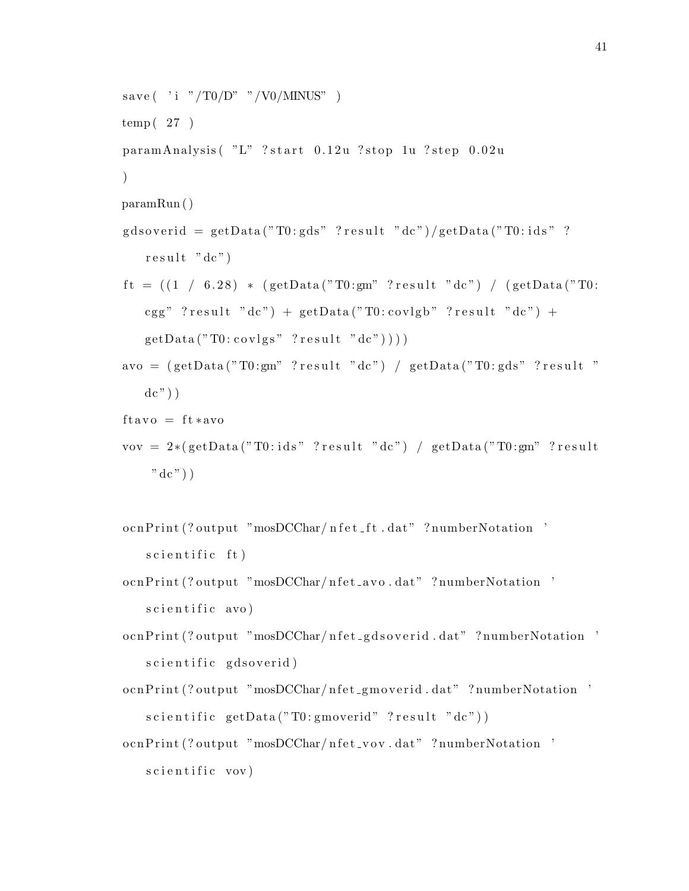```
save( 'i "/T0/D" "/V0/MINUS" )
temp( 27 )
paramAnalysis( "L" ?start 0.12u ?stop 1u ?step 0.02u
)
paramRun()
gdsoverid = getData("T0:gds" ?result "dc")/getData("T0:ids" ?
    result "dc")
ft = ((1 / 6.28) * (getData("T0:gm" ?result "dc") / (getData("T0:
    cgg" ?result "dc") + getData("T0:covlgb" ?result "dc") +
    getData("T0:covlgs" ?result "dc"))))
avo = (getData("T0:gm" ?result "dc") / getData("T0:gds" ?result "
    dc"))
ftavo = ft*avo
vov = 2*(getData("T0:ids" ?result "dc") / getData("T0:gm" ?result
     "dc"))

ocnPrint(?output "mosDCChar/nfet_ft.dat" ?numberNotation '
    scientific ft)
ocnPrint(?output "mosDCChar/nfet_avo.dat" ?numberNotation '
    scientific avo)
ocnPrint(?output "mosDCChar/nfet_gdsoverid.dat" ?numberNotation '
    scientific gdsoverid)
ocnPrint(?output "mosDCChar/nfet_gmoverid.dat" ?numberNotation '
    scientific getData("T0:gmoverid" ?result "dc"))
ocnPrint(?output "mosDCChar/nfet_vov.dat" ?numberNotation '
    scientific vov)
```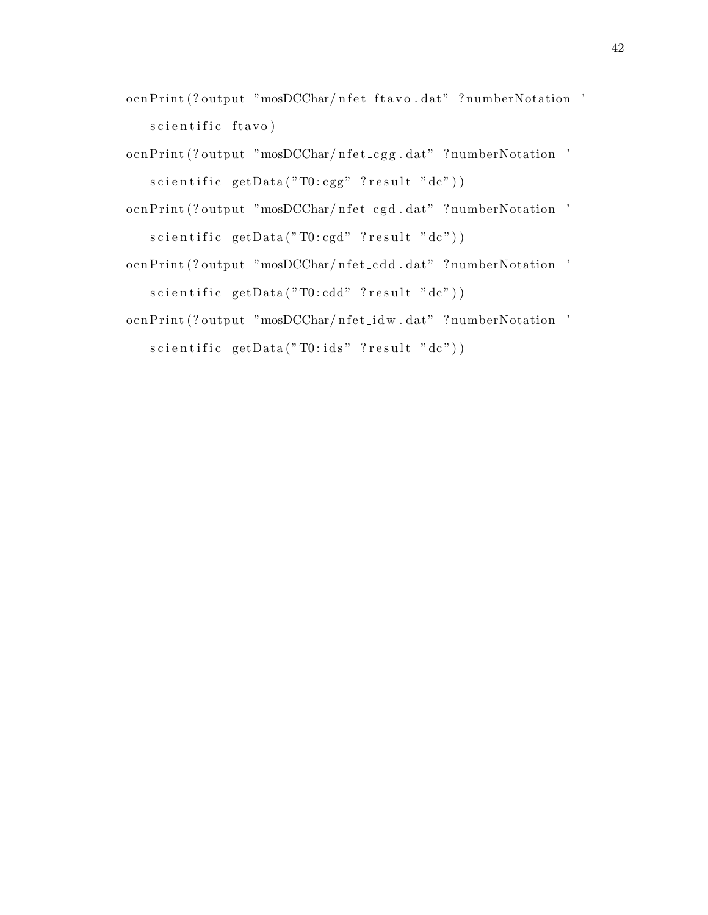```
ocnPrint(?output "mosDCChar/nfet_ftavo.dat" ?numberNotation '
    scientific ftavo)
ocnPrint(?output "mosDCChar/nfet_cgg.dat" ?numberNotation '
    scientific getData("T0:cgg" ?result "dc"))
ocnPrint(?output "mosDCChar/nfet_cgd.dat" ?numberNotation '
    scientific getData("T0:cgd" ?result "dc"))
ocnPrint(?output "mosDCChar/nfet_cdd.dat" ?numberNotation '
    scientific getData("T0:cdd" ?result "dc"))
ocnPrint(?output "mosDCChar/nfet_idw.dat" ?numberNotation '
    scientific getData("T0:ids" ?result "dc"))
```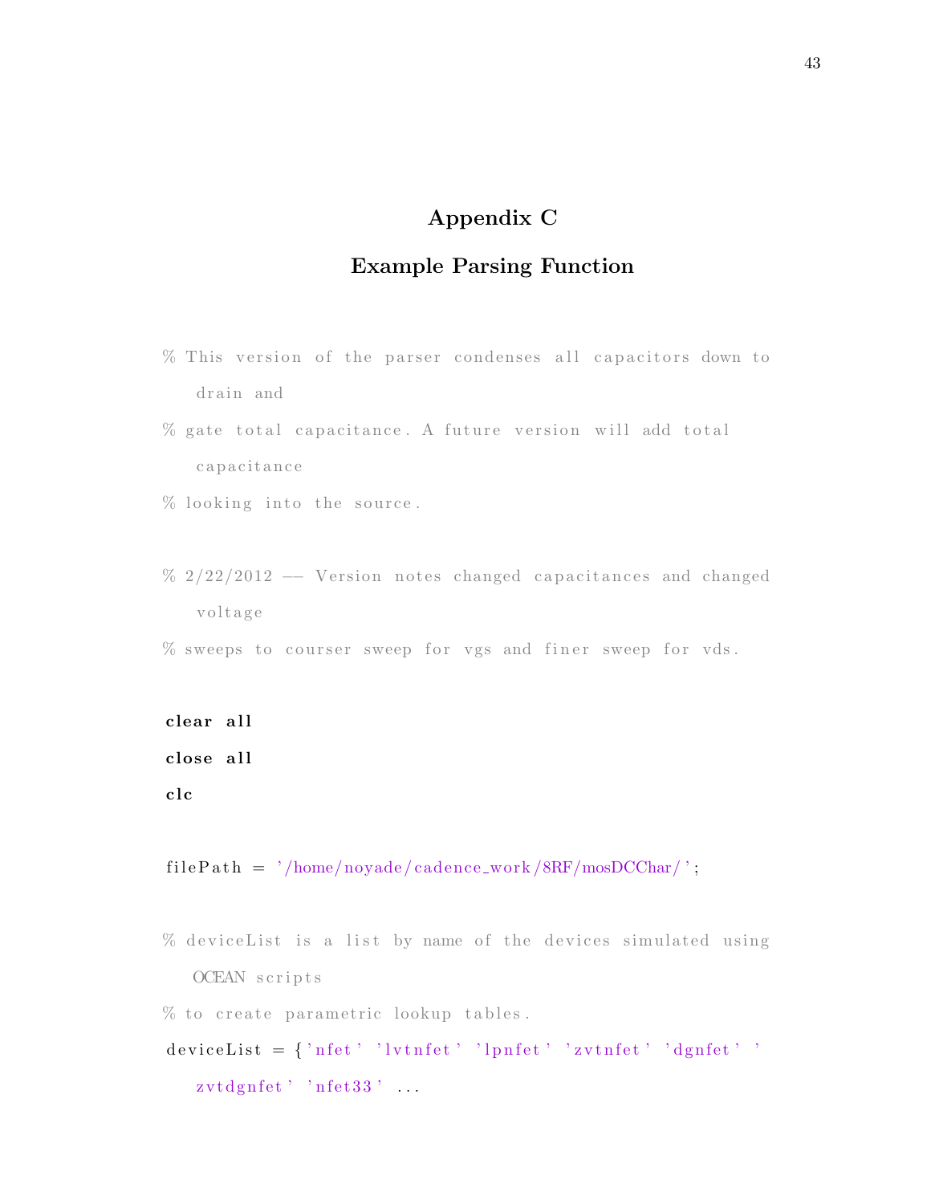# Appendix C

## Example Parsing Function

```
% This version of the parser condenses all capacitors down to
    drain and
% gate total capacitance. A future version will add total
    capacitance
% looking into the source.

% 2/22/2012 -- Version notes changed capacitances and changed
    voltage
% sweeps to courser sweep for vgs and finer sweep for vds.

clear all
close all
clc

filePath = '/home/noyade/cadence_work/8RF/mosDCChar/';

% deviceList is a list by name of the devices simulated using
    OCEAN scripts
% to create parametric lookup tables.
deviceList = {'nfet' 'lvtnfet' 'lpnfet' 'zvtnfet' 'dgnfet' '
    zvtdgnfet' 'nfet33' ...
```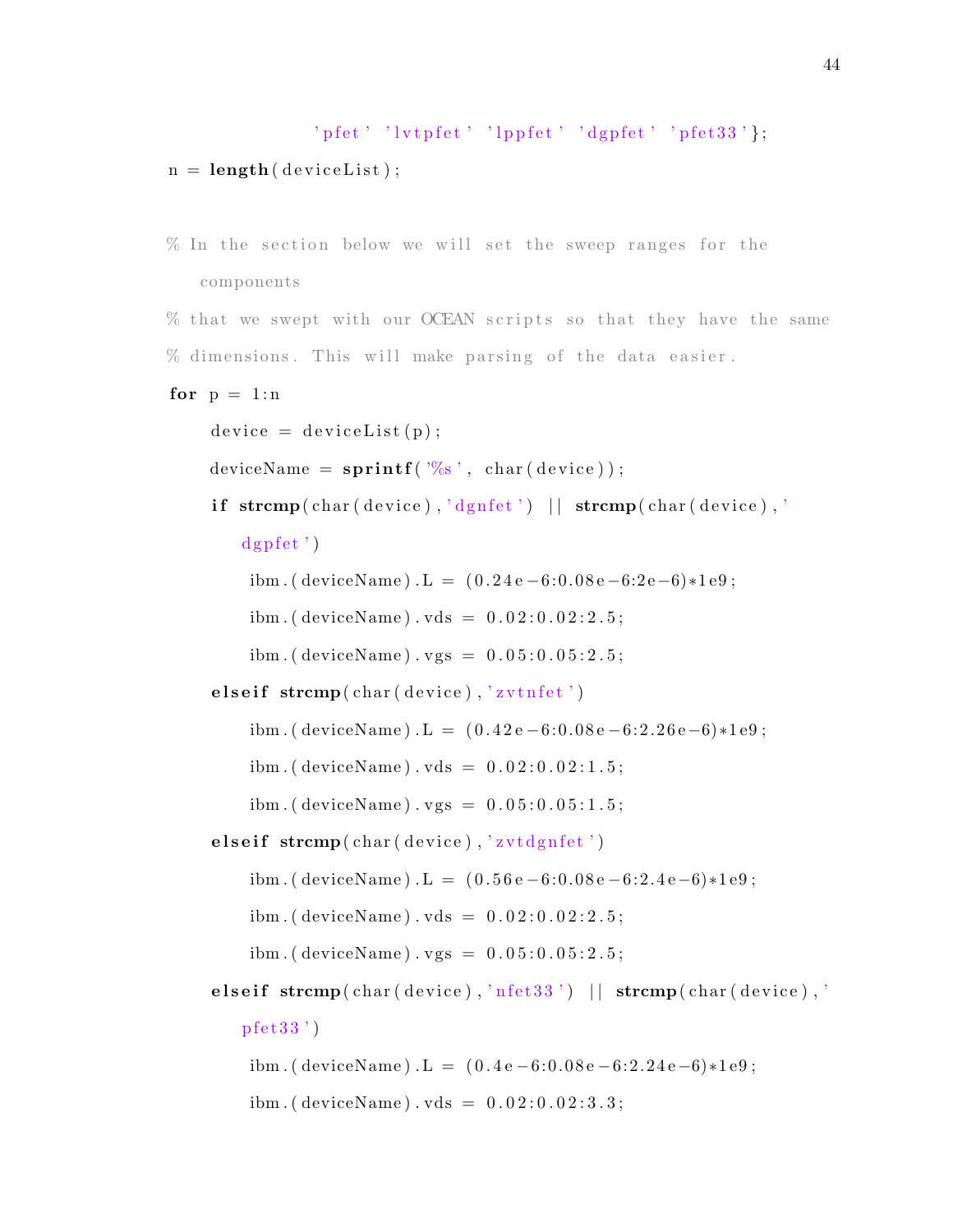```
              'pfet' 'lvtpfet' 'lppfet' 'dgpfet' 'pfet33'};
n = length(deviceList);


% In the section below we will set the sweep ranges for the
    components
% that we swept with our OCEAN scripts so that they have the same
% dimensions. This will make parsing of the data easier.
for p = 1:n
    device = deviceList(p);
    deviceName = sprintf('%s', char(device));
    if strcmp(char(device),'dgnfet') || strcmp(char(device),'
        dgpfet')
        ibm.(deviceName).L = (0.24e-6:0.08e-6:2e-6)*1e9;
        ibm.(deviceName).vds = 0.02:0.02:2.5;
        ibm.(deviceName).vgs = 0.05:0.05:2.5;
    elseif strcmp(char(device),'zvtnfet')
        ibm.(deviceName).L = (0.42e-6:0.08e-6:2.26e-6)*1e9;
        ibm.(deviceName).vds = 0.02:0.02:1.5;
        ibm.(deviceName).vgs = 0.05:0.05:1.5;
    elseif strcmp(char(device),'zvtdgnfet')
        ibm.(deviceName).L = (0.56e-6:0.08e-6:2.4e-6)*1e9;
        ibm.(deviceName).vds = 0.02:0.02:2.5;
        ibm.(deviceName).vgs = 0.05:0.05:2.5;
    elseif strcmp(char(device),'nfet33') || strcmp(char(device),'
        pfet33')
        ibm.(deviceName).L = (0.4e-6:0.08e-6:2.24e-6)*1e9;
        ibm.(deviceName).vds = 0.02:0.02:3.3;
```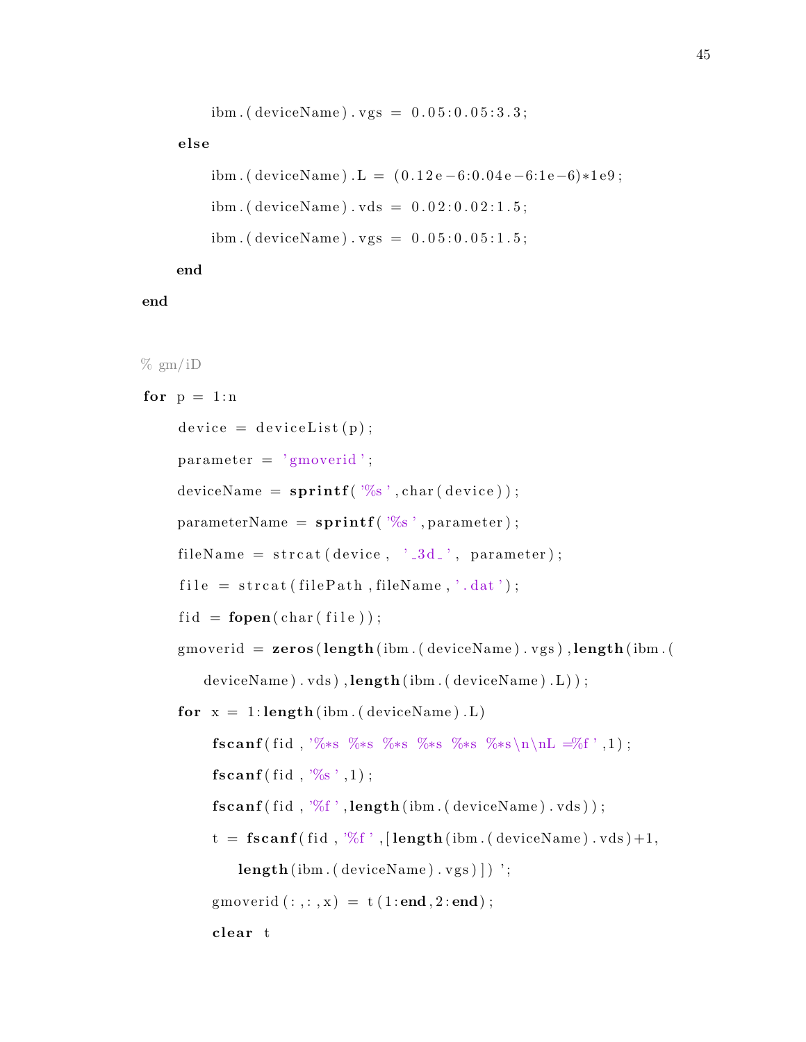```
            ibm.(deviceName).vgs = 0.05:0.05:3.3;
        else
            ibm.(deviceName).L = (0.12e-6:0.04e-6:1e-6)*1e9;
            ibm.(deviceName).vds = 0.02:0.02:1.5;
            ibm.(deviceName).vgs = 0.05:0.05:1.5;
        end
    end

    % gm/iD
    for p = 1:n
        device = deviceList(p);
        parameter = 'gmoverid';
        deviceName = sprintf('%s',char(device));
        parameterName = sprintf('%s',parameter);
        fileName = strcat(device, '_3d_', parameter);
        file = strcat(filePath,fileName,'.dat');
        fid = fopen(char(file));
        gmoverid = zeros(length(ibm.(deviceName).vgs),length(ibm.(
            deviceName).vds),length(ibm.(deviceName).L));
        for x = 1:length(ibm.(deviceName).L)
            fscanf(fid,'%*s %*s %*s %*s %*s %*s\n\nL =%f',1);
            fscanf(fid,'%s',1);
            fscanf(fid,'%f',length(ibm.(deviceName).vds));
            t = fscanf(fid,'%f',[length(ibm.(deviceName).vds)+1,
                length(ibm.(deviceName).vgs)])';
            gmoverid(:,:,x) = t(1:end,2:end);
            clear t
```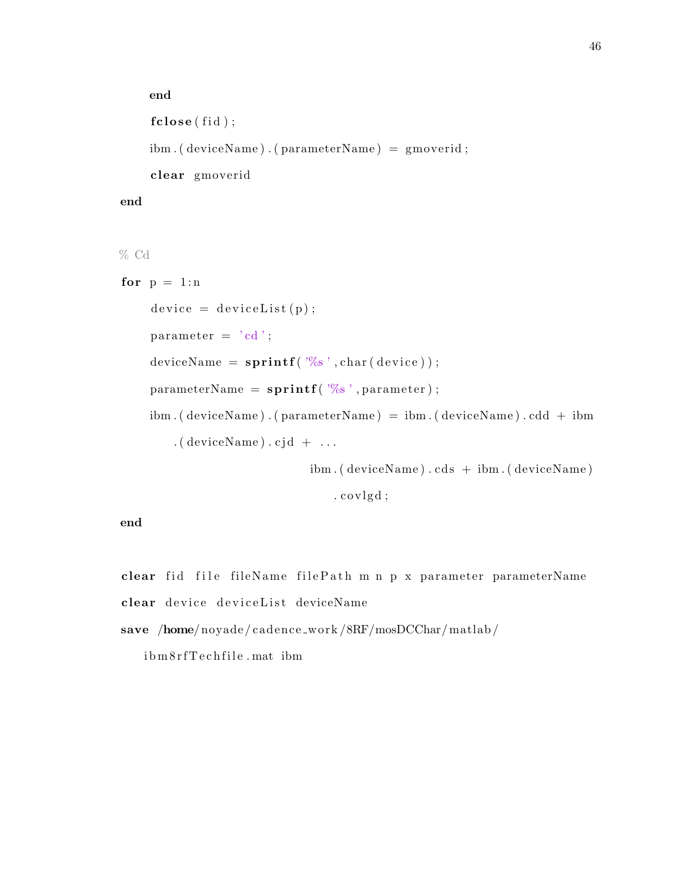```
    end
    fclose(fid);
    ibm.(deviceName).(parameterName) = gmoverid;
    clear gmoverid
end

% Cd
for p = 1:n
    device = deviceList(p);
    parameter = 'cd';
    deviceName = sprintf('%s',char(device));
    parameterName = sprintf('%s',parameter);
    ibm.(deviceName).(parameterName) = ibm.(deviceName).cdd + ibm
        .(deviceName).cjd + ...
                                ibm.(deviceName).cds + ibm.(deviceName)
                                    .covlgd;
end

clear fid file fileName filePath m n p x parameter parameterName
clear device deviceList deviceName
save /home/noyade/cadence_work/8RF/mosDCChar/matlab/
    ibm8rfTechfile.mat ibm
```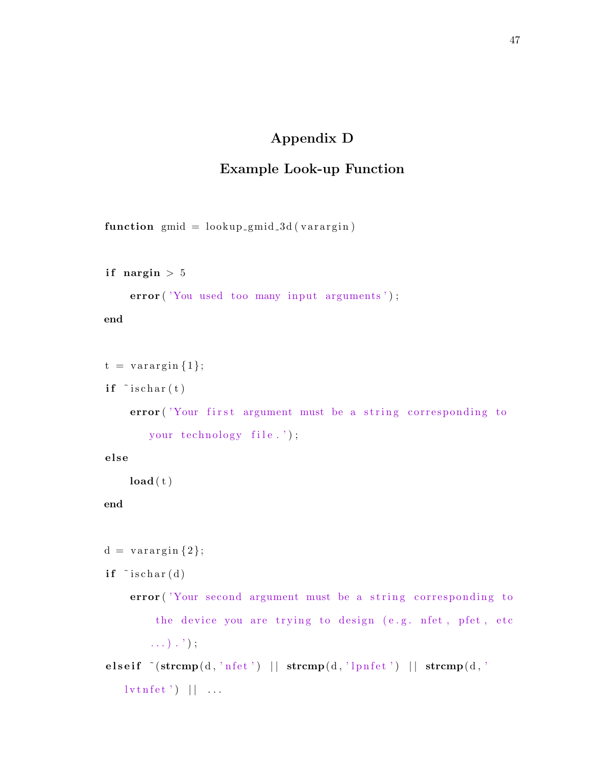# Appendix D

## Example Look-up Function

```
function gmid = lookup_gmid_3d(varargin)

if nargin > 5
    error('You used too many input arguments');
end

t = varargin{1};
if ~ischar(t)
    error('Your first argument must be a string corresponding to
       your technology file.');
else
    load(t)
end

d = varargin{2};
if ~ischar(d)
    error('Your second argument must be a string corresponding to
        the device you are trying to design (e.g. nfet, pfet, etc
       ...).');
elseif ~(strcmp(d,'nfet') || strcmp(d,'lpnfet') || strcmp(d,'
   lvtnfet') || ...
```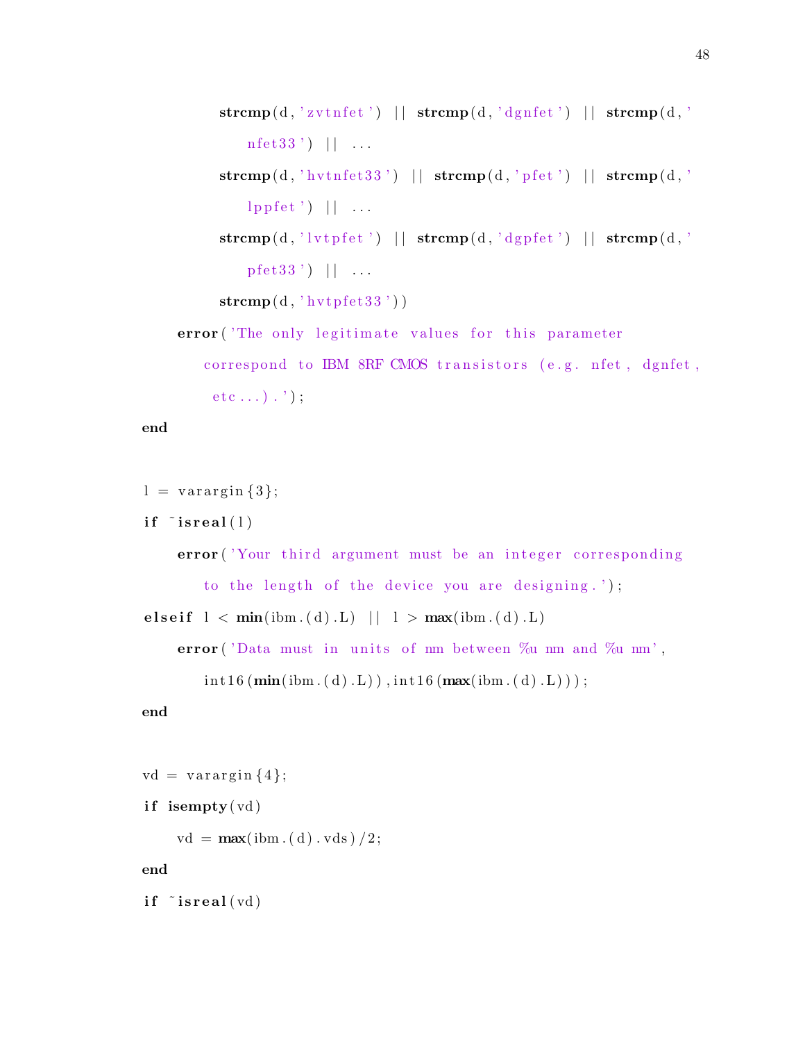```
        strcmp(d,'zvtnfet') || strcmp(d,'dgnfet') || strcmp(d,'
            nfet33') || ...
        strcmp(d,'hvtnfet33') || strcmp(d,'pfet') || strcmp(d,'
            lppfet') || ...
        strcmp(d,'lvtpfet') || strcmp(d,'dgpfet') || strcmp(d,'
            pfet33') || ...
        strcmp(d,'hvtpfet33'))
    error('The only legitimate values for this parameter
        correspond to IBM 8RF CMOS transistors (e.g. nfet, dgnfet,
         etc...).');
end

l = varargin{3};
if ~isreal(l)
    error('Your third argument must be an integer corresponding
        to the length of the device you are designing.');
elseif l < min(ibm.(d).L) || l > max(ibm.(d).L)
    error('Data must in units of nm between %u nm and %u nm',
        int16(min(ibm.(d).L)),int16(max(ibm.(d).L)));
end

vd = varargin{4};
if isempty(vd)
    vd = max(ibm.(d).vds)/2;
end
if ~isreal(vd)
```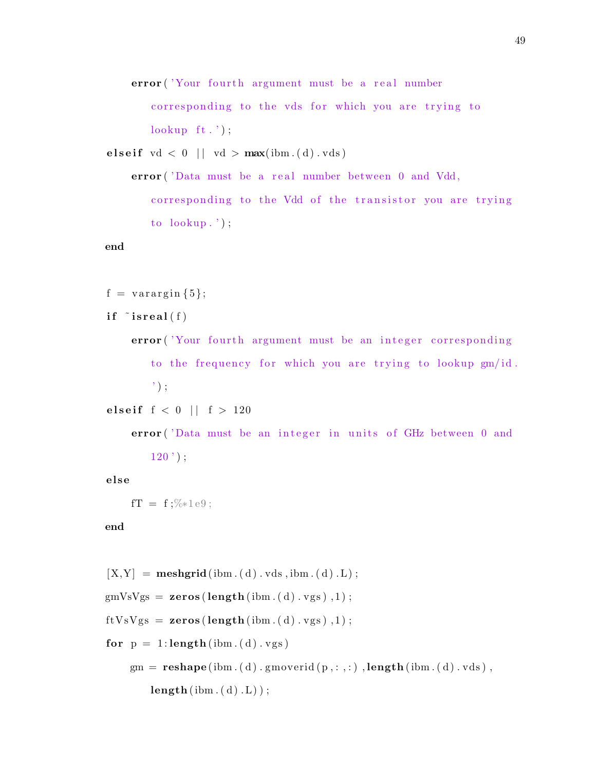```
    error('Your fourth argument must be a real number
       corresponding to the vds for which you are trying to
       lookup ft.');
elseif vd < 0 || vd > max(ibm.(d).vds)
    error('Data must be a real number between 0 and Vdd,
       corresponding to the Vdd of the transistor you are trying
       to lookup.');
end

f = varargin{5};
if ~isreal(f)
    error('Your fourth argument must be an integer corresponding
       to the frequency for which you are trying to lookup gm/id.
       ');
elseif f < 0 || f > 120
    error('Data must be an integer in units of GHz between 0 and
       120');
else
    fT = f;%*1e9;
end

[X,Y] = meshgrid(ibm.(d).vds,ibm.(d).L);
gmVsVgs = zeros(length(ibm.(d).vgs),1);
ftVsVgs = zeros(length(ibm.(d).vgs),1);
for p = 1:length(ibm.(d).vgs)
    gm = reshape(ibm.(d).gmoverid(p,:,:),length(ibm.(d).vds),
       length(ibm.(d).L));
```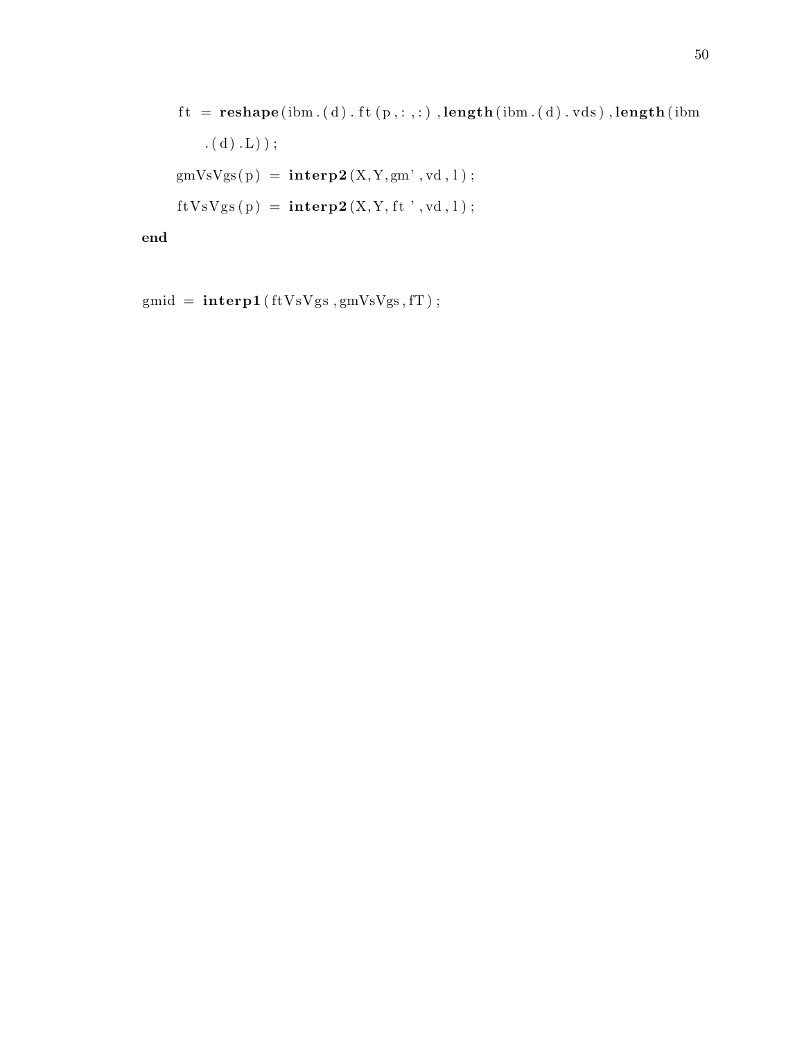```
    ft = reshape(ibm.(d).ft(p,:,:),length(ibm.(d).vds),length(ibm
        .(d).L));
    gmVsVgs(p) = interp2(X,Y,gm',vd,l);
    ftVsVgs(p) = interp2(X,Y,ft',vd,l);
end

gmid = interp1(ftVsVgs,gmVsVgs,fT);
```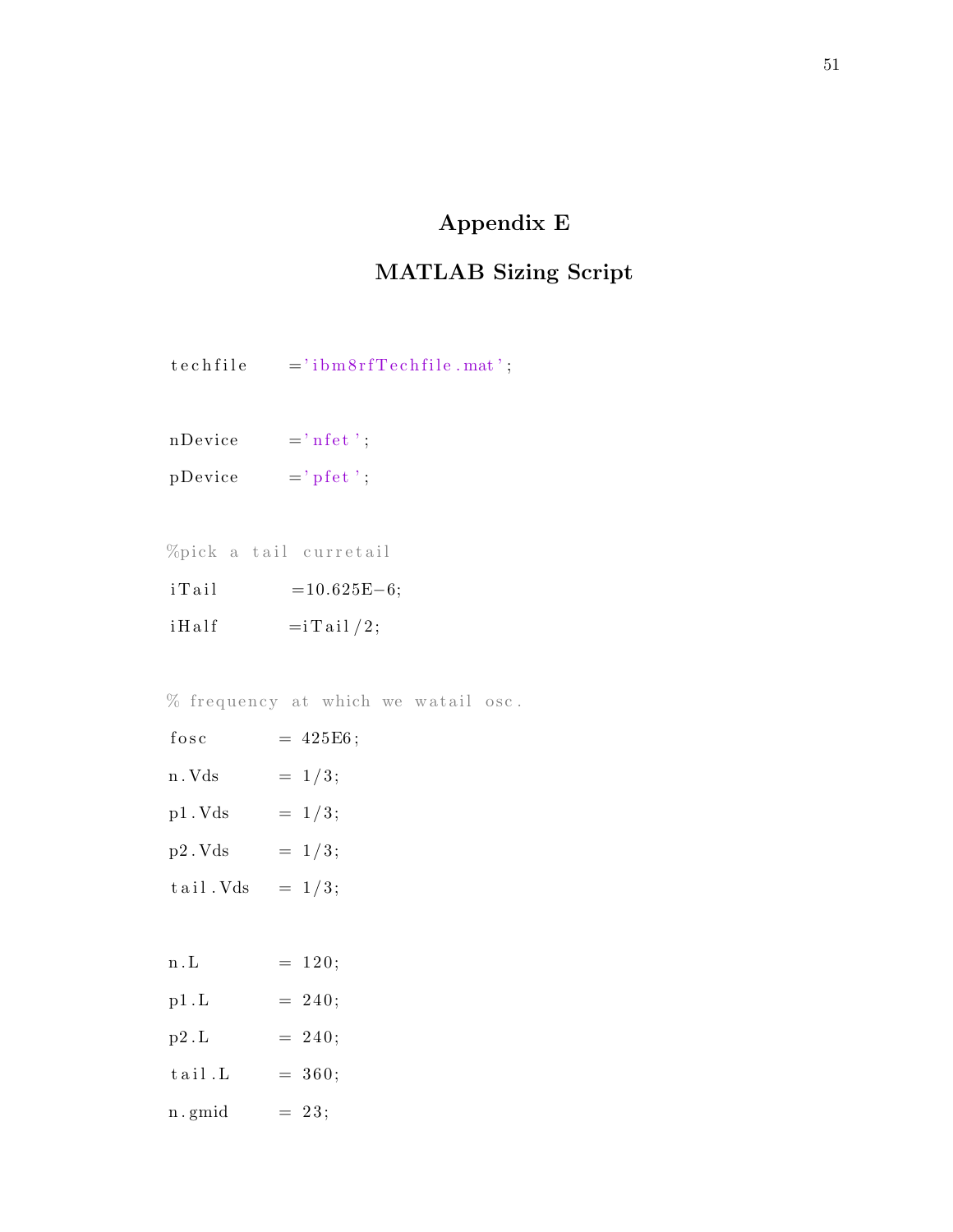# Appendix E

## MATLAB Sizing Script

```
techfile    ='ibm8rfTechfile.mat';

nDevice     ='nfet';
pDevice     ='pfet';

%pick a tail curretail
iTail       =10.625E-6;
iHalf       =iTail/2;

% frequency at which we watail osc.
fosc        = 425E6;
n.Vds       = 1/3;
p1.Vds      = 1/3;
p2.Vds      = 1/3;
tail.Vds    = 1/3;

n.L         = 120;
p1.L        = 240;
p2.L        = 240;
tail.L      = 360;
n.gmid      = 23;
```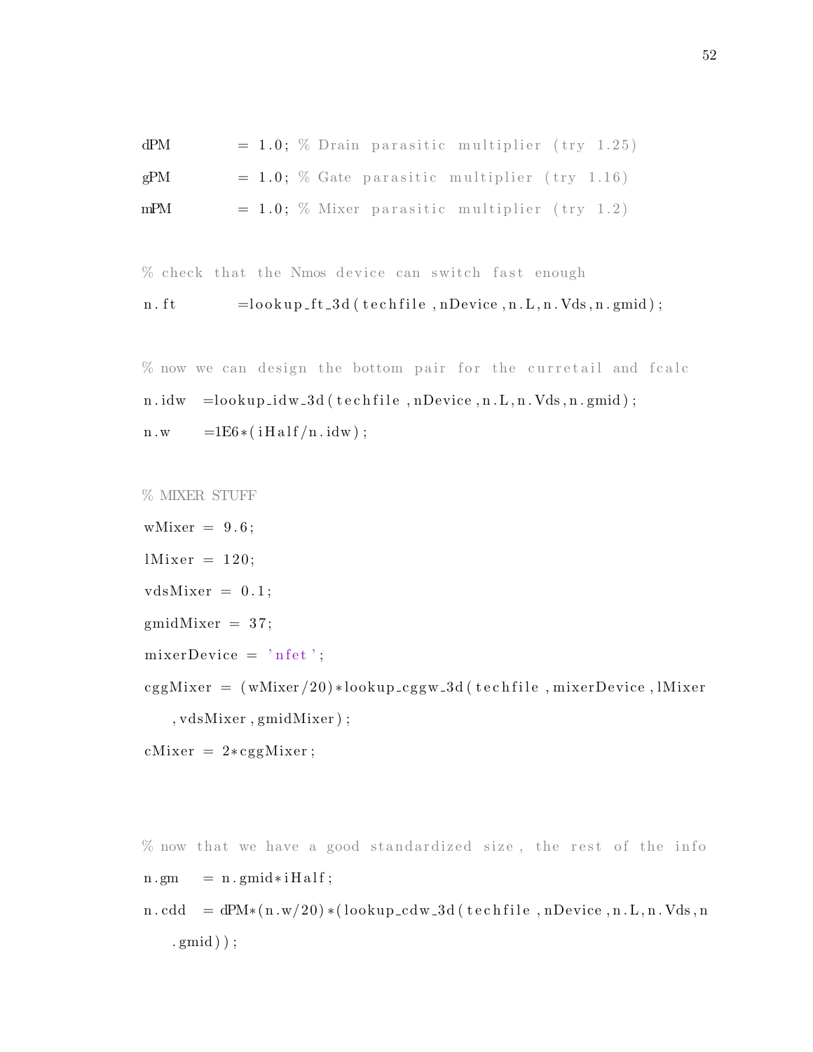```
dPM         = 1.0; % Drain parasitic multiplier (try 1.25)
gPM         = 1.0; % Gate parasitic multiplier (try 1.16)
mPM         = 1.0; % Mixer parasitic multiplier (try 1.2)

% check that the Nmos device can switch fast enough
n.ft        =lookup_ft_3d(techfile,nDevice,n.L,n.Vds,n.gmid);

% now we can design the bottom pair for the curretail and fcalc
n.idw   =lookup_idw_3d(techfile,nDevice,n.L,n.Vds,n.gmid);
n.w     =1E6*(iHalf/n.idw);

% MIXER STUFF
wMixer = 9.6;
lMixer = 120;
vdsMixer = 0.1;
gmidMixer = 37;
mixerDevice = 'nfet';
cggMixer = (wMixer/20)*lookup_cggw_3d(techfile,mixerDevice,lMixer
    ,vdsMixer,gmidMixer);
cMixer = 2*cggMixer;


% now that we have a good standardized size, the rest of the info
n.gm    = n.gmid*iHalf;
n.cdd   = dPM*(n.w/20)*(lookup_cdw_3d(techfile,nDevice,n.L,n.Vds,n
    .gmid));
```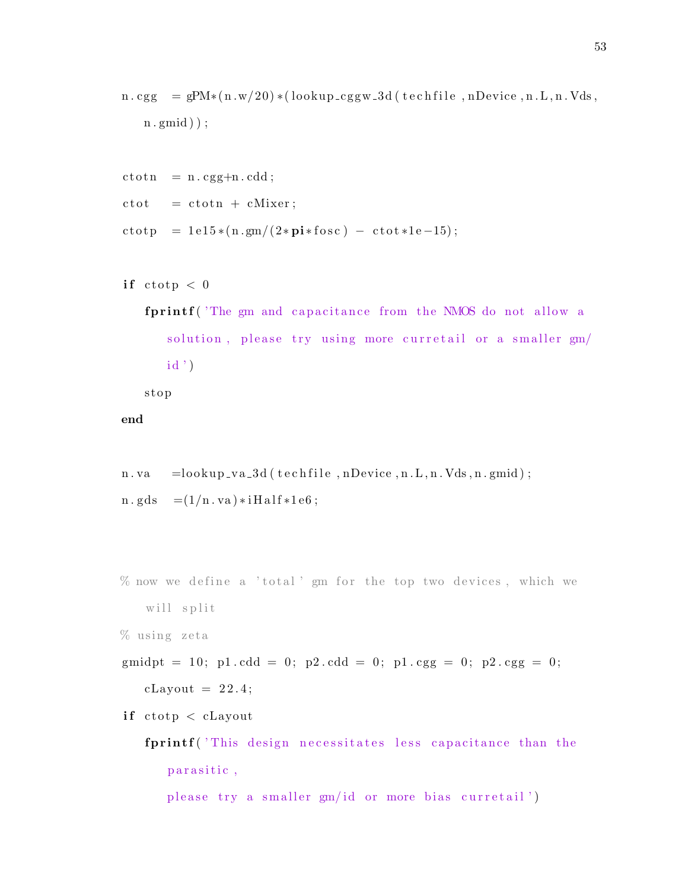```
n.cgg  = gPM*(n.w/20)*(lookup_cggw_3d(techfile,nDevice,n.L,n.Vds,
    n.gmid));

ctotn  = n.cgg+n.cdd;
ctot   = ctotn + cMixer;
ctotp  = 1e15*(n.gm/(2*pi*fosc) - ctot*1e-15);

if ctotp < 0
    fprintf('The gm and capacitance from the NMOS do not allow a
        solution, please try using more curretail or a smaller gm/
        id')
    stop
end

n.va   =lookup_va_3d(techfile,nDevice,n.L,n.Vds,n.gmid);
n.gds  =(1/n.va)*iHalf*1e6;


% now we define a 'total' gm for the top two devices, which we
    will split
% using zeta
gmidpt = 10; p1.cdd = 0; p2.cdd = 0; p1.cgg = 0; p2.cgg = 0;
    cLayout = 22.4;
if ctotp < cLayout
    fprintf('This design necessitates less capacitance than the
        parasitic,
        please try a smaller gm/id or more bias curretail')
```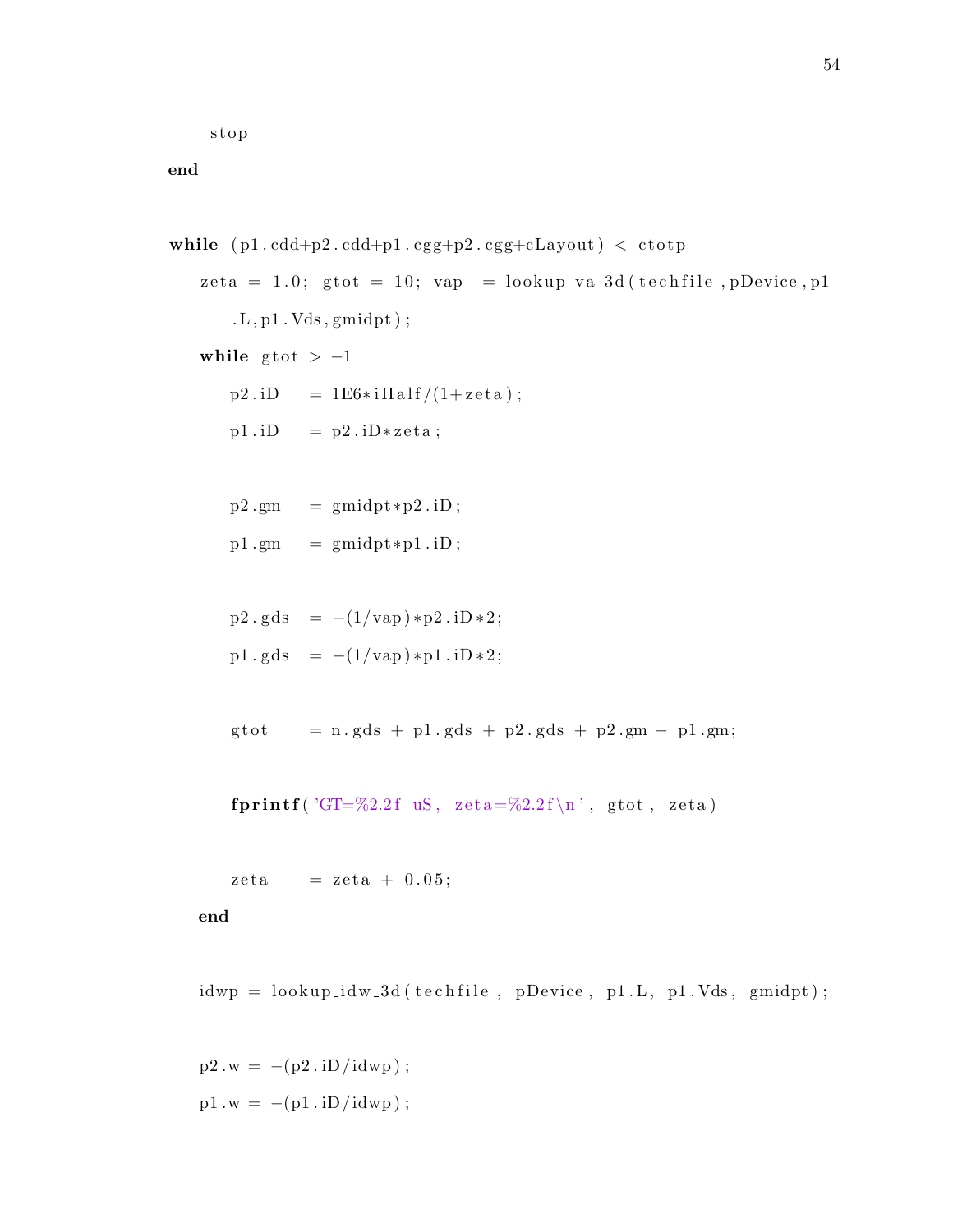```
    stop
end

while (p1.cdd+p2.cdd+p1.cgg+p2.cgg+cLayout) < ctotp
   zeta = 1.0; gtot = 10; vap  = lookup_va_3d(techfile,pDevice,p1
      .L,p1.Vds,gmidpt);
   while gtot > -1
      p2.iD    = 1E6*iHalf/(1+zeta);
      p1.iD    = p2.iD*zeta;

      p2.gm    = gmidpt*p2.iD;
      p1.gm    = gmidpt*p1.iD;

      p2.gds   = -(1/vap)*p2.iD*2;
      p1.gds   = -(1/vap)*p1.iD*2;

      gtot     = n.gds + p1.gds + p2.gds + p2.gm - p1.gm;

      fprintf('GT=%2.2f uS, zeta=%2.2f\n', gtot, zeta)

      zeta     = zeta + 0.05;
   end

   idwp = lookup_idw_3d(techfile, pDevice, p1.L, p1.Vds, gmidpt);

   p2.w = -(p2.iD/idwp);
   p1.w = -(p1.iD/idwp);
```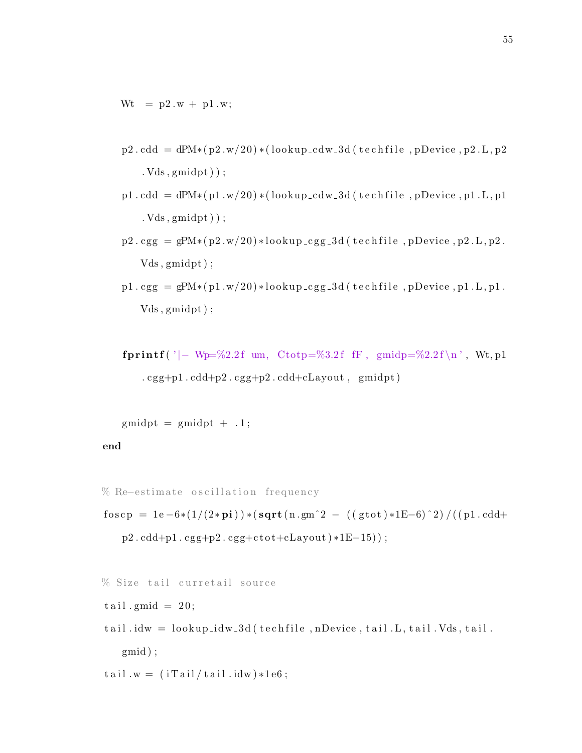```
    Wt  = p2.w + p1.w;

    p2.cdd = dPM*(p2.w/20)*(lookup_cdw_3d(techfile,pDevice,p2.L,p2
        .Vds,gmidpt));
    p1.cdd = dPM*(p1.w/20)*(lookup_cdw_3d(techfile,pDevice,p1.L,p1
        .Vds,gmidpt));
    p2.cgg = gPM*(p2.w/20)*lookup_cgg_3d(techfile,pDevice,p2.L,p2.
        Vds,gmidpt);
    p1.cgg = gPM*(p1.w/20)*lookup_cgg_3d(techfile,pDevice,p1.L,p1.
        Vds,gmidpt);

    fprintf('|- Wp=%2.2f um, Ctotp=%3.2f fF, gmidp=%2.2f\n', Wt,p1
        .cgg+p1.cdd+p2.cgg+p2.cdd+cLayout, gmidpt)

    gmidpt = gmidpt + .1;
end

% Re-estimate oscillation frequency
foscp = 1e-6*(1/(2*pi))*(sqrt(n.gm^2 - ((gtot)*1E-6)^2)/((p1.cdd+
    p2.cdd+p1.cgg+p2.cgg+ctot+cLayout)*1E-15));

% Size tail curretail source
tail.gmid = 20;
tail.idw = lookup_idw_3d(techfile,nDevice,tail.L,tail.Vds,tail.
    gmid);
tail.w = (iTail/tail.idw)*1e6;
```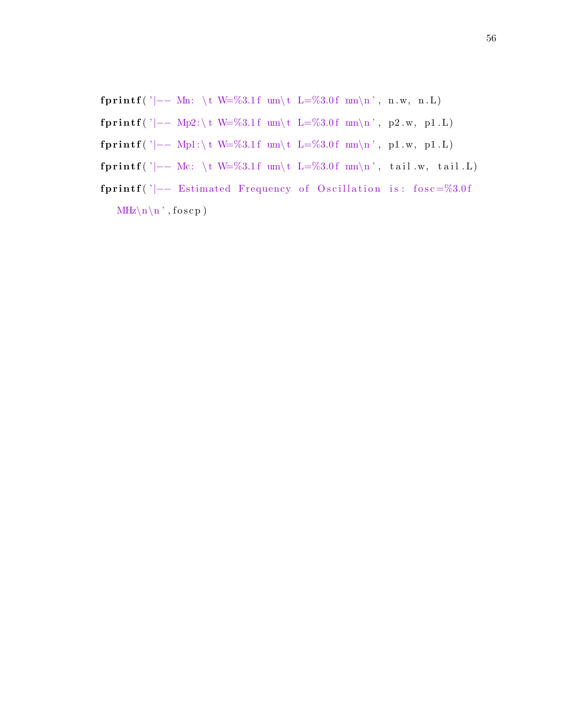```
fprintf('|-- Mn: \t W=%3.1f um\t L=%3.0f nm\n', n.w, n.L)
fprintf('|-- Mp2:\t W=%3.1f um\t L=%3.0f nm\n', p2.w, p1.L)
fprintf('|-- Mp1:\t W=%3.1f um\t L=%3.0f nm\n', p1.w, p1.L)
fprintf('|-- Mc: \t W=%3.1f um\t L=%3.0f nm\n', tail.w, tail.L)
fprintf('|-- Estimated Frequency of Oscillation is: fosc=%3.0f
    MHz\n\n',foscp)
```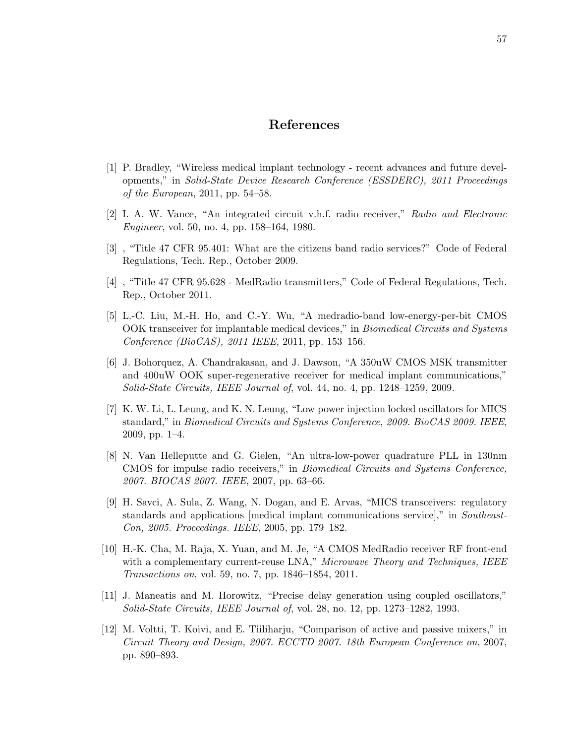# References

[1] P. Bradley, "Wireless medical implant technology - recent advances and future developments," in *Solid-State Device Research Conference (ESSDERC), 2011 Proceedings of the European*, 2011, pp. 54–58.

[2] I. A. W. Vance, "An integrated circuit v.h.f. radio receiver," *Radio and Electronic Engineer*, vol. 50, no. 4, pp. 158–164, 1980.

[3] , "Title 47 CFR 95.401: What are the citizens band radio services?" Code of Federal Regulations, Tech. Rep., October 2009.

[4] , "Title 47 CFR 95.628 - MedRadio transmitters," Code of Federal Regulations, Tech. Rep., October 2011.

[5] L.-C. Liu, M.-H. Ho, and C.-Y. Wu, "A medradio-band low-energy-per-bit CMOS OOK transceiver for implantable medical devices," in *Biomedical Circuits and Systems Conference (BioCAS), 2011 IEEE*, 2011, pp. 153–156.

[6] J. Bohorquez, A. Chandrakasan, and J. Dawson, "A 350uW CMOS MSK transmitter and 400uW OOK super-regenerative receiver for medical implant communications," *Solid-State Circuits, IEEE Journal of*, vol. 44, no. 4, pp. 1248–1259, 2009.

[7] K. W. Li, L. Leung, and K. N. Leung, "Low power injection locked oscillators for MICS standard," in *Biomedical Circuits and Systems Conference, 2009. BioCAS 2009. IEEE*, 2009, pp. 1–4.

[8] N. Van Helleputte and G. Gielen, "An ultra-low-power quadrature PLL in 130nm CMOS for impulse radio receivers," in *Biomedical Circuits and Systems Conference, 2007. BIOCAS 2007. IEEE*, 2007, pp. 63–66.

[9] H. Savci, A. Sula, Z. Wang, N. Dogan, and E. Arvas, "MICS transceivers: regulatory standards and applications [medical implant communications service]," in *Southeast-Con, 2005. Proceedings. IEEE*, 2005, pp. 179–182.

[10] H.-K. Cha, M. Raja, X. Yuan, and M. Je, "A CMOS MedRadio receiver RF front-end with a complementary current-reuse LNA," *Microwave Theory and Techniques, IEEE Transactions on*, vol. 59, no. 7, pp. 1846–1854, 2011.

[11] J. Maneatis and M. Horowitz, "Precise delay generation using coupled oscillators," *Solid-State Circuits, IEEE Journal of*, vol. 28, no. 12, pp. 1273–1282, 1993.

[12] M. Voltti, T. Koivi, and E. Tiiliharju, "Comparison of active and passive mixers," in *Circuit Theory and Design, 2007. ECCTD 2007. 18th European Conference on*, 2007, pp. 890–893.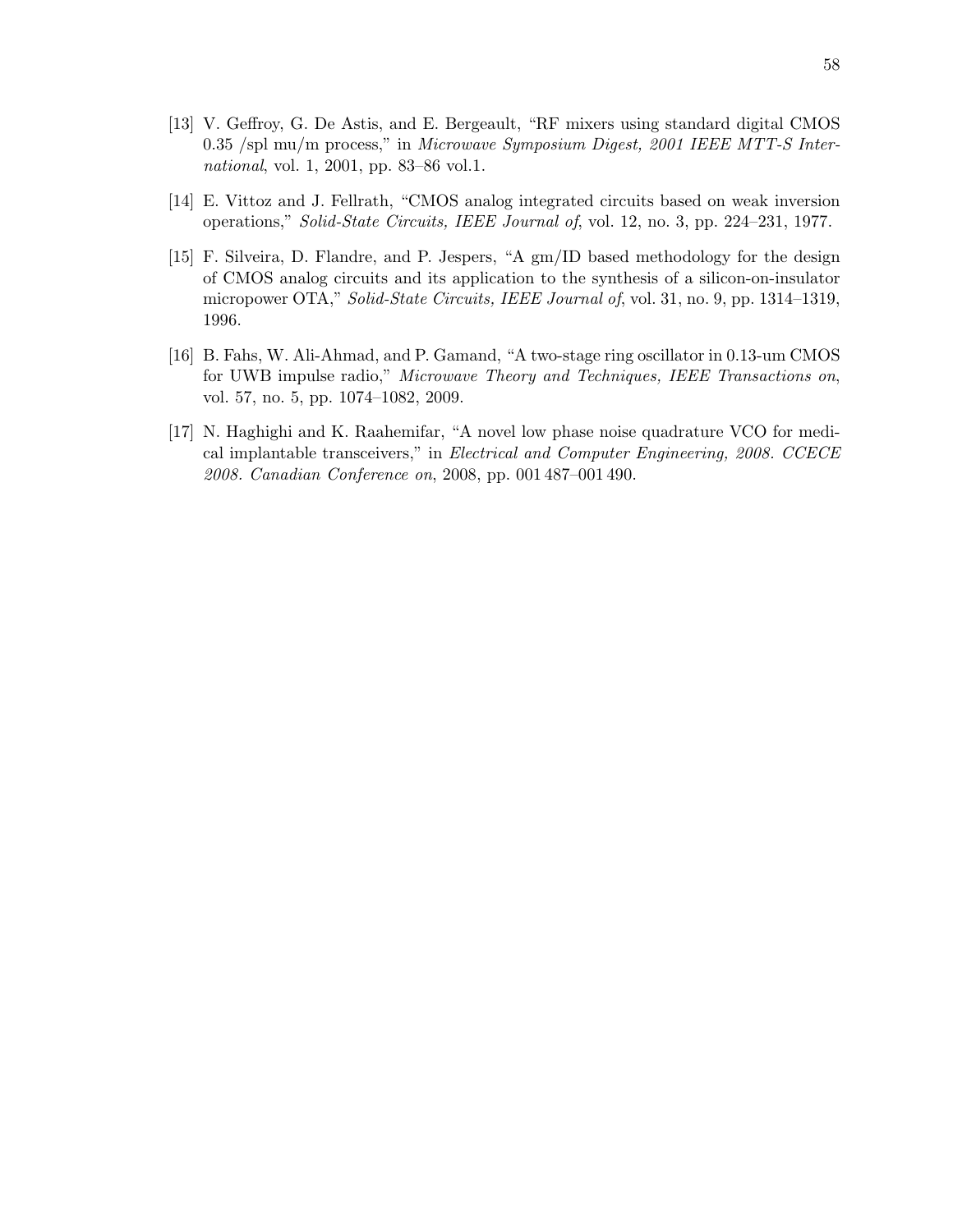[13] V. Geffroy, G. De Astis, and E. Bergeault, "RF mixers using standard digital CMOS 0.35 /spl mu/m process," in *Microwave Symposium Digest, 2001 IEEE MTT-S International*, vol. 1, 2001, pp. 83–86 vol.1.

[14] E. Vittoz and J. Fellrath, "CMOS analog integrated circuits based on weak inversion operations," *Solid-State Circuits, IEEE Journal of*, vol. 12, no. 3, pp. 224–231, 1977.

[15] F. Silveira, D. Flandre, and P. Jespers, "A gm/ID based methodology for the design of CMOS analog circuits and its application to the synthesis of a silicon-on-insulator micropower OTA," *Solid-State Circuits, IEEE Journal of*, vol. 31, no. 9, pp. 1314–1319, 1996.

[16] B. Fahs, W. Ali-Ahmad, and P. Gamand, "A two-stage ring oscillator in 0.13-um CMOS for UWB impulse radio," *Microwave Theory and Techniques, IEEE Transactions on*, vol. 57, no. 5, pp. 1074–1082, 2009.

[17] N. Haghighi and K. Raahemifar, "A novel low phase noise quadrature VCO for medical implantable transceivers," in *Electrical and Computer Engineering, 2008. CCECE 2008. Canadian Conference on*, 2008, pp. 001 487–001 490.